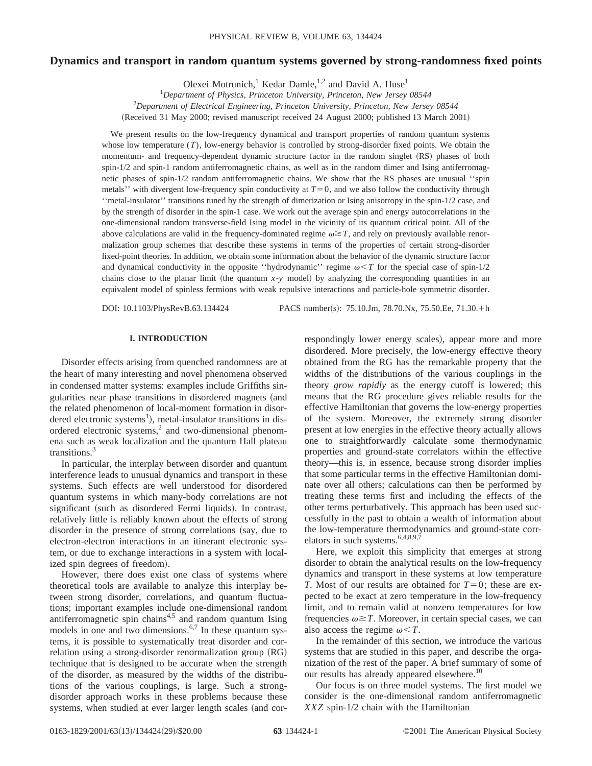# Dynamics and transport in random quantum systems governed by strong-randomness fixed points

Olexei Motrunich,[1] Kedar Damle,[1,2] and David A. Huse[1]

[1]*Department of Physics, Princeton University, Princeton, New Jersey 08544*

[2]*Department of Electrical Engineering, Princeton University, Princeton, New Jersey 08544*

(Received 31 May 2000; revised manuscript received 24 August 2000; published 13 March 2001)

We present results on the low-frequency dynamical and transport properties of random quantum systems whose low temperature ($T$), low-energy behavior is controlled by strong-disorder fixed points. We obtain the momentum- and frequency-dependent dynamic structure factor in the random singlet (RS) phases of both spin-1/2 and spin-1 random antiferromagnetic chains, as well as in the random dimer and Ising antiferromagnetic phases of spin-1/2 random antiferromagnetic chains. We show that the RS phases are unusual "spin metals" with divergent low-frequency spin conductivity at $T=0$, and we also follow the conductivity through "metal-insulator" transitions tuned by the strength of dimerization or Ising anisotropy in the spin-1/2 case, and by the strength of disorder in the spin-1 case. We work out the average spin and energy autocorrelations in the one-dimensional random transverse-field Ising model in the vicinity of its quantum critical point. All of the above calculations are valid in the frequency-dominated regime $\omega \gtrsim T$, and rely on previously available renormalization group schemes that describe these systems in terms of the properties of certain strong-disorder fixed-point theories. In addition, we obtain some information about the behavior of the dynamic structure factor and dynamical conductivity in the opposite "hydrodynamic" regime $\omega < T$ for the special case of spin-1/2 chains close to the planar limit (the quantum $x$-$y$ model) by analyzing the corresponding quantities in an equivalent model of spinless fermions with weak repulsive interactions and particle-hole symmetric disorder.

DOI: 10.1103/PhysRevB.63.134424 PACS number(s): 75.10.Jm, 78.70.Nx, 75.50.Ee, 71.30.+h

## I. INTRODUCTION

Disorder effects arising from quenched randomness are at the heart of many interesting and novel phenomena observed in condensed matter systems: examples include Griffiths singularities near phase transitions in disordered magnets (and the related phenomenon of local-moment formation in disordered electronic systems[1]), metal-insulator transitions in disordered electronic systems,[2] and two-dimensional phenomena such as weak localization and the quantum Hall plateau transitions.[3]

In particular, the interplay between disorder and quantum interference leads to unusual dynamics and transport in these systems. Such effects are well understood for disordered quantum systems in which many-body correlations are not significant (such as disordered Fermi liquids). In contrast, relatively little is reliably known about the effects of strong disorder in the presence of strong correlations (say, due to electron-electron interactions in an itinerant electronic system, or due to exchange interactions in a system with localized spin degrees of freedom).

However, there does exist one class of systems where theoretical tools are available to analyze this interplay between strong disorder, correlations, and quantum fluctuations; important examples include one-dimensional random antiferromagnetic spin chains[4,5] and random quantum Ising models in one and two dimensions.[6,7] In these quantum systems, it is possible to systematically treat disorder and correlation using a strong-disorder renormalization group (RG) technique that is designed to be accurate when the strength of the disorder, as measured by the widths of the distributions of the various couplings, is large. Such a strong-disorder approach works in these problems because these systems, when studied at ever larger length scales (and correspondingly lower energy scales), appear more and more disordered. More precisely, the low-energy effective theory obtained from the RG has the remarkable property that the widths of the distributions of the various couplings in the theory *grow rapidly* as the energy cutoff is lowered; this means that the RG procedure gives reliable results for the effective Hamiltonian that governs the low-energy properties of the system. Moreover, the extremely strong disorder present at low energies in the effective theory actually allows one to straightforwardly calculate some thermodynamic properties and ground-state correlators within the effective theory—this is, in essence, because strong disorder implies that some particular terms in the effective Hamiltonian dominate over all others; calculations can then be performed by treating these terms first and including the effects of the other terms perturbatively. This approach has been used successfully in the past to obtain a wealth of information about the low-temperature thermodynamics and ground-state correlators in such systems.[6,4,8,9,7]

Here, we exploit this simplicity that emerges at strong disorder to obtain the analytical results on the low-frequency dynamics and transport in these systems at low temperature $T$. Most of our results are obtained for $T=0$; these are expected to be exact at zero temperature in the low-frequency limit, and to remain valid at nonzero temperatures for low frequencies $\omega \gtrsim T$. Moreover, in certain special cases, we can also access the regime $\omega < T$.

In the remainder of this section, we introduce the various systems that are studied in this paper, and describe the organization of the rest of the paper. A brief summary of some of our results has already appeared elsewhere.[10]

Our focus is on three model systems. The first model we consider is the one-dimensional random antiferromagnetic *XXZ* spin-1/2 chain with the Hamiltonian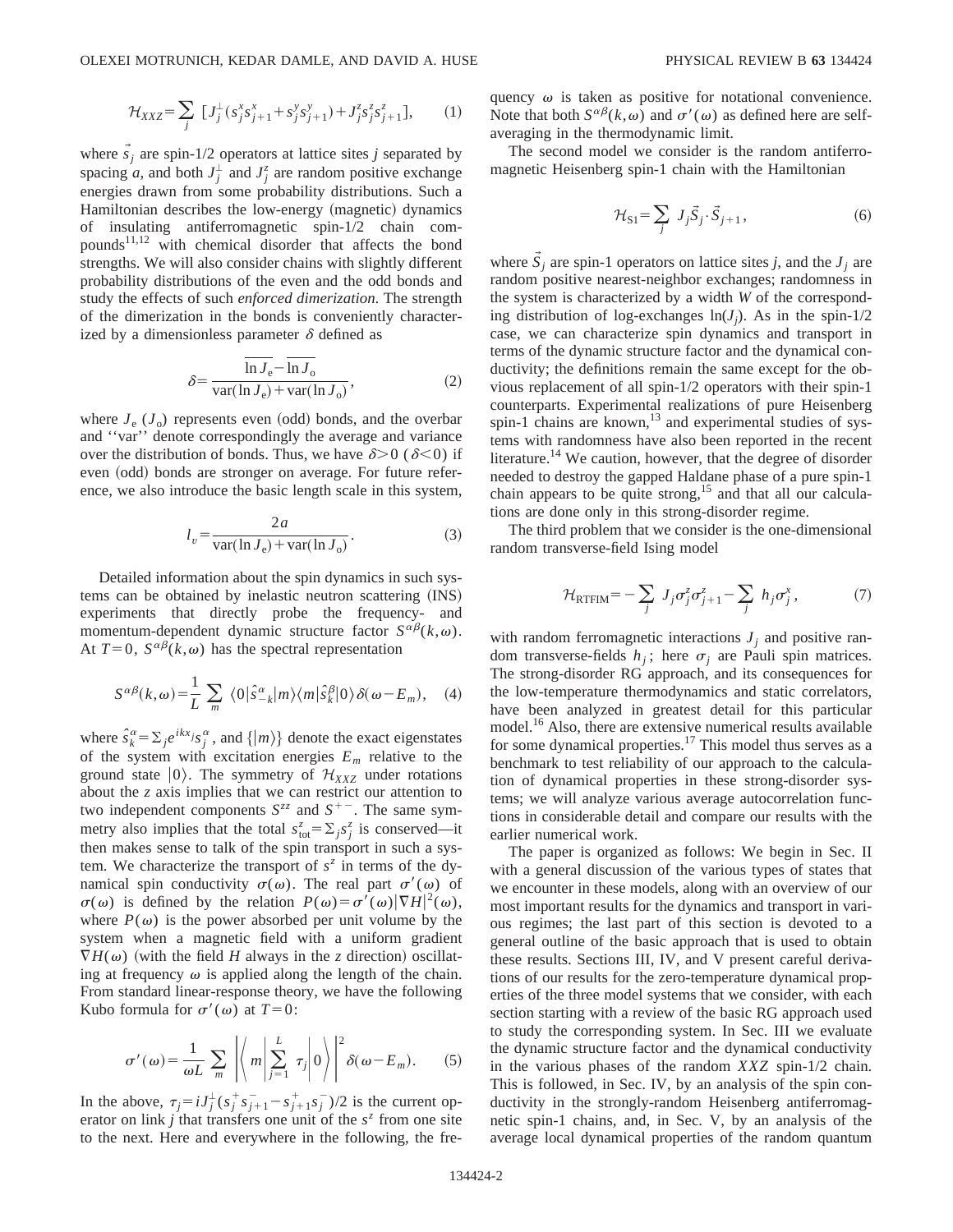$$\mathcal{H}_{XXZ}=\sum_j \left[J_j^{\perp}(s_j^x s_{j+1}^x + s_j^y s_{j+1}^y) + J_j^z s_j^z s_{j+1}^z\right], \tag{1}$$

where $\vec{s}_j$ are spin-1/2 operators at lattice sites $j$ separated by spacing $a$, and both $J_j^{\perp}$ and $J_j^z$ are random positive exchange energies drawn from some probability distributions. Such a Hamiltonian describes the low-energy (magnetic) dynamics of insulating antiferromagnetic spin-1/2 chain compounds[11,12] with chemical disorder that affects the bond strengths. We will also consider chains with slightly different probability distributions of the even and the odd bonds and study the effects of such *enforced dimerization*. The strength of the dimerization in the bonds is conveniently characterized by a dimensionless parameter $\delta$ defined as

$$\delta=\frac{\overline{\ln J_{\mathrm{e}}}-\overline{\ln J_{\mathrm{o}}}}{\mathrm{var}(\ln J_{\mathrm{e}})+\mathrm{var}(\ln J_{\mathrm{o}})}, \tag{2}$$

where $J_{\mathrm{e}}$ ($J_{\mathrm{o}}$) represents even (odd) bonds, and the overbar and ''var'' denote correspondingly the average and variance over the distribution of bonds. Thus, we have $\delta>0$ ($\delta<0$) if even (odd) bonds are stronger on average. For future reference, we also introduce the basic length scale in this system,

$$l_v=\frac{2a}{\mathrm{var}(\ln J_{\mathrm{e}})+\mathrm{var}(\ln J_{\mathrm{o}})}. \tag{3}$$

Detailed information about the spin dynamics in such systems can be obtained by inelastic neutron scattering (INS) experiments that directly probe the frequency- and momentum-dependent dynamic structure factor $S^{\alpha\beta}(k,\omega)$. At $T=0$, $S^{\alpha\beta}(k,\omega)$ has the spectral representation

$$S^{\alpha\beta}(k,\omega)=\frac{1}{L}\sum_m \langle 0|\hat{s}_{-k}^{\alpha}|m\rangle\langle m|\hat{s}_k^{\beta}|0\rangle\,\delta(\omega-E_m), \tag{4}$$

where $\hat{s}_k^{\alpha}=\Sigma_j e^{ikx_j}s_j^{\alpha}$, and $\{|m\rangle\}$ denote the exact eigenstates of the system with excitation energies $E_m$ relative to the ground state $|0\rangle$. The symmetry of $\mathcal{H}_{XXZ}$ under rotations about the $z$ axis implies that we can restrict our attention to two independent components $S^{zz}$ and $S^{+-}$. The same symmetry also implies that the total $s_{\mathrm{tot}}^z=\Sigma_j s_j^z$ is conserved—it then makes sense to talk of the spin transport in such a system. We characterize the transport of $s^z$ in terms of the dynamical spin conductivity $\sigma(\omega)$. The real part $\sigma'(\omega)$ of $\sigma(\omega)$ is defined by the relation $P(\omega)=\sigma'(\omega)|\nabla H|^2(\omega)$, where $P(\omega)$ is the power absorbed per unit volume by the system when a magnetic field with a uniform gradient $\nabla H(\omega)$ (with the field $H$ always in the $z$ direction) oscillating at frequency $\omega$ is applied along the length of the chain. From standard linear-response theory, we have the following Kubo formula for $\sigma'(\omega)$ at $T=0$:

$$\sigma'(\omega)=\frac{1}{\omega L}\sum_m \left|\left\langle m\left|\sum_{j=1}^{L}\tau_j\right|0\right\rangle\right|^2\delta(\omega-E_m). \tag{5}$$

In the above, $\tau_j=iJ_j^{\perp}(s_j^+s_{j+1}^- - s_{j+1}^+s_j^-)/2$ is the current operator on link $j$ that transfers one unit of the $s^z$ from one site to the next. Here and everywhere in the following, the frequency $\omega$ is taken as positive for notational convenience. Note that both $S^{\alpha\beta}(k,\omega)$ and $\sigma'(\omega)$ as defined here are self-averaging in the thermodynamic limit.

The second model we consider is the random antiferromagnetic Heisenberg spin-1 chain with the Hamiltonian

$$\mathcal{H}_{\mathrm{S1}}=\sum_j J_j\vec{S}_j\cdot\vec{S}_{j+1}, \tag{6}$$

where $\vec{S}_j$ are spin-1 operators on lattice sites $j$, and the $J_j$ are random positive nearest-neighbor exchanges; randomness in the system is characterized by a width $W$ of the corresponding distribution of log-exchanges $\ln(J_j)$. As in the spin-1/2 case, we can characterize spin dynamics and transport in terms of the dynamic structure factor and the dynamical conductivity; the definitions remain the same except for the obvious replacement of all spin-1/2 operators with their spin-1 counterparts. Experimental realizations of pure Heisenberg spin-1 chains are known,[13] and experimental studies of systems with randomness have also been reported in the recent literature.[14] We caution, however, that the degree of disorder needed to destroy the gapped Haldane phase of a pure spin-1 chain appears to be quite strong,[15] and that all our calculations are done only in this strong-disorder regime.

The third problem that we consider is the one-dimensional random transverse-field Ising model

$$\mathcal{H}_{\mathrm{RTFIM}}=-\sum_j J_j\sigma_j^z\sigma_{j+1}^z-\sum_j h_j\sigma_j^x, \tag{7}$$

with random ferromagnetic interactions $J_j$ and positive random transverse-fields $h_j$; here $\sigma_j$ are Pauli spin matrices. The strong-disorder RG approach, and its consequences for the low-temperature thermodynamics and static correlators, have been analyzed in greatest detail for this particular model.[16] Also, there are extensive numerical results available for some dynamical properties.[17] This model thus serves as a benchmark to test reliability of our approach to the calculation of dynamical properties in these strong-disorder systems; we will analyze various average autocorrelation functions in considerable detail and compare our results with the earlier numerical work.

The paper is organized as follows: We begin in Sec. II with a general discussion of the various types of states that we encounter in these models, along with an overview of our most important results for the dynamics and transport in various regimes; the last part of this section is devoted to a general outline of the basic approach that is used to obtain these results. Sections III, IV, and V present careful derivations of our results for the zero-temperature dynamical properties of the three model systems that we consider, with each section starting with a review of the basic RG approach used to study the corresponding system. In Sec. III we evaluate the dynamic structure factor and the dynamical conductivity in the various phases of the random *XXZ* spin-1/2 chain. This is followed, in Sec. IV, by an analysis of the spin conductivity in the strongly-random Heisenberg antiferromagnetic spin-1 chains, and, in Sec. V, by an analysis of the average local dynamical properties of the random quantum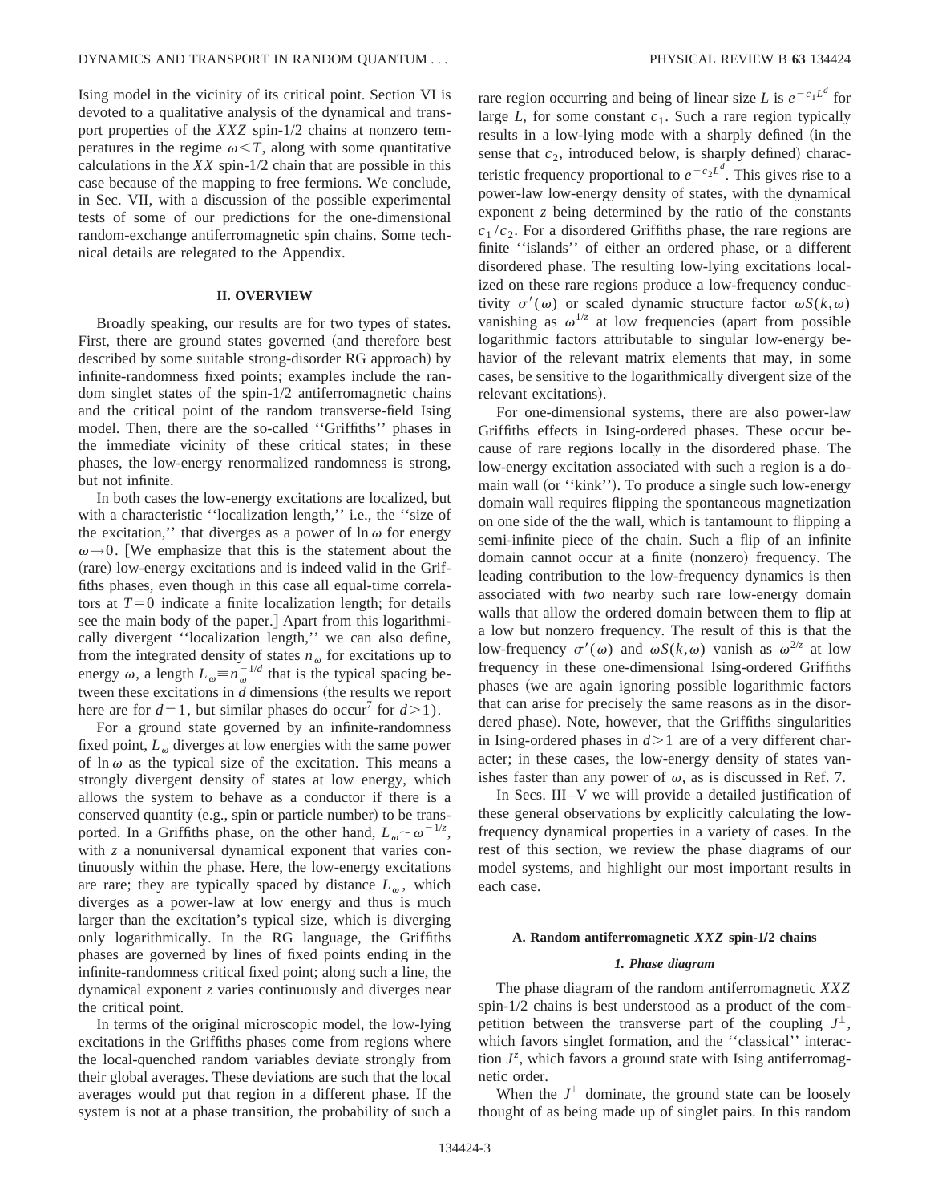Ising model in the vicinity of its critical point. Section VI is devoted to a qualitative analysis of the dynamical and transport properties of the *XXZ* spin-1/2 chains at nonzero temperatures in the regime $\omega < T$, along with some quantitative calculations in the *XX* spin-1/2 chain that are possible in this case because of the mapping to free fermions. We conclude, in Sec. VII, with a discussion of the possible experimental tests of some of our predictions for the one-dimensional random-exchange antiferromagnetic spin chains. Some technical details are relegated to the Appendix.

## II. OVERVIEW

Broadly speaking, our results are for two types of states. First, there are ground states governed (and therefore best described by some suitable strong-disorder RG approach) by infinite-randomness fixed points; examples include the random singlet states of the spin-1/2 antiferromagnetic chains and the critical point of the random transverse-field Ising model. Then, there are the so-called ''Griffiths'' phases in the immediate vicinity of these critical states; in these phases, the low-energy renormalized randomness is strong, but not infinite.

In both cases the low-energy excitations are localized, but with a characteristic ''localization length,'' i.e., the ''size of the excitation,'' that diverges as a power of $\ln \omega$ for energy $\omega \to 0$. [We emphasize that this is the statement about the (rare) low-energy excitations and is indeed valid in the Griffiths phases, even though in this case all equal-time correlators at $T=0$ indicate a finite localization length; for details see the main body of the paper.] Apart from this logarithmically divergent ''localization length,'' we can also define, from the integrated density of states $n_\omega$ for excitations up to energy $\omega$, a length $L_\omega \equiv n_\omega^{-1/d}$ that is the typical spacing between these excitations in $d$ dimensions (the results we report here are for $d=1$, but similar phases do occur[7] for $d>1$).

For a ground state governed by an infinite-randomness fixed point, $L_\omega$ diverges at low energies with the same power of $\ln \omega$ as the typical size of the excitation. This means a strongly divergent density of states at low energy, which allows the system to behave as a conductor if there is a conserved quantity (e.g., spin or particle number) to be transported. In a Griffiths phase, on the other hand, $L_\omega \sim \omega^{-1/z}$, with $z$ a nonuniversal dynamical exponent that varies continuously within the phase. Here, the low-energy excitations are rare; they are typically spaced by distance $L_\omega$, which diverges as a power-law at low energy and thus is much larger than the excitation's typical size, which is diverging only logarithmically. In the RG language, the Griffiths phases are governed by lines of fixed points ending in the infinite-randomness critical fixed point; along such a line, the dynamical exponent $z$ varies continuously and diverges near the critical point.

In terms of the original microscopic model, the low-lying excitations in the Griffiths phases come from regions where the local-quenched random variables deviate strongly from their global averages. These deviations are such that the local averages would put that region in a different phase. If the system is not at a phase transition, the probability of such a rare region occurring and being of linear size $L$ is $e^{-c_1 L^d}$ for large $L$, for some constant $c_1$. Such a rare region typically results in a low-lying mode with a sharply defined (in the sense that $c_2$, introduced below, is sharply defined) characteristic frequency proportional to $e^{-c_2 L^d}$. This gives rise to a power-law low-energy density of states, with the dynamical exponent $z$ being determined by the ratio of the constants $c_1/c_2$. For a disordered Griffiths phase, the rare regions are finite ''islands'' of either an ordered phase, or a different disordered phase. The resulting low-lying excitations localized on these rare regions produce a low-frequency conductivity $\sigma'(\omega)$ or scaled dynamic structure factor $\omega S(k,\omega)$ vanishing as $\omega^{1/z}$ at low frequencies (apart from possible logarithmic factors attributable to singular low-energy behavior of the relevant matrix elements that may, in some cases, be sensitive to the logarithmically divergent size of the relevant excitations).

For one-dimensional systems, there are also power-law Griffiths effects in Ising-ordered phases. These occur because of rare regions locally in the disordered phase. The low-energy excitation associated with such a region is a domain wall (or ''kink''). To produce a single such low-energy domain wall requires flipping the spontaneous magnetization on one side of the the wall, which is tantamount to flipping a semi-infinite piece of the chain. Such a flip of an infinite domain cannot occur at a finite (nonzero) frequency. The leading contribution to the low-frequency dynamics is then associated with *two* nearby such rare low-energy domain walls that allow the ordered domain between them to flip at a low but nonzero frequency. The result of this is that the low-frequency $\sigma'(\omega)$ and $\omega S(k,\omega)$ vanish as $\omega^{2/z}$ at low frequency in these one-dimensional Ising-ordered Griffiths phases (we are again ignoring possible logarithmic factors that can arise for precisely the same reasons as in the disordered phase). Note, however, that the Griffiths singularities in Ising-ordered phases in $d>1$ are of a very different character; in these cases, the low-energy density of states vanishes faster than any power of $\omega$, as is discussed in Ref. 7.

In Secs. III–V we will provide a detailed justification of these general observations by explicitly calculating the low-frequency dynamical properties in a variety of cases. In the rest of this section, we review the phase diagrams of our model systems, and highlight our most important results in each case.

### A. Random antiferromagnetic *XXZ* spin-1/2 chains

#### *1. Phase diagram*

The phase diagram of the random antiferromagnetic *XXZ* spin-1/2 chains is best understood as a product of the competition between the transverse part of the coupling $J^\perp$, which favors singlet formation, and the ''classical'' interaction $J^z$, which favors a ground state with Ising antiferromagnetic order.

When the $J^\perp$ dominate, the ground state can be loosely thought of as being made up of singlet pairs. In this random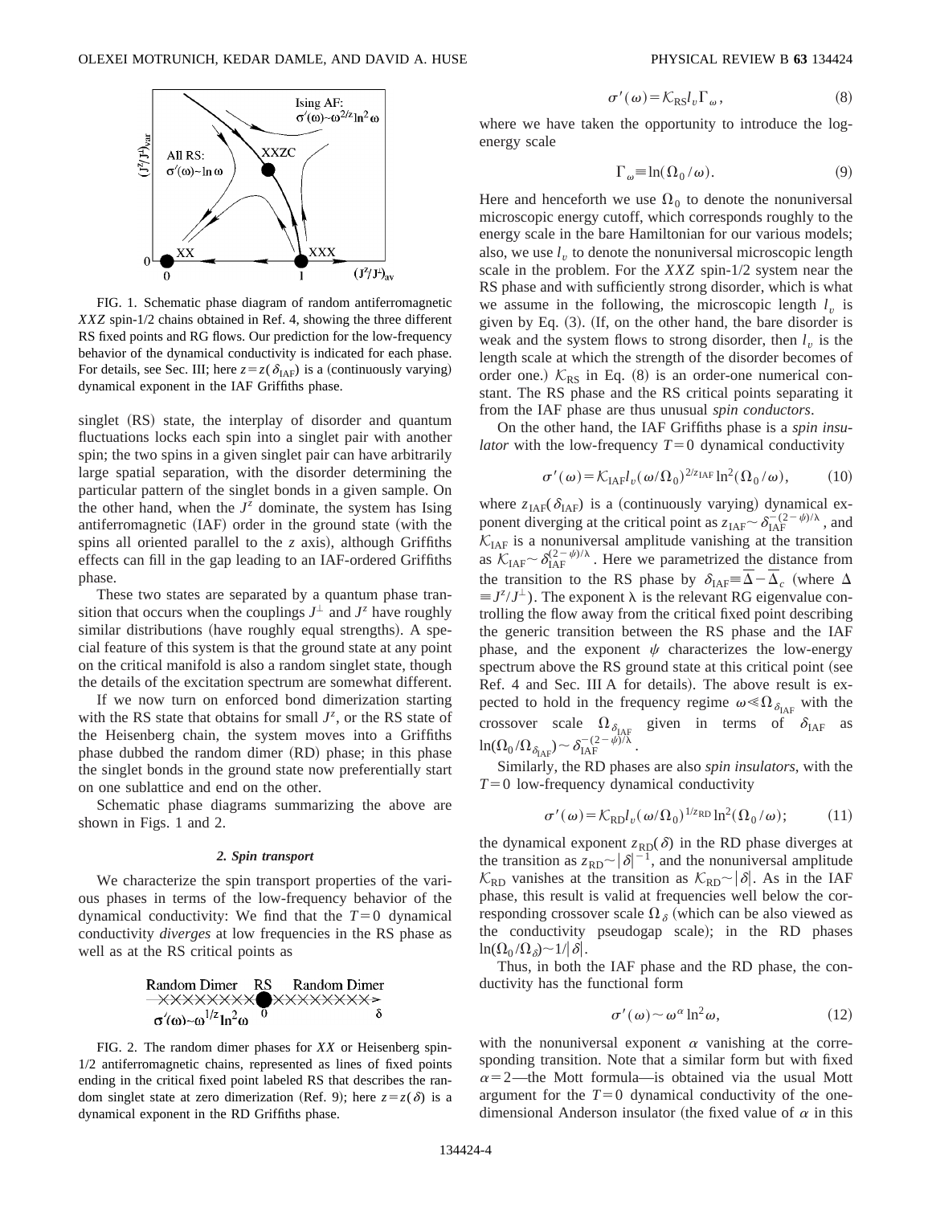FIG. 1. Schematic phase diagram of random antiferromagnetic *XXZ* spin-1/2 chains obtained in Ref. 4, showing the three different RS fixed points and RG flows. Our prediction for the low-frequency behavior of the dynamical conductivity is indicated for each phase. For details, see Sec. III; here $z=z(\delta_{\mathrm{IAF}})$ is a (continuously varying) dynamical exponent in the IAF Griffiths phase.

singlet (RS) state, the interplay of disorder and quantum fluctuations locks each spin into a singlet pair with another spin; the two spins in a given singlet pair can have arbitrarily large spatial separation, with the disorder determining the particular pattern of the singlet bonds in a given sample. On the other hand, when the $J^z$ dominate, the system has Ising antiferromagnetic (IAF) order in the ground state (with the spins all oriented parallel to the $z$ axis), although Griffiths effects can fill in the gap leading to an IAF-ordered Griffiths phase.

These two states are separated by a quantum phase transition that occurs when the couplings $J^{\perp}$ and $J^z$ have roughly similar distributions (have roughly equal strengths). A special feature of this system is that the ground state at any point on the critical manifold is also a random singlet state, though the details of the excitation spectrum are somewhat different.

If we now turn on enforced bond dimerization starting with the RS state that obtains for small $J^z$, or the RS state of the Heisenberg chain, the system moves into a Griffiths phase dubbed the random dimer (RD) phase; in this phase the singlet bonds in the ground state now preferentially start on one sublattice and end on the other.

Schematic phase diagrams summarizing the above are shown in Figs. 1 and 2.

#### 2. Spin transport

We characterize the spin transport properties of the various phases in terms of the low-frequency behavior of the dynamical conductivity: We find that the $T=0$ dynamical conductivity *diverges* at low frequencies in the RS phase as well as at the RS critical points as

FIG. 2. The random dimer phases for *XX* or Heisenberg spin-1/2 antiferromagnetic chains, represented as lines of fixed points ending in the critical fixed point labeled RS that describes the random singlet state at zero dimerization (Ref. 9); here $z=z(\delta)$ is a dynamical exponent in the RD Griffiths phase.

$$\sigma'(\omega)=\mathcal{K}_{\mathrm{RS}} l_v \Gamma_{\omega}, \tag{8}$$

where we have taken the opportunity to introduce the log-energy scale

$$\Gamma_{\omega}\equiv \ln(\Omega_0/\omega). \tag{9}$$

Here and henceforth we use $\Omega_0$ to denote the nonuniversal microscopic energy cutoff, which corresponds roughly to the energy scale in the bare Hamiltonian for our various models; also, we use $l_v$ to denote the nonuniversal microscopic length scale in the problem. For the *XXZ* spin-1/2 system near the RS phase and with sufficiently strong disorder, which is what we assume in the following, the microscopic length $l_v$ is given by Eq. (3). (If, on the other hand, the bare disorder is weak and the system flows to strong disorder, then $l_v$ is the length scale at which the strength of the disorder becomes of order one.) $\mathcal{K}_{\mathrm{RS}}$ in Eq. (8) is an order-one numerical constant. The RS phase and the RS critical points separating it from the IAF phase are thus unusual *spin conductors*.

On the other hand, the IAF Griffiths phase is a *spin insulator* with the low-frequency $T=0$ dynamical conductivity

$$\sigma'(\omega)=\mathcal{K}_{\mathrm{IAF}} l_v (\omega/\Omega_0)^{2/z_{\mathrm{IAF}}}\ln^2(\Omega_0/\omega), \tag{10}$$

where $z_{\mathrm{IAF}}(\delta_{\mathrm{IAF}})$ is a (continuously varying) dynamical exponent diverging at the critical point as $z_{\mathrm{IAF}}\sim \delta_{\mathrm{IAF}}^{-(2-\psi)/\lambda}$, and $\mathcal{K}_{\mathrm{IAF}}$ is a nonuniversal amplitude vanishing at the transition as $\mathcal{K}_{\mathrm{IAF}}\sim \delta_{\mathrm{IAF}}^{(2-\psi)/\lambda}$. Here we parametrized the distance from the transition to the RS phase by $\delta_{\mathrm{IAF}}\equiv \overline{\Delta}-\overline{\Delta}_c$ (where $\Delta \equiv J^z/J^{\perp}$). The exponent $\lambda$ is the relevant RG eigenvalue controlling the flow away from the critical fixed point describing the generic transition between the RS phase and the IAF phase, and the exponent $\psi$ characterizes the low-energy spectrum above the RS ground state at this critical point (see Ref. 4 and Sec. III A for details). The above result is expected to hold in the frequency regime $\omega \ll \Omega_{\delta_{\mathrm{IAF}}}$ with the crossover scale $\Omega_{\delta_{\mathrm{IAF}}}$ given in terms of $\delta_{\mathrm{IAF}}$ as $\ln(\Omega_0/\Omega_{\delta_{\mathrm{IAF}}})\sim \delta_{\mathrm{IAF}}^{-(2-\psi)/\lambda}$.

Similarly, the RD phases are also *spin insulators*, with the $T=0$ low-frequency dynamical conductivity

$$\sigma'(\omega)=\mathcal{K}_{\mathrm{RD}} l_v (\omega/\Omega_0)^{1/z_{\mathrm{RD}}}\ln^2(\Omega_0/\omega); \tag{11}$$

the dynamical exponent $z_{\mathrm{RD}}(\delta)$ in the RD phase diverges at the transition as $z_{\mathrm{RD}}\sim|\delta|^{-1}$, and the nonuniversal amplitude $\mathcal{K}_{\mathrm{RD}}$ vanishes at the transition as $\mathcal{K}_{\mathrm{RD}}\sim|\delta|$. As in the IAF phase, this result is valid at frequencies well below the corresponding crossover scale $\Omega_{\delta}$ (which can be also viewed as the conductivity pseudogap scale); in the RD phases $\ln(\Omega_0/\Omega_{\delta})\sim 1/|\delta|$.

Thus, in both the IAF phase and the RD phase, the conductivity has the functional form

$$\sigma'(\omega)\sim \omega^{\alpha}\ln^2\omega, \tag{12}$$

with the nonuniversal exponent $\alpha$ vanishing at the corresponding transition. Note that a similar form but with fixed $\alpha=2$—the Mott formula—is obtained via the usual Mott argument for the $T=0$ dynamical conductivity of the one-dimensional Anderson insulator (the fixed value of $\alpha$ in this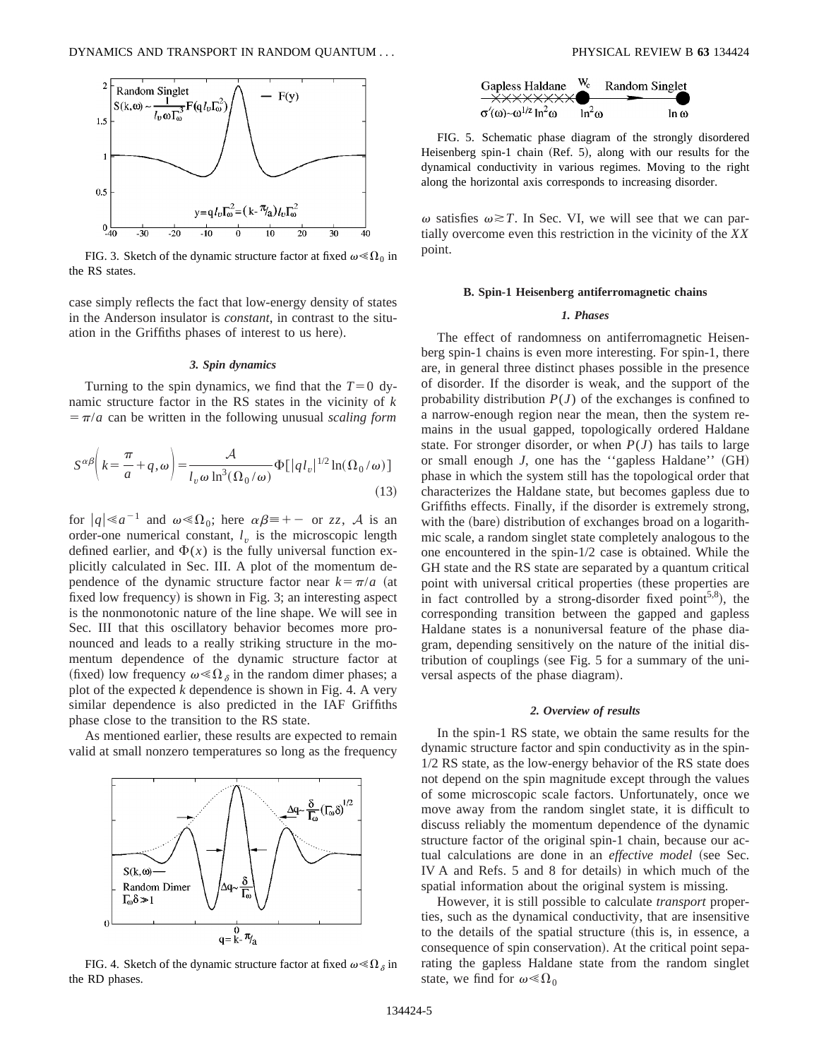FIG. 3. Sketch of the dynamic structure factor at fixed $\omega \ll \Omega_0$ in the RS states.

case simply reflects the fact that low-energy density of states in the Anderson insulator is *constant*, in contrast to the situation in the Griffiths phases of interest to us here).

#### 3. Spin dynamics

Turning to the spin dynamics, we find that the $T=0$ dynamic structure factor in the RS states in the vicinity of $k = \pi/a$ can be written in the following unusual *scaling form*

$$S^{\alpha\beta}\left(k=\frac{\pi}{a}+q,\omega\right)=\frac{\mathcal{A}}{l_v\,\omega\,\ln^3(\Omega_0/\omega)}\Phi[|ql_v|^{1/2}\ln(\Omega_0/\omega)] \tag{13}$$

for $|q| \ll a^{-1}$ and $\omega \ll \Omega_0$; here $\alpha\beta \equiv +-$ or $zz$, $\mathcal{A}$ is an order-one numerical constant, $l_v$ is the microscopic length defined earlier, and $\Phi(x)$ is the fully universal function explicitly calculated in Sec. III. A plot of the momentum dependence of the dynamic structure factor near $k=\pi/a$ (at fixed low frequency) is shown in Fig. 3; an interesting aspect is the nonmonotonic nature of the line shape. We will see in Sec. III that this oscillatory behavior becomes more pronounced and leads to a really striking structure in the momentum dependence of the dynamic structure factor at (fixed) low frequency $\omega \ll \Omega_\delta$ in the random dimer phases; a plot of the expected $k$ dependence is shown in Fig. 4. A very similar dependence is also predicted in the IAF Griffiths phase close to the transition to the RS state.

As mentioned earlier, these results are expected to remain valid at small nonzero temperatures so long as the frequency $\omega$ satisfies $\omega \gtrsim T$. In Sec. VI, we will see that we can partially overcome even this restriction in the vicinity of the *XX* point.

FIG. 4. Sketch of the dynamic structure factor at fixed $\omega \ll \Omega_\delta$ in the RD phases.

FIG. 5. Schematic phase diagram of the strongly disordered Heisenberg spin-1 chain (Ref. 5), along with our results for the dynamical conductivity in various regimes. Moving to the right along the horizontal axis corresponds to increasing disorder.

### B. Spin-1 Heisenberg antiferromagnetic chains

#### 1. Phases

The effect of randomness on antiferromagnetic Heisenberg spin-1 chains is even more interesting. For spin-1, there are, in general three distinct phases possible in the presence of disorder. If the disorder is weak, and the support of the probability distribution $P(J)$ of the exchanges is confined to a narrow-enough region near the mean, then the system remains in the usual gapped, topologically ordered Haldane state. For stronger disorder, or when $P(J)$ has tails to large or small enough $J$, one has the ''gapless Haldane'' (GH) phase in which the system still has the topological order that characterizes the Haldane state, but becomes gapless due to Griffiths effects. Finally, if the disorder is extremely strong, with the (bare) distribution of exchanges broad on a logarithmic scale, a random singlet state completely analogous to the one encountered in the spin-1/2 case is obtained. While the GH state and the RS state are separated by a quantum critical point with universal critical properties (these properties are in fact controlled by a strong-disorder fixed point[5,8]), the corresponding transition between the gapped and gapless Haldane states is a nonuniversal feature of the phase diagram, depending sensitively on the nature of the initial distribution of couplings (see Fig. 5 for a summary of the universal aspects of the phase diagram).

#### 2. Overview of results

In the spin-1 RS state, we obtain the same results for the dynamic structure factor and spin conductivity as in the spin-1/2 RS state, as the low-energy behavior of the RS state does not depend on the spin magnitude except through the values of some microscopic scale factors. Unfortunately, once we move away from the random singlet state, it is difficult to discuss reliably the momentum dependence of the dynamic structure factor of the original spin-1 chain, because our actual calculations are done in an *effective model* (see Sec. IV A and Refs. 5 and 8 for details) in which much of the spatial information about the original system is missing.

However, it is still possible to calculate *transport* properties, such as the dynamical conductivity, that are insensitive to the details of the spatial structure (this is, in essence, a consequence of spin conservation). At the critical point separating the gapless Haldane state from the random singlet state, we find for $\omega \ll \Omega_0$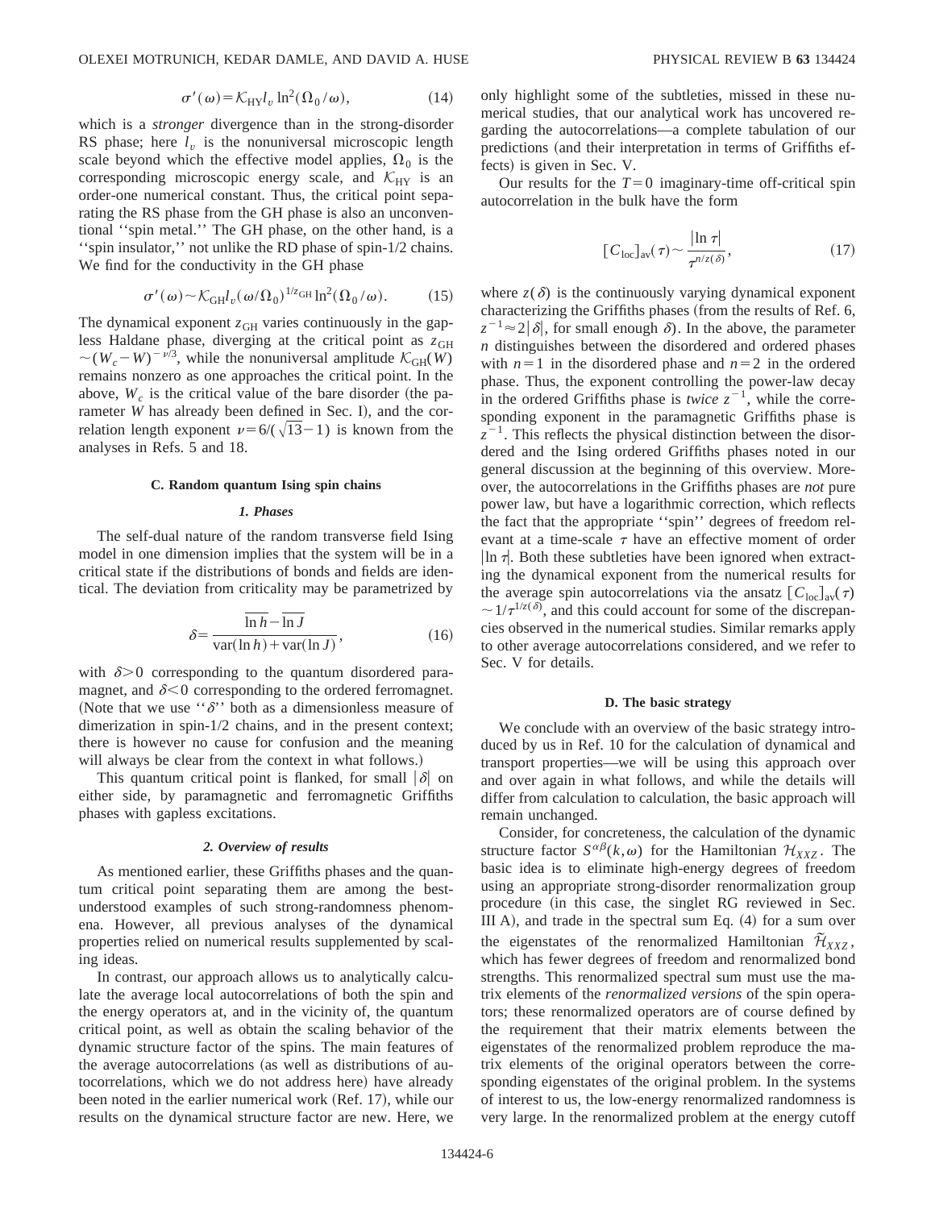$$\sigma'(\omega) = \mathcal{K}_{\mathrm{HY}} l_v \ln^2(\Omega_0/\omega), \tag{14}$$

which is a *stronger* divergence than in the strong-disorder RS phase; here $l_v$ is the nonuniversal microscopic length scale beyond which the effective model applies, $\Omega_0$ is the corresponding microscopic energy scale, and $\mathcal{K}_{\mathrm{HY}}$ is an order-one numerical constant. Thus, the critical point separating the RS phase from the GH phase is also an unconventional "spin metal." The GH phase, on the other hand, is a "spin insulator," not unlike the RD phase of spin-1/2 chains. We find for the conductivity in the GH phase

$$\sigma'(\omega) \sim \mathcal{K}_{\mathrm{GH}} l_v (\omega/\Omega_0)^{1/z_{\mathrm{GH}}} \ln^2(\Omega_0/\omega). \tag{15}$$

The dynamical exponent $z_{\mathrm{GH}}$ varies continuously in the gapless Haldane phase, diverging at the critical point as $z_{\mathrm{GH}} \sim (W_c - W)^{-\nu/3}$, while the nonuniversal amplitude $\mathcal{K}_{\mathrm{GH}}(W)$ remains nonzero as one approaches the critical point. In the above, $W_c$ is the critical value of the bare disorder (the parameter $W$ has already been defined in Sec. I), and the correlation length exponent $\nu = 6/(\sqrt{13}-1)$ is known from the analyses in Refs. 5 and 18.

### C. Random quantum Ising spin chains

#### 1. Phases

The self-dual nature of the random transverse field Ising model in one dimension implies that the system will be in a critical state if the distributions of bonds and fields are identical. The deviation from criticality may be parametrized by

$$\delta = \frac{\overline{\ln h} - \overline{\ln J}}{\mathrm{var}(\ln h) + \mathrm{var}(\ln J)}, \tag{16}$$

with $\delta > 0$ corresponding to the quantum disordered paramagnet, and $\delta < 0$ corresponding to the ordered ferromagnet. (Note that we use "$\delta$" both as a dimensionless measure of dimerization in spin-1/2 chains, and in the present context; there is however no cause for confusion and the meaning will always be clear from the context in what follows.)

This quantum critical point is flanked, for small $|\delta|$ on either side, by paramagnetic and ferromagnetic Griffiths phases with gapless excitations.

#### 2. Overview of results

As mentioned earlier, these Griffiths phases and the quantum critical point separating them are among the best-understood examples of such strong-randomness phenomena. However, all previous analyses of the dynamical properties relied on numerical results supplemented by scaling ideas.

In contrast, our approach allows us to analytically calculate the average local autocorrelations of both the spin and the energy operators at, and in the vicinity of, the quantum critical point, as well as obtain the scaling behavior of the dynamic structure factor of the spins. The main features of the average autocorrelations (as well as distributions of autocorrelations, which we do not address here) have already been noted in the earlier numerical work (Ref. 17), while our results on the dynamical structure factor are new. Here, we only highlight some of the subtleties, missed in these numerical studies, that our analytical work has uncovered regarding the autocorrelations—a complete tabulation of our predictions (and their interpretation in terms of Griffiths effects) is given in Sec. V.

Our results for the $T=0$ imaginary-time off-critical spin autocorrelation in the bulk have the form

$$[C_{\mathrm{loc}}]_{\mathrm{av}}(\tau) \sim \frac{|\ln \tau|}{\tau^{n/z(\delta)}}, \tag{17}$$

where $z(\delta)$ is the continuously varying dynamical exponent characterizing the Griffiths phases (from the results of Ref. 6, $z^{-1} \approx 2|\delta|$, for small enough $\delta$). In the above, the parameter $n$ distinguishes between the disordered and ordered phases with $n=1$ in the disordered phase and $n=2$ in the ordered phase. Thus, the exponent controlling the power-law decay in the ordered Griffiths phase is *twice* $z^{-1}$, while the corresponding exponent in the paramagnetic Griffiths phase is $z^{-1}$. This reflects the physical distinction between the disordered and the Ising ordered Griffiths phases noted in our general discussion at the beginning of this overview. Moreover, the autocorrelations in the Griffiths phases are *not* pure power law, but have a logarithmic correction, which reflects the fact that the appropriate "spin" degrees of freedom relevant at a time-scale $\tau$ have an effective moment of order $|\ln \tau|$. Both these subtleties have been ignored when extracting the dynamical exponent from the numerical results for the average spin autocorrelations via the ansatz $[C_{\mathrm{loc}}]_{\mathrm{av}}(\tau) \sim 1/\tau^{1/z(\delta)}$, and this could account for some of the discrepancies observed in the numerical studies. Similar remarks apply to other average autocorrelations considered, and we refer to Sec. V for details.

### D. The basic strategy

We conclude with an overview of the basic strategy introduced by us in Ref. 10 for the calculation of dynamical and transport properties—we will be using this approach over and over again in what follows, and while the details will differ from calculation to calculation, the basic approach will remain unchanged.

Consider, for concreteness, the calculation of the dynamic structure factor $S^{\alpha\beta}(k,\omega)$ for the Hamiltonian $\mathcal{H}_{XXZ}$. The basic idea is to eliminate high-energy degrees of freedom using an appropriate strong-disorder renormalization group procedure (in this case, the singlet RG reviewed in Sec. III A), and trade in the spectral sum Eq. (4) for a sum over the eigenstates of the renormalized Hamiltonian $\tilde{\mathcal{H}}_{XXZ}$, which has fewer degrees of freedom and renormalized bond strengths. This renormalized spectral sum must use the matrix elements of the *renormalized versions* of the spin operators; these renormalized operators are of course defined by the requirement that their matrix elements between the eigenstates of the renormalized problem reproduce the matrix elements of the original operators between the corresponding eigenstates of the original problem. In the systems of interest to us, the low-energy renormalized randomness is very large. In the renormalized problem at the energy cutoff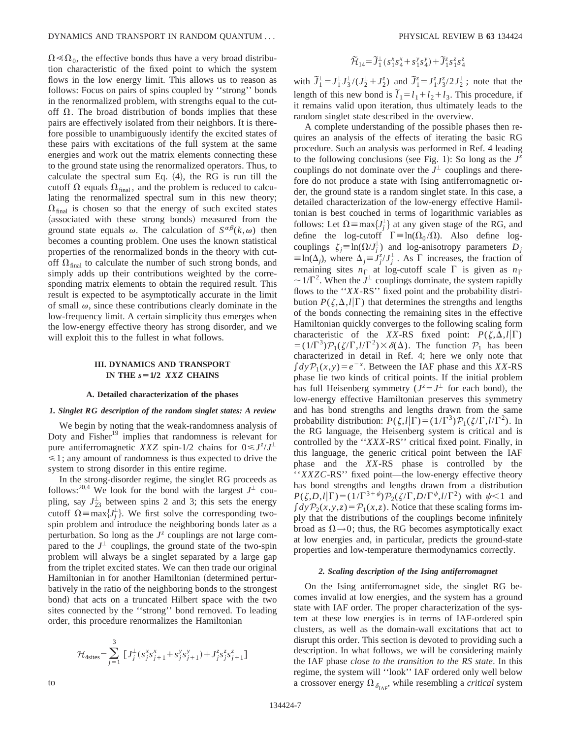$\Omega \ll \Omega_0$, the effective bonds thus have a very broad distribution characteristic of the fixed point to which the system flows in the low energy limit. This allows us to reason as follows: Focus on pairs of spins coupled by "strong" bonds in the renormalized problem, with strengths equal to the cutoff $\Omega$. The broad distribution of bonds implies that these pairs are effectively isolated from their neighbors. It is therefore possible to unambiguously identify the excited states of these pairs with excitations of the full system at the same energies and work out the matrix elements connecting these to the ground state using the renormalized operators. Thus, to calculate the spectral sum Eq. (4), the RG is run till the cutoff $\Omega$ equals $\Omega_{\rm final}$, and the problem is reduced to calculating the renormalized spectral sum in this new theory; $\Omega_{\rm final}$ is chosen so that the energy of such excited states (associated with these strong bonds) measured from the ground state equals $\omega$. The calculation of $S^{\alpha\beta}(k,\omega)$ then becomes a counting problem. One uses the known statistical properties of the renormalized bonds in the theory with cutoff $\Omega_{\rm final}$ to calculate the number of such strong bonds, and simply adds up their contributions weighted by the corresponding matrix elements to obtain the required result. This result is expected to be asymptotically accurate in the limit of small $\omega$, since these contributions clearly dominate in the low-frequency limit. A certain simplicity thus emerges when the low-energy effective theory has strong disorder, and we will exploit this to the fullest in what follows.

## III. DYNAMICS AND TRANSPORT IN THE $s=1/2$ XXZ CHAINS

### A. Detailed characterization of the phases

#### 1. Singlet RG description of the random singlet states: A review

We begin by noting that the weak-randomness analysis of Doty and Fisher[19] implies that randomness is relevant for pure antiferromagnetic XXZ spin-1/2 chains for $0 \leqslant J^z/J^{\perp} \leqslant 1$; any amount of randomness is thus expected to drive the system to strong disorder in this entire regime.

In the strong-disorder regime, the singlet RG proceeds as follows:[20,4] We look for the bond with the largest $J^{\perp}$ coupling, say $J^{\perp}_{23}$ between spins 2 and 3; this sets the energy cutoff $\Omega \equiv \max\{J^{\perp}_j\}$. We first solve the corresponding two-spin problem and introduce the neighboring bonds later as a perturbation. So long as the $J^z$ couplings are not large compared to the $J^{\perp}$ couplings, the ground state of the two-spin problem will always be a singlet separated by a large gap from the triplet excited states. We can then trade our original Hamiltonian in for another Hamiltonian (determined perturbatively in the ratio of the neighboring bonds to the strongest bond) that acts on a truncated Hilbert space with the two sites connected by the "strong" bond removed. To leading order, this procedure renormalizes the Hamiltonian

$$\mathcal{H}_{\rm 4sites} = \sum_{j=1}^{3} \left[ J^{\perp}_j (s^x_j s^x_{j+1} + s^y_j s^y_{j+1}) + J^z_j s^z_j s^z_{j+1} \right]$$

to

$$\tilde{\mathcal{H}}_{14} = \tilde{J}^{\perp}_1 (s^x_1 s^x_4 + s^y_1 s^y_4) + \tilde{J}^z_1 s^z_1 s^z_4$$

with $\tilde{J}^{\perp}_1 = J^{\perp}_1 J^{\perp}_3/(J^{\perp}_2 + J^z_2)$ and $\tilde{J}^z_1 = J^z_1 J^z_3 / 2 J^{\perp}_2$; note that the length of this new bond is $\tilde{l}_1 = l_1 + l_2 + l_3$. This procedure, if it remains valid upon iteration, thus ultimately leads to the random singlet state described in the overview.

A complete understanding of the possible phases then requires an analysis of the effects of iterating the basic RG procedure. Such an analysis was performed in Ref. 4 leading to the following conclusions (see Fig. 1): So long as the $J^z$ couplings do not dominate over the $J^{\perp}$ couplings and therefore do not produce a state with Ising antiferromagnetic order, the ground state is a random singlet state. In this case, a detailed characterization of the low-energy effective Hamiltonian is best couched in terms of logarithmic variables as follows: Let $\Omega \equiv \max\{J^{\perp}_j\}$ at any given stage of the RG, and define the log-cutoff $\Gamma \equiv \ln(\Omega_0/\Omega)$. Also define log-couplings $\zeta_j \equiv \ln(\Omega/J^{\perp}_j)$ and log-anisotropy parameters $D_j \equiv \ln(\Delta_j)$, where $\Delta_j \equiv J^z_j/J^{\perp}_j$. As $\Gamma$ increases, the fraction of remaining sites $n_\Gamma$ at log-cutoff scale $\Gamma$ is given as $n_\Gamma \sim 1/\Gamma^2$. When the $J^{\perp}$ couplings dominate, the system rapidly flows to the "XX-RS" fixed point and the probability distribution $P(\zeta,\Delta,l|\Gamma)$ that determines the strengths and lengths of the bonds connecting the remaining sites in the effective Hamiltonian quickly converges to the following scaling form characteristic of the XX-RS fixed point: $P(\zeta,\Delta,l|\Gamma) = (1/\Gamma^3)\mathcal{P}_1(\zeta/\Gamma, l/\Gamma^2) \times \delta(\Delta)$. The function $\mathcal{P}_1$ has been characterized in detail in Ref. 4; here we only note that $\int dy \mathcal{P}_1(x,y) = e^{-x}$. Between the IAF phase and this XX-RS phase lie two kinds of critical points. If the initial problem has full Heisenberg symmetry ($J^z = J^{\perp}$ for each bond), the low-energy effective Hamiltonian preserves this symmetry and has bond strengths and lengths drawn from the same probability distribution: $P(\zeta,l|\Gamma) = (1/\Gamma^3)\mathcal{P}_1(\zeta/\Gamma, l/\Gamma^2)$. In the RG language, the Heisenberg system is critical and is controlled by the "XXX-RS" critical fixed point. Finally, in this language, the generic critical point between the IAF phase and the XX-RS phase is controlled by the "XXZC-RS" fixed point—the low-energy effective theory has bond strengths and lengths drawn from a distribution $P(\zeta,D,l|\Gamma) = (1/\Gamma^{3+\psi})\mathcal{P}_2(\zeta/\Gamma, D/\Gamma^{\psi}, l/\Gamma^2)$ with $\psi < 1$ and $\int dy \mathcal{P}_2(x,y,z) = \mathcal{P}_1(x,z)$. Notice that these scaling forms imply that the distributions of the couplings become infinitely broad as $\Omega \to 0$; thus, the RG becomes asymptotically exact at low energies and, in particular, predicts the ground-state properties and low-temperature thermodynamics correctly.

#### 2. Scaling description of the Ising antiferromagnet

On the Ising antiferromagnet side, the singlet RG becomes invalid at low energies, and the system has a ground state with IAF order. The proper characterization of the system at these low energies is in terms of IAF-ordered spin clusters, as well as the domain-wall excitations that act to disrupt this order. This section is devoted to providing such a description. In what follows, we will be considering mainly the IAF phase *close to the transition to the RS state*. In this regime, the system will "look" IAF ordered only well below a crossover energy $\Omega_{\delta_{\rm IAF}}$, while resembling a *critical* system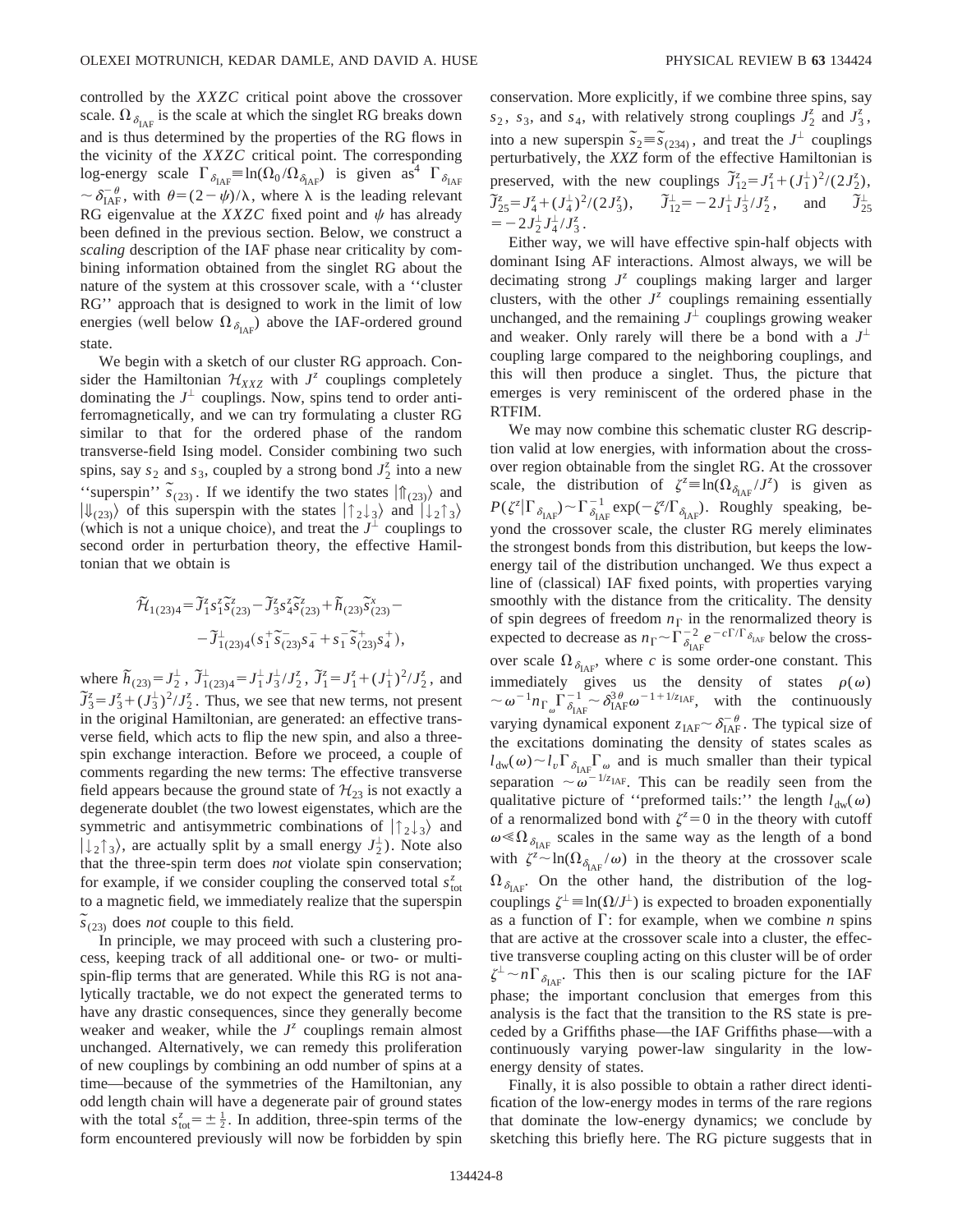controlled by the *XXZC* critical point above the crossover scale. $\Omega_{\delta_{\rm IAF}}$ is the scale at which the singlet RG breaks down and is thus determined by the properties of the RG flows in the vicinity of the *XXZC* critical point. The corresponding log-energy scale $\Gamma_{\delta_{\rm IAF}} \equiv \ln(\Omega_0/\Omega_{\delta_{\rm IAF}})$ is given as[4] $\Gamma_{\delta_{\rm IAF}} \sim \delta_{\rm IAF}^{-\theta}$, with $\theta = (2-\psi)/\lambda$, where $\lambda$ is the leading relevant RG eigenvalue at the *XXZC* fixed point and $\psi$ has already been defined in the previous section. Below, we construct a *scaling* description of the IAF phase near criticality by combining information obtained from the singlet RG about the nature of the system at this crossover scale, with a ''cluster RG'' approach that is designed to work in the limit of low energies (well below $\Omega_{\delta_{\rm IAF}}$) above the IAF-ordered ground state.

We begin with a sketch of our cluster RG approach. Consider the Hamiltonian $\mathcal{H}_{XXZ}$ with $J^z$ couplings completely dominating the $J^\perp$ couplings. Now, spins tend to order antiferromagnetically, and we can try formulating a cluster RG similar to that for the ordered phase of the random transverse-field Ising model. Consider combining two such spins, say $s_2$ and $s_3$, coupled by a strong bond $J_2^z$ into a new ''superspin'' $\tilde{s}_{(23)}$. If we identify the two states $|\Uparrow_{(23)}\rangle$ and $|\Downarrow_{(23)}\rangle$ of this superspin with the states $|\uparrow_2\downarrow_3\rangle$ and $|\downarrow_2\uparrow_3\rangle$ (which is not a unique choice), and treat the $J^\perp$ couplings to second order in perturbation theory, the effective Hamiltonian that we obtain is

$$\tilde{\mathcal{H}}_{1(23)4} = \tilde{J}_1^z s_1^z \tilde{s}_{(23)}^z - \tilde{J}_3^z s_4^z \tilde{s}_{(23)}^z + \tilde{h}_{(23)} \tilde{s}_{(23)}^x - \tilde{J}_{1(23)4}^\perp (s_1^+ \tilde{s}_{(23)}^- s_4^- + s_1^- \tilde{s}_{(23)}^+ s_4^+),$$

where $\tilde{h}_{(23)} = J_2^\perp$, $\tilde{J}_{1(23)4}^\perp = J_1^\perp J_3^\perp / J_2^z$, $\tilde{J}_1^z = J_1^z + (J_1^\perp)^2/J_2^z$, and $\tilde{J}_3^z = J_3^z + (J_3^\perp)^2/J_2^z$. Thus, we see that new terms, not present in the original Hamiltonian, are generated: an effective transverse field, which acts to flip the new spin, and also a three-spin exchange interaction. Before we proceed, a couple of comments regarding the new terms: The effective transverse field appears because the ground state of $\mathcal{H}_{23}$ is not exactly a degenerate doublet (the two lowest eigenstates, which are the symmetric and antisymmetric combinations of $|\uparrow_2\downarrow_3\rangle$ and $|\downarrow_2\uparrow_3\rangle$, are actually split by a small energy $J_2^\perp$). Note also that the three-spin term does *not* violate spin conservation; for example, if we consider coupling the conserved total $s_{\rm tot}^z$ to a magnetic field, we immediately realize that the superspin $\tilde{s}_{(23)}$ does *not* couple to this field.

In principle, we may proceed with such a clustering process, keeping track of all additional one- or two- or multi-spin-flip terms that are generated. While this RG is not analytically tractable, we do not expect the generated terms to have any drastic consequences, since they generally become weaker and weaker, while the $J^z$ couplings remain almost unchanged. Alternatively, we can remedy this proliferation of new couplings by combining an odd number of spins at a time—because of the symmetries of the Hamiltonian, any odd length chain will have a degenerate pair of ground states with the total $s_{\rm tot}^z = \pm\frac{1}{2}$. In addition, three-spin terms of the form encountered previously will now be forbidden by spin conservation. More explicitly, if we combine three spins, say $s_2$, $s_3$, and $s_4$, with relatively strong couplings $J_2^z$ and $J_3^z$, into a new superspin $\tilde{s}_2 \equiv \tilde{s}_{(234)}$, and treat the $J^\perp$ couplings perturbatively, the *XXZ* form of the effective Hamiltonian is preserved, with the new couplings $\tilde{J}_{12}^z = J_1^z + (J_1^\perp)^2/(2J_2^z)$, $\tilde{J}_{25}^z = J_4^z + (J_4^\perp)^2/(2J_3^z)$, $\tilde{J}_{12}^\perp = -2J_1^\perp J_3^\perp / J_2^z$, and $\tilde{J}_{25}^\perp = -2J_2^\perp J_4^\perp / J_3^z$.

Either way, we will have effective spin-half objects with dominant Ising AF interactions. Almost always, we will be decimating strong $J^z$ couplings making larger and larger clusters, with the other $J^z$ couplings remaining essentially unchanged, and the remaining $J^\perp$ couplings growing weaker and weaker. Only rarely will there be a bond with a $J^\perp$ coupling large compared to the neighboring couplings, and this will then produce a singlet. Thus, the picture that emerges is very reminiscent of the ordered phase in the RTFIM.

We may now combine this schematic cluster RG description valid at low energies, with information about the crossover region obtainable from the singlet RG. At the crossover scale, the distribution of $\zeta^z \equiv \ln(\Omega_{\delta_{\rm IAF}}/J^z)$ is given as $P(\zeta^z|\Gamma_{\delta_{\rm IAF}}) \sim \Gamma_{\delta_{\rm IAF}}^{-1} \exp(-\zeta^z/\Gamma_{\delta_{\rm IAF}})$. Roughly speaking, beyond the crossover scale, the cluster RG merely eliminates the strongest bonds from this distribution, but keeps the low-energy tail of the distribution unchanged. We thus expect a line of (classical) IAF fixed points, with properties varying smoothly with the distance from the criticality. The density of spin degrees of freedom $n_\Gamma$ in the renormalized theory is expected to decrease as $n_\Gamma \sim \Gamma_{\delta_{\rm IAF}}^{-2} e^{-c\Gamma/\Gamma_{\delta_{\rm IAF}}}$ below the crossover scale $\Omega_{\delta_{\rm IAF}}$, where $c$ is some order-one constant. This immediately gives us the density of states $\rho(\omega) \sim \omega^{-1} n_{\Gamma_\omega} \Gamma_{\delta_{\rm IAF}}^{-1} \sim \delta_{\rm IAF}^{3\theta} \omega^{-1+1/z_{\rm IAF}}$, with the continuously varying dynamical exponent $z_{\rm IAF} \sim \delta_{\rm IAF}^{-\theta}$. The typical size of the excitations dominating the density of states scales as $l_{\rm dw}(\omega) \sim l_v \Gamma_{\delta_{\rm IAF}} \Gamma_\omega$ and is much smaller than their typical separation $\sim \omega^{-1/z_{\rm IAF}}$. This can be readily seen from the qualitative picture of ''preformed tails:'' the length $l_{\rm dw}(\omega)$ of a renormalized bond with $\zeta^z = 0$ in the theory with cutoff $\omega \ll \Omega_{\delta_{\rm IAF}}$ scales in the same way as the length of a bond with $\zeta^z \sim \ln(\Omega_{\delta_{\rm IAF}}/\omega)$ in the theory at the crossover scale $\Omega_{\delta_{\rm IAF}}$. On the other hand, the distribution of the log-couplings $\zeta^\perp \equiv \ln(\Omega/J^\perp)$ is expected to broaden exponentially as a function of $\Gamma$: for example, when we combine $n$ spins that are active at the crossover scale into a cluster, the effective transverse coupling acting on this cluster will be of order $\zeta^\perp \sim n\Gamma_{\delta_{\rm IAF}}$. This then is our scaling picture for the IAF phase; the important conclusion that emerges from this analysis is the fact that the transition to the RS state is preceded by a Griffiths phase—the IAF Griffiths phase—with a continuously varying power-law singularity in the low-energy density of states.

Finally, it is also possible to obtain a rather direct identification of the low-energy modes in terms of the rare regions that dominate the low-energy dynamics; we conclude by sketching this briefly here. The RG picture suggests that in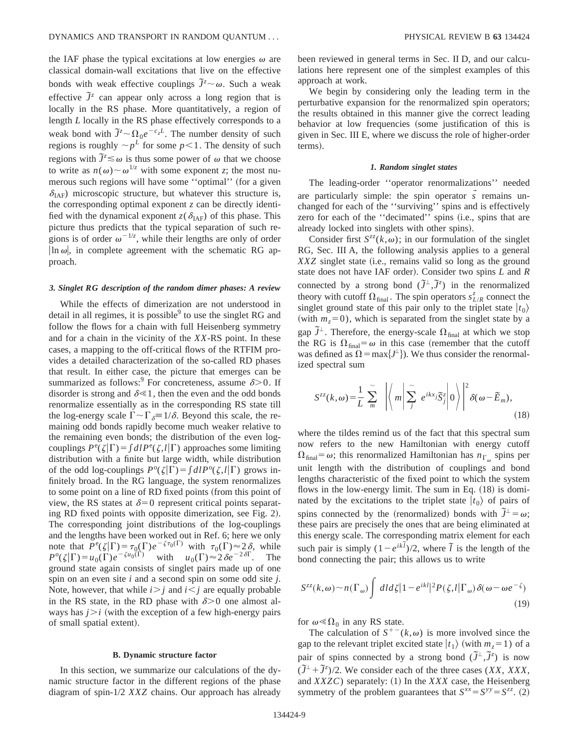the IAF phase the typical excitations at low energies $\omega$ are classical domain-wall excitations that live on the effective bonds with weak effective couplings $\tilde{J}^z \sim \omega$. Such a weak effective $\tilde{J}^z$ can appear only across a long region that is locally in the RS phase. More quantitatively, a region of length $L$ locally in the RS phase effectively corresponds to a weak bond with $\tilde{J}^z \sim \Omega_0 e^{-c_z L}$. The number density of such regions is roughly $\sim p^L$ for some $p<1$. The density of such regions with $\tilde{J}^z \lesssim \omega$ is thus some power of $\omega$ that we choose to write as $n(\omega) \sim \omega^{1/z}$ with some exponent $z$; the most numerous such regions will have some "optimal" (for a given $\delta_{\mathrm{IAF}}$) microscopic structure, but whatever this structure is, the corresponding optimal exponent $z$ can be directly identified with the dynamical exponent $z(\delta_{\mathrm{IAF}})$ of this phase. This picture thus predicts that the typical separation of such regions is of order $\omega^{-1/z}$, while their lengths are only of order $|\ln \omega|$, in complete agreement with the schematic RG approach.

#### *3. Singlet RG description of the random dimer phases: A review*

While the effects of dimerization are not understood in detail in all regimes, it is possible[9] to use the singlet RG and follow the flows for a chain with full Heisenberg symmetry and for a chain in the vicinity of the *XX*-RS point. In these cases, a mapping to the off-critical flows of the RTFIM provides a detailed characterization of the so-called RD phases that result. In either case, the picture that emerges can be summarized as follows:[9] For concreteness, assume $\delta>0$. If disorder is strong and $\delta \ll 1$, then the even and the odd bonds renormalize essentially as in the corresponding RS state till the log-energy scale $\Gamma \sim \Gamma_\delta \equiv 1/\delta$. Beyond this scale, the remaining odd bonds rapidly become much weaker relative to the remaining even bonds; the distribution of the even log-couplings $P^{\mathrm{e}}(\zeta|\Gamma) = \int dl P^{\mathrm{e}}(\zeta, l|\Gamma)$ approaches some limiting distribution with a finite but large width, while distribution of the odd log-couplings $P^{\mathrm{o}}(\zeta|\Gamma) = \int dl P^{\mathrm{o}}(\zeta, l|\Gamma)$ grows infinitely broad. In the RG language, the system renormalizes to some point on a line of RD fixed points (from this point of view, the RS states at $\delta=0$ represent critical points separating RD fixed points with opposite dimerization, see Fig. 2). The corresponding joint distributions of the log-couplings and the bond lengths have been worked out in Ref. 6; here we only note that $P^{\mathrm{e}}(\zeta|\Gamma) = \tau_0(\Gamma) e^{-\zeta \tau_0(\Gamma)}$ with $\tau_0(\Gamma) \approx 2\delta$, while $P^{\mathrm{o}}(\zeta|\Gamma) = u_0(\Gamma) e^{-\zeta u_0(\Gamma)}$ with $u_0(\Gamma) \approx 2\delta e^{-2\delta\Gamma}$. The ground state again consists of singlet pairs made up of one spin on an even site $i$ and a second spin on some odd site $j$. Note, however, that while $i>j$ and $i<j$ are equally probable in the RS state, in the RD phase with $\delta>0$ one almost always has $j>i$ (with the exception of a few high-energy pairs of small spatial extent).

### B. Dynamic structure factor

In this section, we summarize our calculations of the dynamic structure factor in the different regions of the phase diagram of spin-1/2 *XXZ* chains. Our approach has already been reviewed in general terms in Sec. II D, and our calculations here represent one of the simplest examples of this approach at work.

We begin by considering only the leading term in the perturbative expansion for the renormalized spin operators; the results obtained in this manner give the correct leading behavior at low frequencies (some justification of this is given in Sec. III E, where we discuss the role of higher-order terms).

#### *1. Random singlet states*

The leading-order "operator renormalizations" needed are particularly simple: the spin operator $\vec{s}$ remains unchanged for each of the "surviving" spins and is effectively zero for each of the "decimated" spins (i.e., spins that are already locked into singlets with other spins).

Consider first $S^{zz}(k,\omega)$; in our formulation of the singlet RG, Sec. III A, the following analysis applies to a general *XXZ* singlet state (i.e., remains valid so long as the ground state does not have IAF order). Consider two spins $L$ and $R$ connected by a strong bond $(\tilde{J}^\perp, \tilde{J}^z)$ in the renormalized theory with cutoff $\Omega_{\mathrm{final}}$. The spin operators $s^z_{L/R}$ connect the singlet ground state of this pair only to the triplet state $|t_0\rangle$ (with $m_z=0$), which is separated from the singlet state by a gap $\tilde{J}^\perp$. Therefore, the energy-scale $\Omega_{\mathrm{final}}$ at which we stop the RG is $\Omega_{\mathrm{final}}=\omega$ in this case (remember that the cutoff was defined as $\Omega = \max\{J^\perp\}$). We thus consider the renormalized spectral sum

$$S^{zz}(k,\omega) = \frac{1}{L} \sum_{m}^{\sim} \left| \left\langle m \left| \sum_{j}^{\sim} e^{ikx_j} \tilde{S}^z_j \right| 0 \right\rangle \right|^2 \delta(\omega - \tilde{E}_m), \tag{18}$$

where the tildes remind us of the fact that this spectral sum now refers to the new Hamiltonian with energy cutoff $\Omega_{\mathrm{final}}=\omega$; this renormalized Hamiltonian has $n_{\Gamma_\omega}$ spins per unit length with the distribution of couplings and bond lengths characteristic of the fixed point to which the system flows in the low-energy limit. The sum in Eq. (18) is dominated by the excitations to the triplet state $|t_0\rangle$ of pairs of spins connected by the (renormalized) bonds with $\tilde{J}^\perp = \omega$; these pairs are precisely the ones that are being eliminated at this energy scale. The corresponding matrix element for each such pair is simply $(1-e^{ik\tilde{l}})/2$, where $\tilde{l}$ is the length of the bond connecting the pair; this allows us to write

$$S^{zz}(k,\omega) \sim n(\Gamma_\omega) \int dl d\zeta |1-e^{ikl}|^2 P(\zeta, l|\Gamma_\omega) \delta(\omega - \omega e^{-\zeta}) \tag{19}$$

for $\omega \ll \Omega_0$ in any RS state.

The calculation of $S^{+-}(k,\omega)$ is more involved since the gap to the relevant triplet excited state $|t_1\rangle$ (with $m_z=1$) of a pair of spins connected by a strong bond $(\tilde{J}^\perp, \tilde{J}^z)$ is now $(\tilde{J}^\perp + \tilde{J}^z)/2$. We consider each of the three cases (*XX*, *XXX*, and *XXZC*) separately: (1) In the *XXX* case, the Heisenberg symmetry of the problem guarantees that $S^{xx}=S^{yy}=S^{zz}$. (2)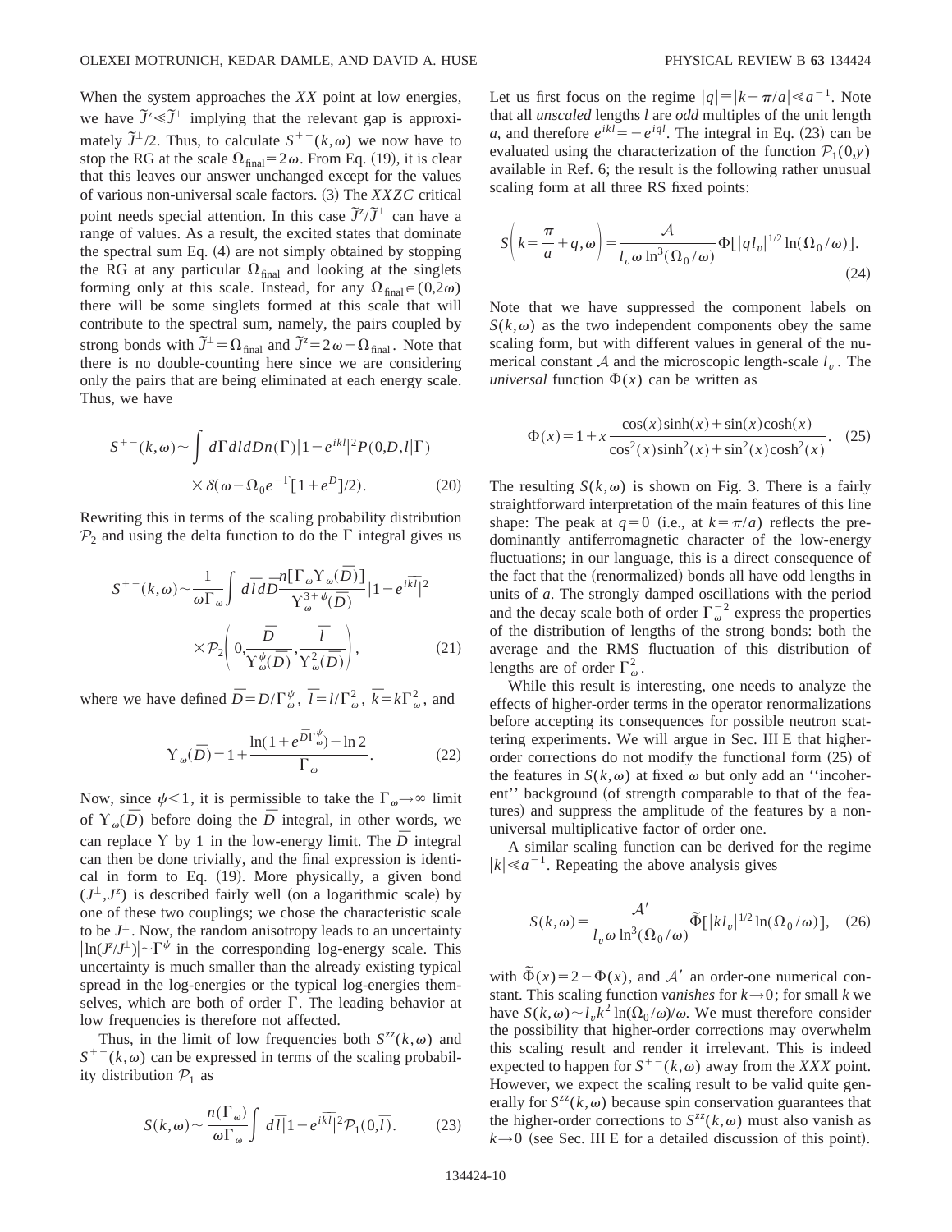When the system approaches the *XX* point at low energies, we have $\tilde{J}^z \ll \tilde{J}^\perp$ implying that the relevant gap is approximately $\tilde{J}^\perp/2$. Thus, to calculate $S^{+-}(k,\omega)$ we now have to stop the RG at the scale $\Omega_{\rm final} = 2\omega$. From Eq. (19), it is clear that this leaves our answer unchanged except for the values of various non-universal scale factors. (3) The *XXZC* critical point needs special attention. In this case $\tilde{J}^z/\tilde{J}^\perp$ can have a range of values. As a result, the excited states that dominate the spectral sum Eq. (4) are not simply obtained by stopping the RG at any particular $\Omega_{\rm final}$ and looking at the singlets forming only at this scale. Instead, for any $\Omega_{\rm final} \in (0, 2\omega)$ there will be some singlets formed at this scale that will contribute to the spectral sum, namely, the pairs coupled by strong bonds with $\tilde{J}^\perp = \Omega_{\rm final}$ and $\tilde{J}^z = 2\omega - \Omega_{\rm final}$. Note that there is no double-counting here since we are considering only the pairs that are being eliminated at each energy scale. Thus, we have

$$S^{+-}(k,\omega) \sim \int d\Gamma\, dl\, dD\, n(\Gamma) |1 - e^{ikl}|^2 P(0,D,l|\Gamma) \times \delta(\omega - \Omega_0 e^{-\Gamma}[1 + e^D]/2). \tag{20}$$

Rewriting this in terms of the scaling probability distribution $\mathcal{P}_2$ and using the delta function to do the $\Gamma$ integral gives us

$$S^{+-}(k,\omega) \sim \frac{1}{\omega \Gamma_\omega} \int d\bar{l}\, d\bar{D} \frac{n[\Gamma_\omega \Upsilon_\omega(\bar{D})]}{\Upsilon_\omega^{3+\psi}(\bar{D})} |1 - e^{i\bar{k}\bar{l}}|^2 \times \mathcal{P}_2\left(0, \frac{\bar{D}}{\Upsilon_\omega^\psi(\bar{D})}, \frac{\bar{l}}{\Upsilon_\omega^2(\bar{D})}\right), \tag{21}$$

where we have defined $\bar{D} = D/\Gamma_\omega^\psi$, $\bar{l} = l/\Gamma_\omega^2$, $\bar{k} = k\Gamma_\omega^2$, and

$$\Upsilon_\omega(\bar{D}) = 1 + \frac{\ln(1 + e^{\bar{D}\Gamma_\omega^\psi}) - \ln 2}{\Gamma_\omega}. \tag{22}$$

Now, since $\psi < 1$, it is permissible to take the $\Gamma_\omega \to \infty$ limit of $\Upsilon_\omega(\bar{D})$ before doing the $\bar{D}$ integral, in other words, we can replace $\Upsilon$ by 1 in the low-energy limit. The $\bar{D}$ integral can then be done trivially, and the final expression is identical in form to Eq. (19). More physically, a given bond $(J^\perp, J^z)$ is described fairly well (on a logarithmic scale) by one of these two couplings; we chose the characteristic scale to be $J^\perp$. Now, the random anisotropy leads to an uncertainty $|\ln(J^z/J^\perp)| \sim \Gamma^\psi$ in the corresponding log-energy scale. This uncertainty is much smaller than the already existing typical spread in the log-energies or the typical log-energies themselves, which are both of order $\Gamma$. The leading behavior at low frequencies is therefore not affected.

Thus, in the limit of low frequencies both $S^{zz}(k,\omega)$ and $S^{+-}(k,\omega)$ can be expressed in terms of the scaling probability distribution $\mathcal{P}_1$ as

$$S(k,\omega) \sim \frac{n(\Gamma_\omega)}{\omega \Gamma_\omega} \int d\bar{l} |1 - e^{i\bar{k}\bar{l}}|^2 \mathcal{P}_1(0,\bar{l}). \tag{23}$$

Let us first focus on the regime $|q| \equiv |k - \pi/a| \ll a^{-1}$. Note that all *unscaled* lengths $l$ are *odd* multiples of the unit length $a$, and therefore $e^{ikl} = -e^{iql}$. The integral in Eq. (23) can be evaluated using the characterization of the function $\mathcal{P}_1(0,y)$ available in Ref. 6; the result is the following rather unusual scaling form at all three RS fixed points:

$$S\left(k = \frac{\pi}{a} + q, \omega\right) = \frac{\mathcal{A}}{l_v \omega \ln^3(\Omega_0/\omega)} \Phi[|q l_v|^{1/2} \ln(\Omega_0/\omega)]. \tag{24}$$

Note that we have suppressed the component labels on $S(k,\omega)$ as the two independent components obey the same scaling form, but with different values in general of the numerical constant $\mathcal{A}$ and the microscopic length-scale $l_v$. The *universal* function $\Phi(x)$ can be written as

$$\Phi(x) = 1 + x \frac{\cos(x)\sinh(x) + \sin(x)\cosh(x)}{\cos^2(x)\sinh^2(x) + \sin^2(x)\cosh^2(x)}. \tag{25}$$

The resulting $S(k,\omega)$ is shown on Fig. 3. There is a fairly straightforward interpretation of the main features of this line shape: The peak at $q=0$ (i.e., at $k=\pi/a$) reflects the predominantly antiferromagnetic character of the low-energy fluctuations; in our language, this is a direct consequence of the fact that the (renormalized) bonds all have odd lengths in units of $a$. The strongly damped oscillations with the period and the decay scale both of order $\Gamma_\omega^{-2}$ express the properties of the distribution of lengths of the strong bonds: both the average and the RMS fluctuation of this distribution of lengths are of order $\Gamma_\omega^2$.

While this result is interesting, one needs to analyze the effects of higher-order terms in the operator renormalizations before accepting its consequences for possible neutron scattering experiments. We will argue in Sec. III E that higher-order corrections do not modify the functional form (25) of the features in $S(k,\omega)$ at fixed $\omega$ but only add an "incoherent" background (of strength comparable to that of the features) and suppress the amplitude of the features by a non-universal multiplicative factor of order one.

A similar scaling function can be derived for the regime $|k| \ll a^{-1}$. Repeating the above analysis gives

$$S(k,\omega) = \frac{\mathcal{A}'}{l_v \omega \ln^3(\Omega_0/\omega)} \tilde{\Phi}[|k l_v|^{1/2} \ln(\Omega_0/\omega)], \tag{26}$$

with $\tilde{\Phi}(x) = 2 - \Phi(x)$, and $\mathcal{A}'$ an order-one numerical constant. This scaling function *vanishes* for $k \to 0$; for small $k$ we have $S(k,\omega) \sim l_v k^2 \ln(\Omega_0/\omega)/\omega$. We must therefore consider the possibility that higher-order corrections may overwhelm this scaling result and render it irrelevant. This is indeed expected to happen for $S^{+-}(k,\omega)$ away from the *XXX* point. However, we expect the scaling result to be valid quite generally for $S^{zz}(k,\omega)$ because spin conservation guarantees that the higher-order corrections to $S^{zz}(k,\omega)$ must also vanish as $k \to 0$ (see Sec. III E for a detailed discussion of this point).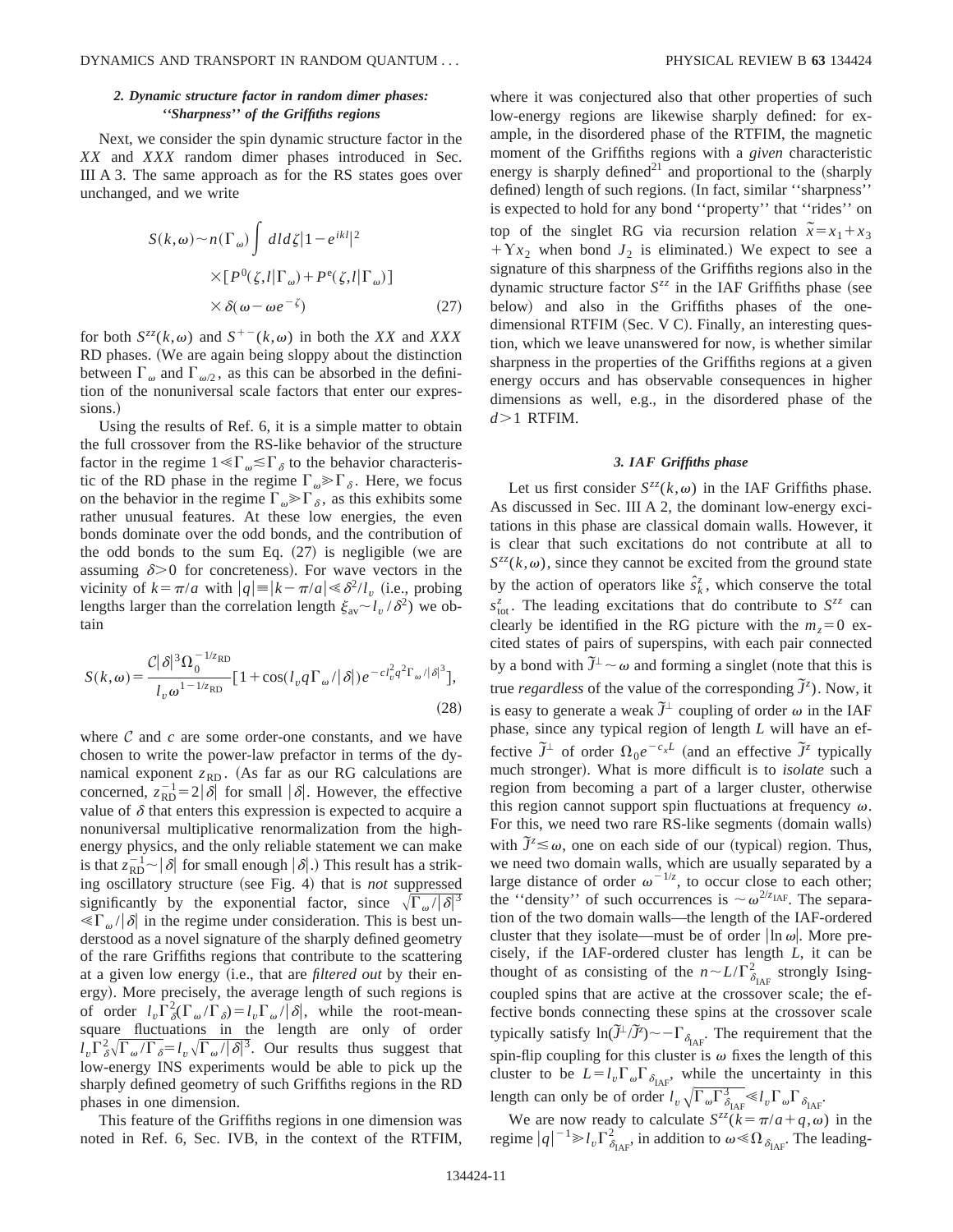### 2. Dynamic structure factor in random dimer phases: "Sharpness" of the Griffiths regions

Next, we consider the spin dynamic structure factor in the $XX$ and $XXX$ random dimer phases introduced in Sec. III A 3. The same approach as for the RS states goes over unchanged, and we write

$$S(k,\omega)\sim n(\Gamma_\omega)\int dl d\zeta |1-e^{ikl}|^2 \times[P^0(\zeta,l|\Gamma_\omega)+P^e(\zeta,l|\Gamma_\omega)] \times\delta(\omega-\omega e^{-\zeta}) \tag{27}$$

for both $S^{zz}(k,\omega)$ and $S^{+-}(k,\omega)$ in both the $XX$ and $XXX$ RD phases. (We are again being sloppy about the distinction between $\Gamma_\omega$ and $\Gamma_{\omega/2}$, as this can be absorbed in the definition of the nonuniversal scale factors that enter our expressions.)

Using the results of Ref. 6, it is a simple matter to obtain the full crossover from the RS-like behavior of the structure factor in the regime $1 \ll \Gamma_\omega \lesssim \Gamma_\delta$ to the behavior characteristic of the RD phase in the regime $\Gamma_\omega \gg \Gamma_\delta$. Here, we focus on the behavior in the regime $\Gamma_\omega \gg \Gamma_\delta$, as this exhibits some rather unusual features. At these low energies, the even bonds dominate over the odd bonds, and the contribution of the odd bonds to the sum Eq. (27) is negligible (we are assuming $\delta > 0$ for concreteness). For wave vectors in the vicinity of $k=\pi/a$ with $|q|\equiv|k-\pi/a| \ll \delta^2/l_v$ (i.e., probing lengths larger than the correlation length $\xi_{\rm av}\sim l_v/\delta^2$) we obtain

$$S(k,\omega)=\frac{\mathcal{C}|\delta|^3\Omega_0^{-1/z_{\rm RD}}}{l_v\omega^{1-1/z_{\rm RD}}}[1+\cos(l_v q\Gamma_\omega/|\delta|)e^{-cl_v^2q^2\Gamma_\omega/|\delta|^3}], \tag{28}$$

where $\mathcal{C}$ and $c$ are some order-one constants, and we have chosen to write the power-law prefactor in terms of the dynamical exponent $z_{\rm RD}$. (As far as our RG calculations are concerned, $z_{\rm RD}^{-1}=2|\delta|$ for small $|\delta|$. However, the effective value of $\delta$ that enters this expression is expected to acquire a nonuniversal multiplicative renormalization from the high-energy physics, and the only reliable statement we can make is that $z_{\rm RD}^{-1}\sim|\delta|$ for small enough $|\delta|$.) This result has a striking oscillatory structure (see Fig. 4) that is *not* suppressed significantly by the exponential factor, since $\sqrt{\Gamma_\omega/|\delta|^3} \ll \Gamma_\omega/|\delta|$ in the regime under consideration. This is best understood as a novel signature of the sharply defined geometry of the rare Griffiths regions that contribute to the scattering at a given low energy (i.e., that are *filtered out* by their energy). More precisely, the average length of such regions is of order $l_v\Gamma_\delta^2(\Gamma_\omega/\Gamma_\delta)=l_v\Gamma_\omega/|\delta|$, while the root-mean-square fluctuations in the length are only of order $l_v\Gamma_\delta^2\sqrt{\Gamma_\omega/\Gamma_\delta}=l_v\sqrt{\Gamma_\omega/|\delta|^3}$. Our results thus suggest that low-energy INS experiments would be able to pick up the sharply defined geometry of such Griffiths regions in the RD phases in one dimension.

This feature of the Griffiths regions in one dimension was noted in Ref. 6, Sec. IVB, in the context of the RTFIM, where it was conjectured also that other properties of such low-energy regions are likewise sharply defined: for example, in the disordered phase of the RTFIM, the magnetic moment of the Griffiths regions with a *given* characteristic energy is sharply defined[21] and proportional to the (sharply defined) length of such regions. (In fact, similar "sharpness" is expected to hold for any bond "property" that "rides" on top of the singlet RG via recursion relation $\tilde{x}=x_1+x_3+\Upsilon x_2$ when bond $J_2$ is eliminated.) We expect to see a signature of this sharpness of the Griffiths regions also in the dynamic structure factor $S^{zz}$ in the IAF Griffiths phase (see below) and also in the Griffiths phases of the one-dimensional RTFIM (Sec. V C). Finally, an interesting question, which we leave unanswered for now, is whether similar sharpness in the properties of the Griffiths regions at a given energy occurs and has observable consequences in higher dimensions as well, e.g., in the disordered phase of the $d>1$ RTFIM.

### 3. IAF Griffiths phase

Let us first consider $S^{zz}(k,\omega)$ in the IAF Griffiths phase. As discussed in Sec. III A 2, the dominant low-energy excitations in this phase are classical domain walls. However, it is clear that such excitations do not contribute at all to $S^{zz}(k,\omega)$, since they cannot be excited from the ground state by the action of operators like $\hat{s}_k^z$, which conserve the total $s_{\rm tot}^z$. The leading excitations that do contribute to $S^{zz}$ can clearly be identified in the RG picture with the $m_z=0$ excited states of pairs of superspins, with each pair connected by a bond with $\tilde{J}^\perp\sim\omega$ and forming a singlet (note that this is true *regardless* of the value of the corresponding $\tilde{J}^z$). Now, it is easy to generate a weak $\tilde{J}^\perp$ coupling of order $\omega$ in the IAF phase, since any typical region of length $L$ will have an effective $\tilde{J}^\perp$ of order $\Omega_0 e^{-c_x L}$ (and an effective $\tilde{J}^z$ typically much stronger). What is more difficult is to *isolate* such a region from becoming a part of a larger cluster, otherwise this region cannot support spin fluctuations at frequency $\omega$. For this, we need two rare RS-like segments (domain walls) with $\tilde{J}^z\lesssim\omega$, one on each side of our (typical) region. Thus, we need two domain walls, which are usually separated by a large distance of order $\omega^{-1/z}$, to occur close to each other; the "density" of such occurrences is $\sim\omega^{2/z_{\rm IAF}}$. The separation of the two domain walls—the length of the IAF-ordered cluster that they isolate—must be of order $|\ln\omega|$. More precisely, if the IAF-ordered cluster has length $L$, it can be thought of as consisting of the $n\sim L/\Gamma_{\delta_{\rm IAF}}^2$ strongly Ising-coupled spins that are active at the crossover scale; the effective bonds connecting these spins at the crossover scale typically satisfy $\ln(\tilde{J}^\perp/\tilde{J}^z)\sim-\Gamma_{\delta_{\rm IAF}}$. The requirement that the spin-flip coupling for this cluster is $\omega$ fixes the length of this cluster to be $L=l_v\Gamma_\omega\Gamma_{\delta_{\rm IAF}}$, while the uncertainty in this length can only be of order $l_v\sqrt{\Gamma_\omega\Gamma_{\delta_{\rm IAF}}^3}\ll l_v\Gamma_\omega\Gamma_{\delta_{\rm IAF}}$.

We are now ready to calculate $S^{zz}(k=\pi/a+q,\omega)$ in the regime $|q|^{-1}\gg l_v\Gamma_{\delta_{\rm IAF}}^2$, in addition to $\omega\ll\Omega_{\delta_{\rm IAF}}$. The leading-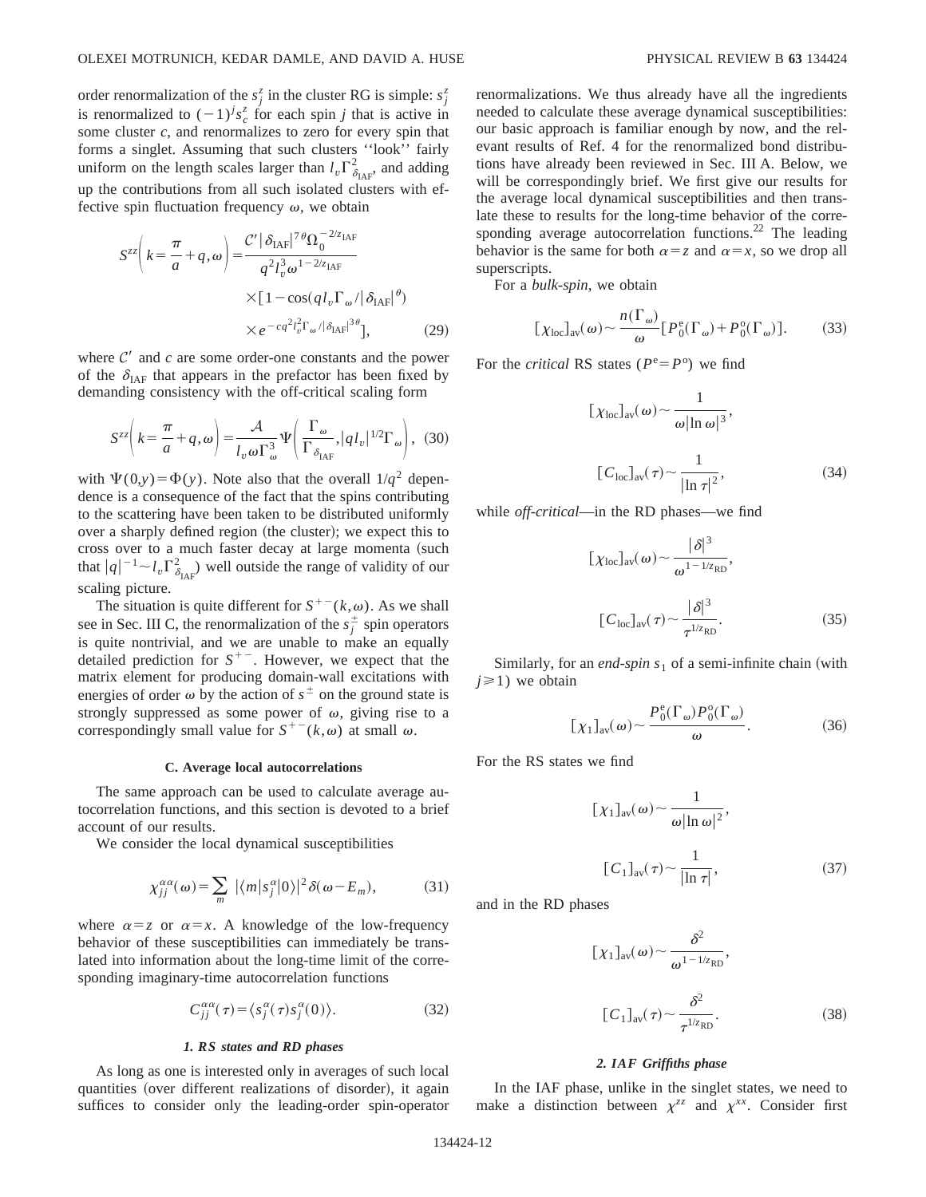order renormalization of the $s_j^z$ in the cluster RG is simple: $s_j^z$ is renormalized to $(-1)^j s_c^z$ for each spin $j$ that is active in some cluster $c$, and renormalizes to zero for every spin that forms a singlet. Assuming that such clusters ''look'' fairly uniform on the length scales larger than $l_v \Gamma_{\delta_{\rm IAF}}^2$, and adding up the contributions from all such isolated clusters with effective spin fluctuation frequency $\omega$, we obtain

$$
S^{zz}\left(k=\frac{\pi}{a}+q,\omega\right)=\frac{\mathcal{C}'|\delta_{\rm IAF}|^{7\theta}\Omega_0^{-2/z_{\rm IAF}}}{q^2 l_v^3 \omega^{1-2/z_{\rm IAF}}} \times[1-\cos(q l_v \Gamma_\omega/|\delta_{\rm IAF}|^\theta) \times e^{-cq^2 l_v^2 \Gamma_\omega/|\delta_{\rm IAF}|^{3\theta}}], \tag{29}
$$

where $\mathcal{C}'$ and $c$ are some order-one constants and the power of the $\delta_{\rm IAF}$ that appears in the prefactor has been fixed by demanding consistency with the off-critical scaling form

$$
S^{zz}\left(k=\frac{\pi}{a}+q,\omega\right)=\frac{\mathcal{A}}{l_v \omega \Gamma_\omega^3}\Psi\left(\frac{\Gamma_\omega}{\Gamma_{\delta_{\rm IAF}}},|q l_v|^{1/2}\Gamma_\omega\right), \tag{30}
$$

with $\Psi(0,y)=\Phi(y)$. Note also that the overall $1/q^2$ dependence is a consequence of the fact that the spins contributing to the scattering have been taken to be distributed uniformly over a sharply defined region (the cluster); we expect this to cross over to a much faster decay at large momenta (such that $|q|^{-1}\sim l_v \Gamma_{\delta_{\rm IAF}}^2$) well outside the range of validity of our scaling picture.

The situation is quite different for $S^{+-}(k,\omega)$. As we shall see in Sec. III C, the renormalization of the $s_j^\pm$ spin operators is quite nontrivial, and we are unable to make an equally detailed prediction for $S^{+-}$. However, we expect that the matrix element for producing domain-wall excitations with energies of order $\omega$ by the action of $s^\pm$ on the ground state is strongly suppressed as some power of $\omega$, giving rise to a correspondingly small value for $S^{+-}(k,\omega)$ at small $\omega$.

### C. Average local autocorrelations

The same approach can be used to calculate average autocorrelation functions, and this section is devoted to a brief account of our results.

We consider the local dynamical susceptibilities

$$
\chi_{jj}^{\alpha\alpha}(\omega)=\sum_m |\langle m|s_j^\alpha|0\rangle|^2\delta(\omega-E_m), \tag{31}
$$

where $\alpha=z$ or $\alpha=x$. A knowledge of the low-frequency behavior of these susceptibilities can immediately be translated into information about the long-time limit of the corresponding imaginary-time autocorrelation functions

$$
C_{jj}^{\alpha\alpha}(\tau)=\langle s_j^\alpha(\tau)s_j^\alpha(0)\rangle. \tag{32}
$$

#### 1. RS states and RD phases

As long as one is interested only in averages of such local quantities (over different realizations of disorder), it again suffices to consider only the leading-order spin-operator renormalizations. We thus already have all the ingredients needed to calculate these average dynamical susceptibilities: our basic approach is familiar enough by now, and the relevant results of Ref. 4 for the renormalized bond distributions have already been reviewed in Sec. III A. Below, we will be correspondingly brief. We first give our results for the average local dynamical susceptibilities and then translate these to results for the long-time behavior of the corresponding average autocorrelation functions.[22] The leading behavior is the same for both $\alpha=z$ and $\alpha=x$, so we drop all superscripts.

For a *bulk-spin*, we obtain

$$
[\chi_{\rm loc}]_{\rm av}(\omega)\sim\frac{n(\Gamma_\omega)}{\omega}[P_0^{\rm e}(\Gamma_\omega)+P_0^{\rm o}(\Gamma_\omega)]. \tag{33}
$$

For the *critical* RS states ($P^{\rm e}=P^{\rm o}$) we find

$$
[\chi_{\rm loc}]_{\rm av}(\omega)\sim\frac{1}{\omega|\ln\omega|^3},
$$

$$
[C_{\rm loc}]_{\rm av}(\tau)\sim\frac{1}{|\ln\tau|^2}, \tag{34}
$$

while *off-critical*—in the RD phases—we find

$$
[\chi_{\rm loc}]_{\rm av}(\omega)\sim\frac{|\delta|^3}{\omega^{1-1/z_{\rm RD}}},
$$

$$
[C_{\rm loc}]_{\rm av}(\tau)\sim\frac{|\delta|^3}{\tau^{1/z_{\rm RD}}}. \tag{35}
$$

Similarly, for an *end-spin* $s_1$ of a semi-infinite chain (with $j\geq 1$) we obtain

$$
[\chi_1]_{\rm av}(\omega)\sim\frac{P_0^{\rm e}(\Gamma_\omega)P_0^{\rm o}(\Gamma_\omega)}{\omega}. \tag{36}
$$

For the RS states we find

$$
[\chi_1]_{\rm av}(\omega)\sim\frac{1}{\omega|\ln\omega|^2},
$$

$$
[C_1]_{\rm av}(\tau)\sim\frac{1}{|\ln\tau|}, \tag{37}
$$

and in the RD phases

$$
[\chi_1]_{\rm av}(\omega)\sim\frac{\delta^2}{\omega^{1-1/z_{\rm RD}}},
$$

$$
[C_1]_{\rm av}(\tau)\sim\frac{\delta^2}{\tau^{1/z_{\rm RD}}}. \tag{38}
$$

#### 2. IAF Griffiths phase

In the IAF phase, unlike in the singlet states, we need to make a distinction between $\chi^{zz}$ and $\chi^{xx}$. Consider first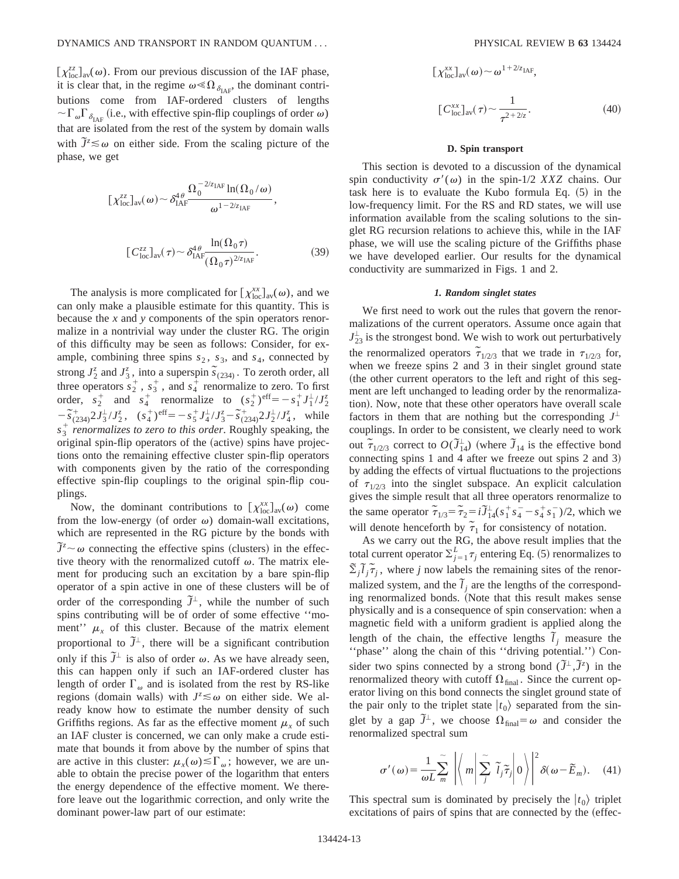$[\chi^{zz}_{\rm loc}]_{\rm av}(\omega)$. From our previous discussion of the IAF phase, it is clear that, in the regime $\omega \ll \Omega_{\delta_{\rm IAF}}$, the dominant contributions come from IAF-ordered clusters of lengths $\sim \Gamma_\omega \Gamma_{\delta_{\rm IAF}}$ (i.e., with effective spin-flip couplings of order $\omega$) that are isolated from the rest of the system by domain walls with $\tilde{J}^z \lesssim \omega$ on either side. From the scaling picture of the phase, we get

$$[\chi^{zz}_{\rm loc}]_{\rm av}(\omega) \sim \delta^{4\theta}_{\rm IAF} \frac{\Omega_0^{-2/z_{\rm IAF}} \ln(\Omega_0/\omega)}{\omega^{1-2/z_{\rm IAF}}},$$

$$[C^{zz}_{\rm loc}]_{\rm av}(\tau) \sim \delta^{4\theta}_{\rm IAF} \frac{\ln(\Omega_0 \tau)}{(\Omega_0 \tau)^{2/z_{\rm IAF}}}. \qquad (39)$$

The analysis is more complicated for $[\chi^{xx}_{\rm loc}]_{\rm av}(\omega)$, and we can only make a plausible estimate for this quantity. This is because the $x$ and $y$ components of the spin operators renormalize in a nontrivial way under the cluster RG. The origin of this difficulty may be seen as follows: Consider, for example, combining three spins $s_2$, $s_3$, and $s_4$, connected by strong $J^z_2$ and $J^z_3$, into a superspin $\tilde{S}_{(234)}$. To zeroth order, all three operators $s^+_2$, $s^+_3$, and $s^+_4$ renormalize to zero. To first order, $s^+_2$ and $s^+_4$ renormalize to $(s^+_2)^{\rm eff} = -s^+_1 J^\perp_1/J^z_2 - \tilde{S}^+_{(234)} 2J^\perp_3/J^z_2$, $(s^+_4)^{\rm eff} = -s^+_5 J^\perp_4/J^z_3 - \tilde{S}^+_{(234)} 2J^\perp_2/J^z_4$, while *$s^+_3$ renormalizes to zero to this order*. Roughly speaking, the original spin-flip operators of the (active) spins have projections onto the remaining effective cluster spin-flip operators with components given by the ratio of the corresponding effective spin-flip couplings to the original spin-flip couplings.

Now, the dominant contributions to $[\chi^{xx}_{\rm loc}]_{\rm av}(\omega)$ come from the low-energy (of order $\omega$) domain-wall excitations, which are represented in the RG picture by the bonds with $\tilde{J}^z \sim \omega$ connecting the effective spins (clusters) in the effective theory with the renormalized cutoff $\omega$. The matrix element for producing such an excitation by a bare spin-flip operator of a spin active in one of these clusters will be of order of the corresponding $\tilde{J}^\perp$, while the number of such spins contributing will be of order of some effective "moment" $\mu_x$ of this cluster. Because of the matrix element proportional to $\tilde{J}^\perp$, there will be a significant contribution only if this $\tilde{J}^\perp$ is also of order $\omega$. As we have already seen, this can happen only if such an IAF-ordered cluster has length of order $\Gamma_\omega$ and is isolated from the rest by RS-like regions (domain walls) with $J^z \lesssim \omega$ on either side. We already know how to estimate the number density of such Griffiths regions. As far as the effective moment $\mu_x$ of such an IAF cluster is concerned, we can only make a crude estimate that bounds it from above by the number of spins that are active in this cluster: $\mu_x(\omega) \lesssim \Gamma_\omega$; however, we are unable to obtain the precise power of the logarithm that enters the energy dependence of the effective moment. We therefore leave out the logarithmic correction, and only write the dominant power-law part of our estimate:

$$[\chi^{xx}_{\rm loc}]_{\rm av}(\omega) \sim \omega^{1+2/z_{\rm IAF}},$$

$$[C^{xx}_{\rm loc}]_{\rm av}(\tau) \sim \frac{1}{\tau^{2+2/z}}. \qquad (40)$$

### D. Spin transport

This section is devoted to a discussion of the dynamical spin conductivity $\sigma'(\omega)$ in the spin-1/2 $XXZ$ chains. Our task here is to evaluate the Kubo formula Eq. (5) in the low-frequency limit. For the RS and RD states, we will use information available from the scaling solutions to the singlet RG recursion relations to achieve this, while in the IAF phase, we will use the scaling picture of the Griffiths phase we have developed earlier. Our results for the dynamical conductivity are summarized in Figs. 1 and 2.

#### *1. Random singlet states*

We first need to work out the rules that govern the renormalizations of the current operators. Assume once again that $J^\perp_{23}$ is the strongest bond. We wish to work out perturbatively the renormalized operators $\tilde{\tau}_{1/2/3}$ that we trade in $\tau_{1/2/3}$ for, when we freeze spins 2 and 3 in their singlet ground state (the other current operators to the left and right of this segment are left unchanged to leading order by the renormalization). Now, note that these other operators have overall scale factors in them that are nothing but the corresponding $J^\perp$ couplings. In order to be consistent, we clearly need to work out $\tilde{\tau}_{1/2/3}$ correct to $O(\tilde{J}^\perp_{14})$ (where $\tilde{J}_{14}$ is the effective bond connecting spins 1 and 4 after we freeze out spins 2 and 3) by adding the effects of virtual fluctuations to the projections of $\tau_{1/2/3}$ into the singlet subspace. An explicit calculation gives the simple result that all three operators renormalize to the same operator $\tilde{\tau}_{1/3} = \tilde{\tau}_2 = i\tilde{J}^\perp_{14}(s^+_1 s^-_4 - s^+_4 s^-_1)/2$, which we will denote henceforth by $\tilde{\tau}_1$ for consistency of notation.

As we carry out the RG, the above result implies that the total current operator $\Sigma^L_{j=1}\tau_j$ entering Eq. (5) renormalizes to $\tilde{\Sigma}_j \tilde{l}_j \tilde{\tau}_j$, where $j$ now labels the remaining sites of the renormalized system, and the $\tilde{l}_j$ are the lengths of the corresponding renormalized bonds. (Note that this result makes sense physically and is a consequence of spin conservation: when a magnetic field with a uniform gradient is applied along the length of the chain, the effective lengths $\tilde{l}_j$ measure the "phase" along the chain of this "driving potential.") Consider two spins connected by a strong bond $(\tilde{J}^\perp, \tilde{J}^z)$ in the renormalized theory with cutoff $\Omega_{\rm final}$. Since the current operator living on this bond connects the singlet ground state of the pair only to the triplet state $|t_0\rangle$ separated from the singlet by a gap $\tilde{J}^\perp$, we choose $\Omega_{\rm final} = \omega$ and consider the renormalized spectral sum

$$\sigma'(\omega) = \frac{1}{\omega L} \tilde{\sum_m} \left| \left\langle m \left| \tilde{\sum_j} \tilde{l}_j \tilde{\tau}_j \right| 0 \right\rangle \right|^2 \delta(\omega - \tilde{E}_m). \qquad (41)$$

This spectral sum is dominated by precisely the $|t_0\rangle$ triplet excitations of pairs of spins that are connected by the (effec-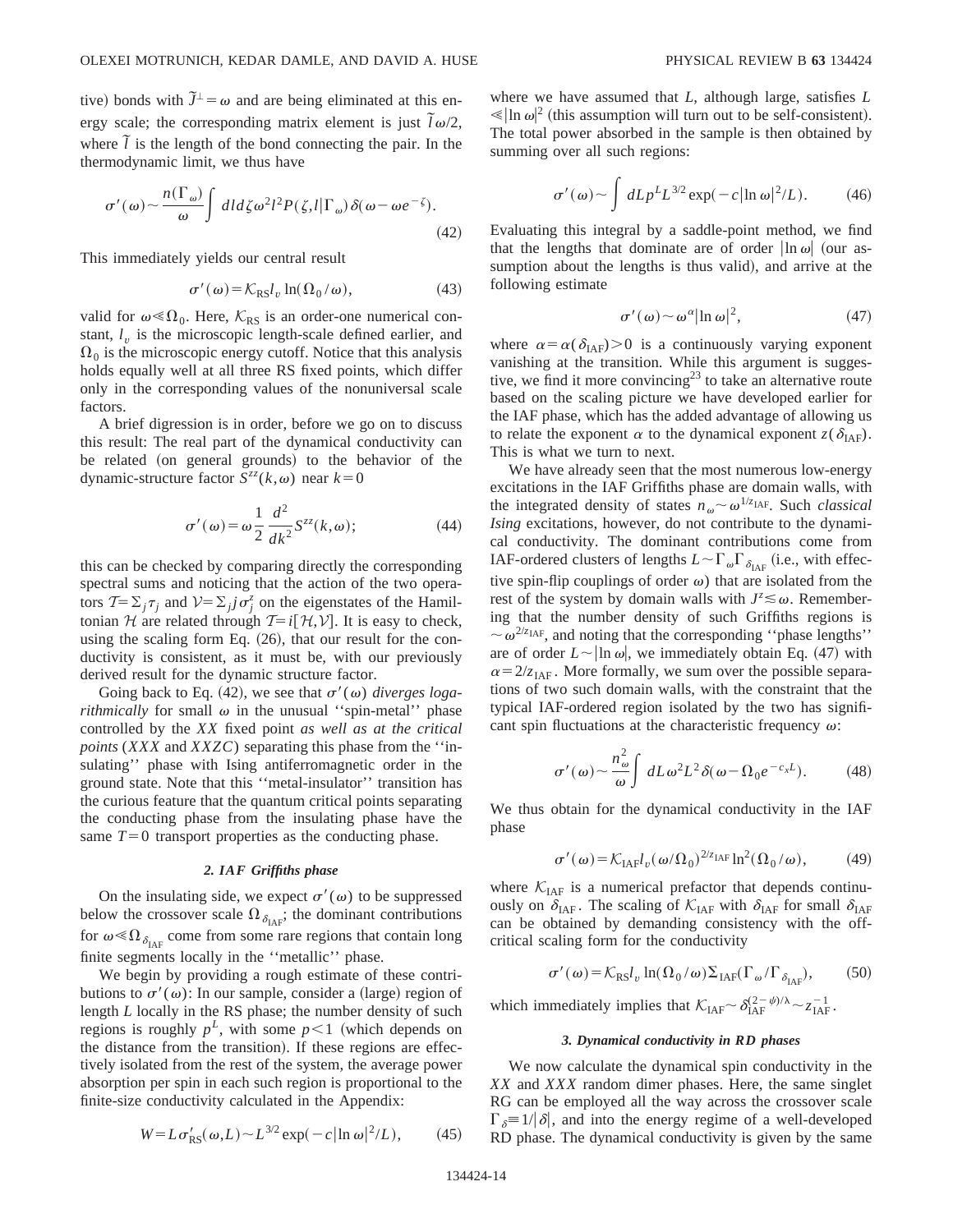tive) bonds with $\tilde{J}^{\perp}=\omega$ and are being eliminated at this energy scale; the corresponding matrix element is just $\tilde{l}\omega/2$, where $\tilde{l}$ is the length of the bond connecting the pair. In the thermodynamic limit, we thus have

$$\sigma'(\omega) \sim \frac{n(\Gamma_\omega)}{\omega}\int dl d\zeta \omega^2 l^2 P(\zeta, l|\Gamma_\omega)\delta(\omega - \omega e^{-\zeta}). \tag{42}$$

This immediately yields our central result

$$\sigma'(\omega) = \mathcal{K}_{\mathrm{RS}} l_v \ln(\Omega_0/\omega), \tag{43}$$

valid for $\omega \ll \Omega_0$. Here, $\mathcal{K}_{\mathrm{RS}}$ is an order-one numerical constant, $l_v$ is the microscopic length-scale defined earlier, and $\Omega_0$ is the microscopic energy cutoff. Notice that this analysis holds equally well at all three RS fixed points, which differ only in the corresponding values of the nonuniversal scale factors.

A brief digression is in order, before we go on to discuss this result: The real part of the dynamical conductivity can be related (on general grounds) to the behavior of the dynamic-structure factor $S^{zz}(k,\omega)$ near $k=0$

$$\sigma'(\omega) = \omega \frac{1}{2}\frac{d^2}{dk^2} S^{zz}(k,\omega); \tag{44}$$

this can be checked by comparing directly the corresponding spectral sums and noticing that the action of the two operators $\mathcal{T}=\sum_j \tau_j$ and $\mathcal{V}=\sum_j j\sigma_j^z$ on the eigenstates of the Hamiltonian $\mathcal{H}$ are related through $\mathcal{T}=i[\mathcal{H},\mathcal{V}]$. It is easy to check, using the scaling form Eq. (26), that our result for the conductivity is consistent, as it must be, with our previously derived result for the dynamic structure factor.

Going back to Eq. (42), we see that $\sigma'(\omega)$ *diverges logarithmically* for small $\omega$ in the unusual "spin-metal" phase controlled by the *XX* fixed point *as well as at the critical points* (*XXX* and *XXZC*) separating this phase from the "insulating" phase with Ising antiferromagnetic order in the ground state. Note that this "metal-insulator" transition has the curious feature that the quantum critical points separating the conducting phase from the insulating phase have the same $T=0$ transport properties as the conducting phase.

#### 2. IAF Griffiths phase

On the insulating side, we expect $\sigma'(\omega)$ to be suppressed below the crossover scale $\Omega_{\delta_{\mathrm{IAF}}}$; the dominant contributions for $\omega \ll \Omega_{\delta_{\mathrm{IAF}}}$ come from some rare regions that contain long finite segments locally in the "metallic" phase.

We begin by providing a rough estimate of these contributions to $\sigma'(\omega)$: In our sample, consider a (large) region of length $L$ locally in the RS phase; the number density of such regions is roughly $p^L$, with some $p<1$ (which depends on the distance from the transition). If these regions are effectively isolated from the rest of the system, the average power absorption per spin in each such region is proportional to the finite-size conductivity calculated in the Appendix:

$$W = L\sigma'_{\mathrm{RS}}(\omega, L) \sim L^{3/2}\exp(-c|\ln\omega|^2/L), \tag{45}$$

where we have assumed that $L$, although large, satisfies $L \ll |\ln\omega|^2$ (this assumption will turn out to be self-consistent). The total power absorbed in the sample is then obtained by summing over all such regions:

$$\sigma'(\omega) \sim \int dL p^L L^{3/2}\exp(-c|\ln\omega|^2/L). \tag{46}$$

Evaluating this integral by a saddle-point method, we find that the lengths that dominate are of order $|\ln\omega|$ (our assumption about the lengths is thus valid), and arrive at the following estimate

$$\sigma'(\omega) \sim \omega^{\alpha}|\ln\omega|^2, \tag{47}$$

where $\alpha=\alpha(\delta_{\mathrm{IAF}})>0$ is a continuously varying exponent vanishing at the transition. While this argument is suggestive, we find it more convincing[23] to take an alternative route based on the scaling picture we have developed earlier for the IAF phase, which has the added advantage of allowing us to relate the exponent $\alpha$ to the dynamical exponent $z(\delta_{\mathrm{IAF}})$. This is what we turn to next.

We have already seen that the most numerous low-energy excitations in the IAF Griffiths phase are domain walls, with the integrated density of states $n_\omega \sim \omega^{1/z_{\mathrm{IAF}}}$. Such *classical Ising* excitations, however, do not contribute to the dynamical conductivity. The dominant contributions come from IAF-ordered clusters of lengths $L \sim \Gamma_\omega \Gamma_{\delta_{\mathrm{IAF}}}$ (i.e., with effective spin-flip couplings of order $\omega$) that are isolated from the rest of the system by domain walls with $J^z \lesssim \omega$. Remembering that the number density of such Griffiths regions is $\sim \omega^{2/z_{\mathrm{IAF}}}$, and noting that the corresponding "phase lengths" are of order $L \sim |\ln\omega|$, we immediately obtain Eq. (47) with $\alpha = 2/z_{\mathrm{IAF}}$. More formally, we sum over the possible separations of two such domain walls, with the constraint that the typical IAF-ordered region isolated by the two has significant spin fluctuations at the characteristic frequency $\omega$:

$$\sigma'(\omega) \sim \frac{n_\omega^2}{\omega}\int dL \omega^2 L^2 \delta(\omega - \Omega_0 e^{-c_x L}). \tag{48}$$

We thus obtain for the dynamical conductivity in the IAF phase

$$\sigma'(\omega) = \mathcal{K}_{\mathrm{IAF}} l_v (\omega/\Omega_0)^{2/z_{\mathrm{IAF}}}\ln^2(\Omega_0/\omega), \tag{49}$$

where $\mathcal{K}_{\mathrm{IAF}}$ is a numerical prefactor that depends continuously on $\delta_{\mathrm{IAF}}$. The scaling of $\mathcal{K}_{\mathrm{IAF}}$ with $\delta_{\mathrm{IAF}}$ for small $\delta_{\mathrm{IAF}}$ can be obtained by demanding consistency with the off-critical scaling form for the conductivity

$$\sigma'(\omega) = \mathcal{K}_{\mathrm{RS}} \ln(\Omega_0/\omega)\Sigma_{\mathrm{IAF}}(\Gamma_\omega/\Gamma_{\delta_{\mathrm{IAF}}}), \tag{50}$$

which immediately implies that $\mathcal{K}_{\mathrm{IAF}} \sim \delta_{\mathrm{IAF}}^{(2-\psi)/\lambda} \sim z_{\mathrm{IAF}}^{-1}$.

#### 3. Dynamical conductivity in RD phases

We now calculate the dynamical spin conductivity in the *XX* and *XXX* random dimer phases. Here, the same singlet RG can be employed all the way across the crossover scale $\Gamma_\delta \equiv 1/|\delta|$, and into the energy regime of a well-developed RD phase. The dynamical conductivity is given by the same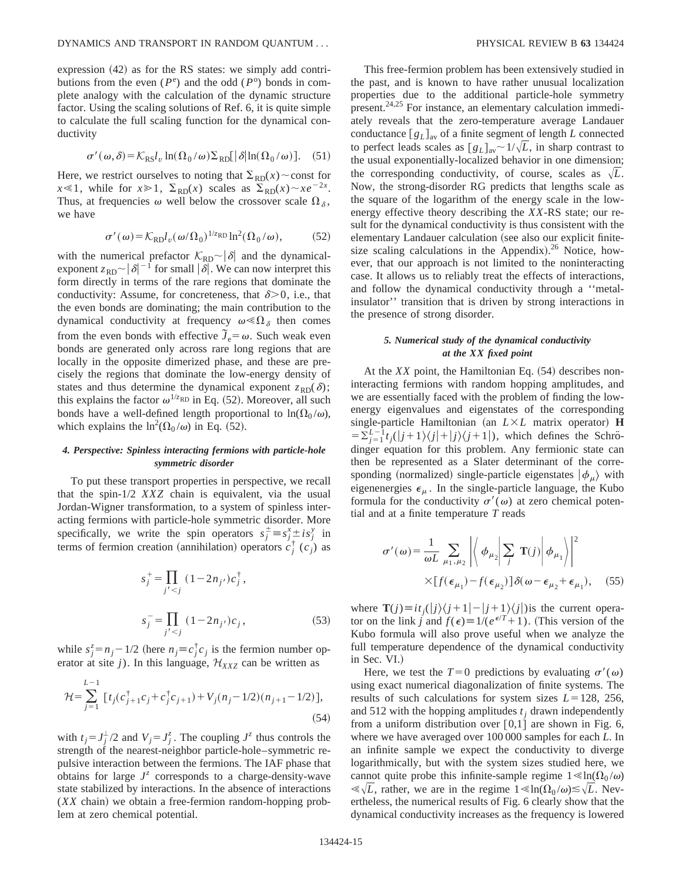expression (42) as for the RS states: we simply add contributions from the even ($P^e$) and the odd ($P^o$) bonds in complete analogy with the calculation of the dynamic structure factor. Using the scaling solutions of Ref. 6, it is quite simple to calculate the full scaling function for the dynamical conductivity

$$\sigma'(\omega,\delta)=\mathcal{K}_{\rm RS} l_v \ln(\Omega_0/\omega)\Sigma_{\rm RD}[|\delta|\ln(\Omega_0/\omega)]. \quad (51)$$

Here, we restrict ourselves to noting that $\Sigma_{\rm RD}(x)\sim$const for $x\ll 1$, while for $x\gg 1$, $\Sigma_{\rm RD}(x)$ scales as $\Sigma_{\rm RD}(x)\sim xe^{-2x}$. Thus, at frequencies $\omega$ well below the crossover scale $\Omega_\delta$, we have

$$\sigma'(\omega)=\mathcal{K}_{\rm RD} l_v (\omega/\Omega_0)^{1/z_{\rm RD}} \ln^2(\Omega_0/\omega), \quad (52)$$

with the numerical prefactor $\mathcal{K}_{\rm RD}\sim|\delta|$ and the dynamical-exponent $z_{\rm RD}\sim|\delta|^{-1}$ for small $|\delta|$. We can now interpret this form directly in terms of the rare regions that dominate the conductivity: Assume, for concreteness, that $\delta>0$, i.e., that the even bonds are dominating; the main contribution to the dynamical conductivity at frequency $\omega\ll\Omega_\delta$ then comes from the even bonds with effective $\tilde{J}_e=\omega$. Such weak even bonds are generated only across rare long regions that are locally in the opposite dimerized phase, and these are precisely the regions that dominate the low-energy density of states and thus determine the dynamical exponent $z_{\rm RD}(\delta)$; this explains the factor $\omega^{1/z_{\rm RD}}$ in Eq. (52). Moreover, all such bonds have a well-defined length proportional to $\ln(\Omega_0/\omega)$, which explains the $\ln^2(\Omega_0/\omega)$ in Eq. (52).

#### 4. Perspective: Spinless interacting fermions with particle-hole symmetric disorder

To put these transport properties in perspective, we recall that the spin-1/2 *XXZ* chain is equivalent, via the usual Jordan-Wigner transformation, to a system of spinless interacting fermions with particle-hole symmetric disorder. More specifically, we write the spin operators $s_j^{\pm}\equiv s_j^x \pm i s_j^y$ in terms of fermion creation (annihilation) operators $c_j^\dagger$ ($c_j$) as

$$s_j^+=\prod_{j'<j}(1-2n_{j'})c_j^\dagger,$$

$$s_j^-=\prod_{j'<j}(1-2n_{j'})c_j, \quad (53)$$

while $s_j^z=n_j-1/2$ (here $n_j\equiv c_j^\dagger c_j$ is the fermion number operator at site $j$). In this language, $\mathcal{H}_{XXZ}$ can be written as

$$\mathcal{H}=\sum_{j=1}^{L-1}[t_j(c_{j+1}^\dagger c_j + c_j^\dagger c_{j+1}) + V_j(n_j-1/2)(n_{j+1}-1/2)], \quad (54)$$

with $t_j=J_j^\perp/2$ and $V_j=J_j^z$. The coupling $J^z$ thus controls the strength of the nearest-neighbor particle-hole–symmetric repulsive interaction between the fermions. The IAF phase that obtains for large $J^z$ corresponds to a charge-density-wave state stabilized by interactions. In the absence of interactions (*XX* chain) we obtain a free-fermion random-hopping problem at zero chemical potential.

This free-fermion problem has been extensively studied in the past, and is known to have rather unusual localization properties due to the additional particle-hole symmetry present.[24,25] For instance, an elementary calculation immediately reveals that the zero-temperature average Landauer conductance $[g_L]_{\rm av}$ of a finite segment of length $L$ connected to perfect leads scales as $[g_L]_{\rm av}\sim 1/\sqrt{L}$, in sharp contrast to the usual exponentially-localized behavior in one dimension; the corresponding conductivity, of course, scales as $\sqrt{L}$. Now, the strong-disorder RG predicts that lengths scale as the square of the logarithm of the energy scale in the low-energy effective theory describing the *XX*-RS state; our result for the dynamical conductivity is thus consistent with the elementary Landauer calculation (see also our explicit finite-size scaling calculations in the Appendix).[26] Notice, however, that our approach is not limited to the noninteracting case. It allows us to reliably treat the effects of interactions, and follow the dynamical conductivity through a "metal-insulator" transition that is driven by strong interactions in the presence of strong disorder.

#### 5. Numerical study of the dynamical conductivity at the XX fixed point

At the *XX* point, the Hamiltonian Eq. (54) describes noninteracting fermions with random hopping amplitudes, and we are essentially faced with the problem of finding the low-energy eigenvalues and eigenstates of the corresponding single-particle Hamiltonian (an $L\times L$ matrix operator) $\mathbf{H}=\sum_{j=1}^{L-1}t_j(|j+1\rangle\langle j|+|j\rangle\langle j+1|)$, which defines the Schrödinger equation for this problem. Any fermionic state can then be represented as a Slater determinant of the corresponding (normalized) single-particle eigenstates $|\phi_\mu\rangle$ with eigenenergies $\epsilon_\mu$. In the single-particle language, the Kubo formula for the conductivity $\sigma'(\omega)$ at zero chemical potential and at a finite temperature $T$ reads

$$\sigma'(\omega)=\frac{1}{\omega L}\sum_{\mu_1,\mu_2}\left|\left\langle \phi_{\mu_2}\left|\sum_j \mathbf{T}(j)\right|\phi_{\mu_1}\right\rangle\right|^2 \times[f(\epsilon_{\mu_1})-f(\epsilon_{\mu_2})]\delta(\omega-\epsilon_{\mu_2}+\epsilon_{\mu_1}), \quad (55)$$

where $\mathbf{T}(j)\equiv it_j(|j\rangle\langle j+1|-|j+1\rangle\langle j|)$is the current operator on the link $j$ and $f(\epsilon)\equiv 1/(e^{\epsilon/T}+1)$. (This version of the Kubo formula will also prove useful when we analyze the full temperature dependence of the dynamical conductivity in Sec. VI.)

Here, we test the $T=0$ predictions by evaluating $\sigma'(\omega)$ using exact numerical diagonalization of finite systems. The results of such calculations for system sizes $L=128$, 256, and 512 with the hopping amplitudes $t_j$ drawn independently from a uniform distribution over $[0,1]$ are shown in Fig. 6, where we have averaged over 100 000 samples for each $L$. In an infinite sample we expect the conductivity to diverge logarithmically, but with the system sizes studied here, we cannot quite probe this infinite-sample regime $1\ll\ln(\Omega_0/\omega)\ll\sqrt{L}$, rather, we are in the regime $1\ll\ln(\Omega_0/\omega)\lesssim\sqrt{L}$. Nevertheless, the numerical results of Fig. 6 clearly show that the dynamical conductivity increases as the frequency is lowered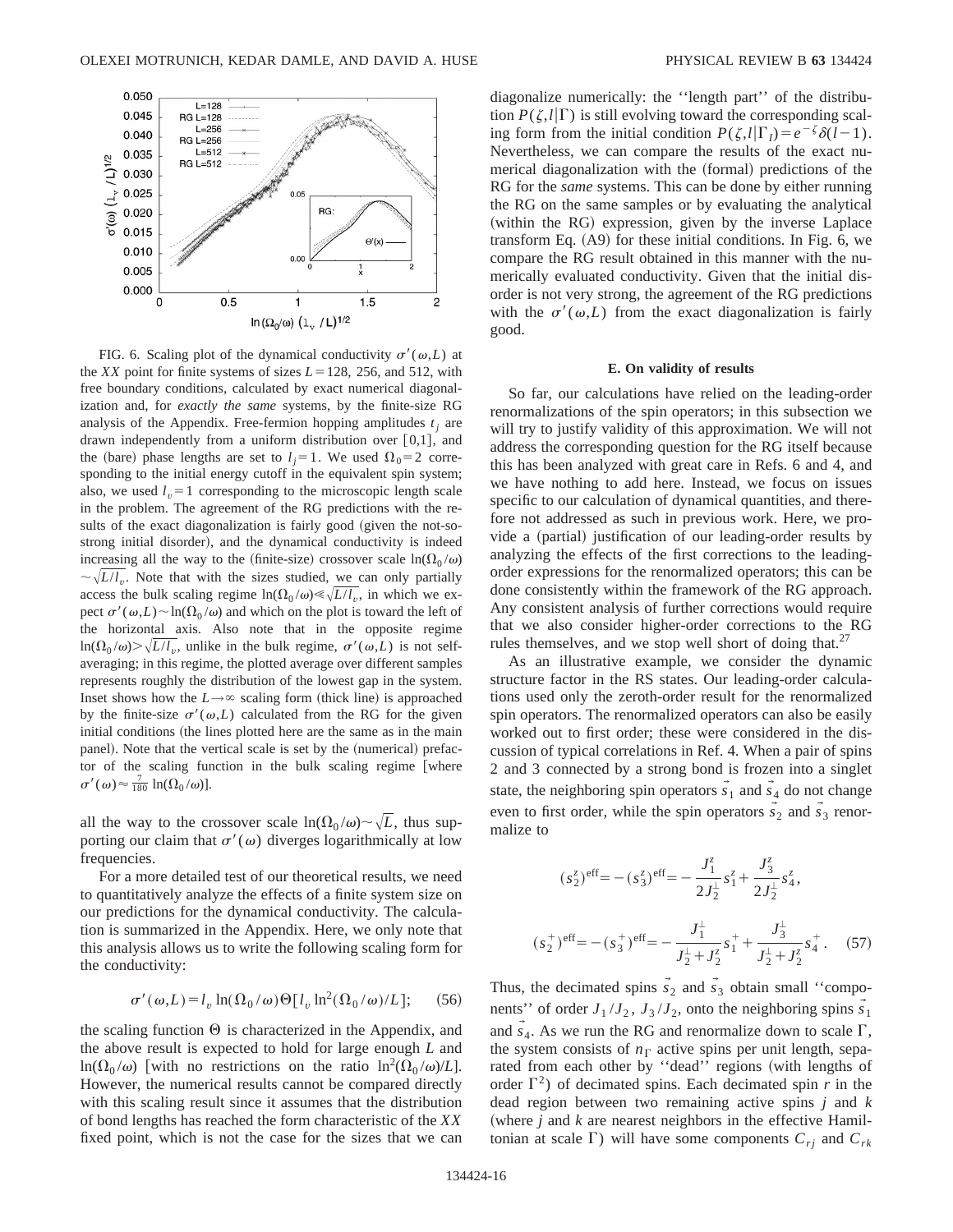FIG. 6. Scaling plot of the dynamical conductivity $\sigma'(\omega,L)$ at the *XX* point for finite systems of sizes $L=128$, 256, and 512, with free boundary conditions, calculated by exact numerical diagonalization and, for *exactly the same* systems, by the finite-size RG analysis of the Appendix. Free-fermion hopping amplitudes $t_j$ are drawn independently from a uniform distribution over [0,1], and the (bare) phase lengths are set to $l_j=1$. We used $\Omega_0=2$ corresponding to the initial energy cutoff in the equivalent spin system; also, we used $l_v=1$ corresponding to the microscopic length scale in the problem. The agreement of the RG predictions with the results of the exact diagonalization is fairly good (given the not-so-strong initial disorder), and the dynamical conductivity is indeed increasing all the way to the (finite-size) crossover scale $\ln(\Omega_0/\omega) \sim \sqrt{L/l_v}$. Note that with the sizes studied, we can only partially access the bulk scaling regime $\ln(\Omega_0/\omega) \ll \sqrt{L/l_v}$, in which we expect $\sigma'(\omega,L) \sim \ln(\Omega_0/\omega)$ and which on the plot is toward the left of the horizontal axis. Also note that in the opposite regime $\ln(\Omega_0/\omega) > \sqrt{L/l_v}$, unlike in the bulk regime, $\sigma'(\omega,L)$ is not self-averaging; in this regime, the plotted average over different samples represents roughly the distribution of the lowest gap in the system. Inset shows how the $L\to\infty$ scaling form (thick line) is approached by the finite-size $\sigma'(\omega,L)$ calculated from the RG for the given initial conditions (the lines plotted here are the same as in the main panel). Note that the vertical scale is set by the (numerical) prefactor of the scaling function in the bulk scaling regime [where $\sigma'(\omega) \approx \frac{7}{180}\ln(\Omega_0/\omega)$].

all the way to the crossover scale $\ln(\Omega_0/\omega) \sim \sqrt{L}$, thus supporting our claim that $\sigma'(\omega)$ diverges logarithmically at low frequencies.

For a more detailed test of our theoretical results, we need to quantitatively analyze the effects of a finite system size on our predictions for the dynamical conductivity. The calculation is summarized in the Appendix. Here, we only note that this analysis allows us to write the following scaling form for the conductivity:

$$\sigma'(\omega,L) = l_v \ln(\Omega_0/\omega)\,\Theta[l_v \ln^2(\Omega_0/\omega)/L]; \qquad (56)$$

the scaling function $\Theta$ is characterized in the Appendix, and the above result is expected to hold for large enough $L$ and $\ln(\Omega_0/\omega)$ [with no restrictions on the ratio $\ln^2(\Omega_0/\omega)/L$]. However, the numerical results cannot be compared directly with this scaling result since it assumes that the distribution of bond lengths has reached the form characteristic of the *XX* fixed point, which is not the case for the sizes that we can diagonalize numerically: the "length part" of the distribution $P(\zeta,l|\Gamma)$ is still evolving toward the corresponding scaling form from the initial condition $P(\zeta,l|\Gamma_I) = e^{-\zeta}\delta(l-1)$. Nevertheless, we can compare the results of the exact numerical diagonalization with the (formal) predictions of the RG for the *same* systems. This can be done by either running the RG on the same samples or by evaluating the analytical (within the RG) expression, given by the inverse Laplace transform Eq. (A9) for these initial conditions. In Fig. 6, we compare the RG result obtained in this manner with the numerically evaluated conductivity. Given that the initial disorder is not very strong, the agreement of the RG predictions with the $\sigma'(\omega,L)$ from the exact diagonalization is fairly good.

### E. On validity of results

So far, our calculations have relied on the leading-order renormalizations of the spin operators; in this subsection we will try to justify validity of this approximation. We will not address the corresponding question for the RG itself because this has been analyzed with great care in Refs. 6 and 4, and we have nothing to add here. Instead, we focus on issues specific to our calculation of dynamical quantities, and therefore not addressed as such in previous work. Here, we provide a (partial) justification of our leading-order results by analyzing the effects of the first corrections to the leading-order expressions for the renormalized operators; this can be done consistently within the framework of the RG approach. Any consistent analysis of further corrections would require that we also consider higher-order corrections to the RG rules themselves, and we stop well short of doing that.[27]

As an illustrative example, we consider the dynamic structure factor in the RS states. Our leading-order calculations used only the zeroth-order result for the renormalized spin operators. The renormalized operators can also be easily worked out to first order; these were considered in the discussion of typical correlations in Ref. 4. When a pair of spins 2 and 3 connected by a strong bond is frozen into a singlet state, the neighboring spin operators $\vec{s}_1$ and $\vec{s}_4$ do not change even to first order, while the spin operators $\vec{s}_2$ and $\vec{s}_3$ renormalize to

$$(s_2^z)^{\rm eff} = -(s_3^z)^{\rm eff} = -\frac{J_1^z}{2J_2^\perp}s_1^z + \frac{J_3^z}{2J_2^\perp}s_4^z,$$

$$(s_2^+)^{\rm eff} = -(s_3^+)^{\rm eff} = -\frac{J_1^\perp}{J_2^\perp + J_2^z}s_1^+ + \frac{J_3^\perp}{J_2^\perp + J_2^z}s_4^+. \qquad (57)$$

Thus, the decimated spins $\vec{s}_2$ and $\vec{s}_3$ obtain small "components" of order $J_1/J_2$, $J_3/J_2$, onto the neighboring spins $\vec{s}_1$ and $\vec{s}_4$. As we run the RG and renormalize down to scale $\Gamma$, the system consists of $n_\Gamma$ active spins per unit length, separated from each other by "dead" regions (with lengths of order $\Gamma^2$) of decimated spins. Each decimated spin $r$ in the dead region between two remaining active spins $j$ and $k$ (where $j$ and $k$ are nearest neighbors in the effective Hamiltonian at scale $\Gamma$) will have some components $C_{rj}$ and $C_{rk}$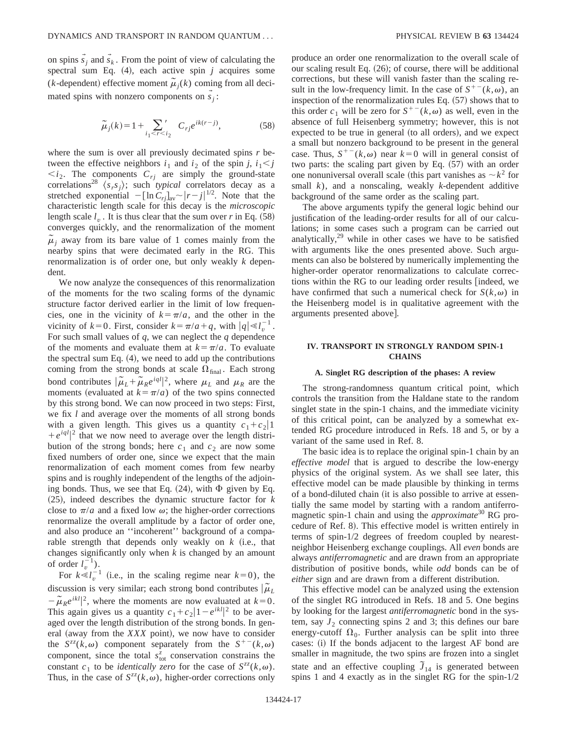on spins $\vec{s}_j$ and $\vec{s}_k$. From the point of view of calculating the spectral sum Eq. (4), each active spin $j$ acquires some ($k$-dependent) effective moment $\tilde{\mu}_j(k)$ coming from all decimated spins with nonzero components on $\vec{s}_j$:

$$\tilde{\mu}_j(k) = 1 + \sum_{i_1 < r < i_2}{}' \; C_{rj} e^{ik(r-j)}, \tag{58}$$

where the sum is over all previously decimated spins $r$ between the effective neighbors $i_1$ and $i_2$ of the spin $j$, $i_1 < j < i_2$. The components $C_{rj}$ are simply the ground-state correlations[28] $\langle s_r s_j \rangle$; such *typical* correlators decay as a stretched exponential $-[\ln C_{rj}]_{\rm av} \sim |r-j|^{1/2}$. Note that the characteristic length scale for this decay is the *microscopic* length scale $l_v$. It is thus clear that the sum over $r$ in Eq. (58) converges quickly, and the renormalization of the moment $\tilde{\mu}_j$ away from its bare value of 1 comes mainly from the nearby spins that were decimated early in the RG. This renormalization is of order one, but only weakly $k$ dependent.

We now analyze the consequences of this renormalization of the moments for the two scaling forms of the dynamic structure factor derived earlier in the limit of low frequencies, one in the vicinity of $k = \pi/a$, and the other in the vicinity of $k = 0$. First, consider $k = \pi/a + q$, with $|q| \ll l_v^{-1}$. For such small values of $q$, we can neglect the $q$ dependence of the moments and evaluate them at $k = \pi/a$. To evaluate the spectral sum Eq. (4), we need to add up the contributions coming from the strong bonds at scale $\Omega_{\rm final}$. Each strong bond contributes $|\tilde{\mu}_L + \tilde{\mu}_R e^{iql}|^2$, where $\mu_L$ and $\mu_R$ are the moments (evaluated at $k = \pi/a$) of the two spins connected by this strong bond. We can now proceed in two steps: First, we fix $l$ and average over the moments of all strong bonds with a given length. This gives us a quantity $c_1 + c_2|1 + e^{iql}|^2$ that we now need to average over the length distribution of the strong bonds; here $c_1$ and $c_2$ are now some fixed numbers of order one, since we expect that the main renormalization of each moment comes from few nearby spins and is roughly independent of the lengths of the adjoining bonds. Thus, we see that Eq. (24), with $\Phi$ given by Eq. (25), indeed describes the dynamic structure factor for $k$ close to $\pi/a$ and a fixed low $\omega$; the higher-order corrections renormalize the overall amplitude by a factor of order one, and also produce an ''incoherent'' background of a comparable strength that depends only weakly on $k$ (i.e., that changes significantly only when $k$ is changed by an amount of order $l_v^{-1}$).

For $k \ll l_v^{-1}$ (i.e., in the scaling regime near $k = 0$), the discussion is very similar; each strong bond contributes $|\tilde{\mu}_L - \tilde{\mu}_R e^{ikl}|^2$, where the moments are now evaluated at $k = 0$. This again gives us a quantity $c_1 + c_2|1 - e^{ikl}|^2$ to be averaged over the length distribution of the strong bonds. In general (away from the *XXX* point), we now have to consider the $S^{zz}(k,\omega)$ component separately from the $S^{+-}(k,\omega)$ component, since the total $s^z_{\rm tot}$ conservation constrains the constant $c_1$ to be *identically zero* for the case of $S^{zz}(k,\omega)$. Thus, in the case of $S^{zz}(k,\omega)$, higher-order corrections only produce an order one renormalization to the overall scale of our scaling result Eq. (26); of course, there will be additional corrections, but these will vanish faster than the scaling result in the low-frequency limit. In the case of $S^{+-}(k,\omega)$, an inspection of the renormalization rules Eq. (57) shows that to this order $c_1$ will be zero for $S^{+-}(k,\omega)$ as well, even in the absence of full Heisenberg symmetry; however, this is not expected to be true in general (to all orders), and we expect a small but nonzero background to be present in the general case. Thus, $S^{+-}(k,\omega)$ near $k = 0$ will in general consist of two parts: the scaling part given by Eq. (57) with an order one nonuniversal overall scale (this part vanishes as $\sim k^2$ for small $k$), and a nonscaling, weakly $k$-dependent additive background of the same order as the scaling part.

The above arguments typify the general logic behind our justification of the leading-order results for all of our calculations; in some cases such a program can be carried out analytically,[29] while in other cases we have to be satisfied with arguments like the ones presented above. Such arguments can also be bolstered by numerically implementing the higher-order operator renormalizations to calculate corrections within the RG to our leading order results [indeed, we have confirmed that such a numerical check for $S(k,\omega)$ in the Heisenberg model is in qualitative agreement with the arguments presented above].

## IV. TRANSPORT IN STRONGLY RANDOM SPIN-1 CHAINS

### A. Singlet RG description of the phases: A review

The strong-randomness quantum critical point, which controls the transition from the Haldane state to the random singlet state in the spin-1 chains, and the immediate vicinity of this critical point, can be analyzed by a somewhat extended RG procedure introduced in Refs. 18 and 5, or by a variant of the same used in Ref. 8.

The basic idea is to replace the original spin-1 chain by an *effective model* that is argued to describe the low-energy physics of the original system. As we shall see later, this effective model can be made plausible by thinking in terms of a bond-diluted chain (it is also possible to arrive at essentially the same model by starting with a random antiferromagnetic spin-1 chain and using the *approximate*[30] RG procedure of Ref. 8). This effective model is written entirely in terms of spin-1/2 degrees of freedom coupled by nearest-neighbor Heisenberg exchange couplings. All *even* bonds are always *antiferromagnetic* and are drawn from an appropriate distribution of positive bonds, while *odd* bonds can be of *either* sign and are drawn from a different distribution.

This effective model can be analyzed using the extension of the singlet RG introduced in Refs. 18 and 5. One begins by looking for the largest *antiferromagnetic* bond in the system, say $J_2$ connecting spins 2 and 3; this defines our bare energy-cutoff $\Omega_0$. Further analysis can be split into three cases: (i) If the bonds adjacent to the largest AF bond are smaller in magnitude, the two spins are frozen into a singlet state and an effective coupling $\tilde{J}_{14}$ is generated between spins 1 and 4 exactly as in the singlet RG for the spin-1/2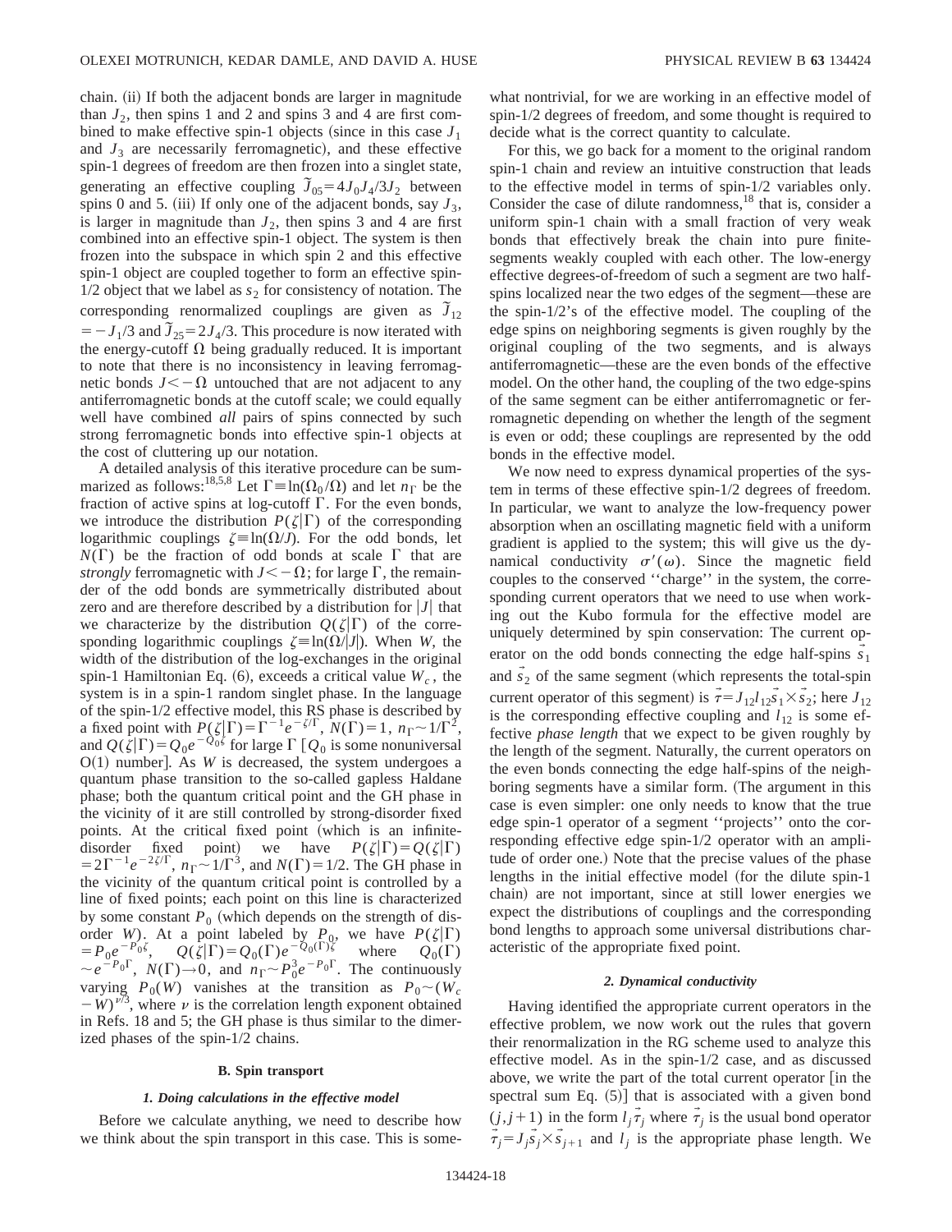chain. (ii) If both the adjacent bonds are larger in magnitude than $J_2$, then spins 1 and 2 and spins 3 and 4 are first combined to make effective spin-1 objects (since in this case $J_1$ and $J_3$ are necessarily ferromagnetic), and these effective spin-1 degrees of freedom are then frozen into a singlet state, generating an effective coupling $\tilde{J}_{05}=4J_0J_4/3J_2$ between spins 0 and 5. (iii) If only one of the adjacent bonds, say $J_3$, is larger in magnitude than $J_2$, then spins 3 and 4 are first combined into an effective spin-1 object. The system is then frozen into the subspace in which spin 2 and this effective spin-1 object are coupled together to form an effective spin-1/2 object that we label as $s_2$ for consistency of notation. The corresponding renormalized couplings are given as $\tilde{J}_{12}=-J_1/3$ and $\tilde{J}_{25}=2J_4/3$. This procedure is now iterated with the energy-cutoff $\Omega$ being gradually reduced. It is important to note that there is no inconsistency in leaving ferromagnetic bonds $J<-\Omega$ untouched that are not adjacent to any antiferromagnetic bonds at the cutoff scale; we could equally well have combined *all* pairs of spins connected by such strong ferromagnetic bonds into effective spin-1 objects at the cost of cluttering up our notation.

A detailed analysis of this iterative procedure can be summarized as follows:[18,5,8] Let $\Gamma\equiv\ln(\Omega_0/\Omega)$ and let $n_\Gamma$ be the fraction of active spins at log-cutoff $\Gamma$. For the even bonds, we introduce the distribution $P(\zeta|\Gamma)$ of the corresponding logarithmic couplings $\zeta\equiv\ln(\Omega/J)$. For the odd bonds, let $N(\Gamma)$ be the fraction of odd bonds at scale $\Gamma$ that are *strongly* ferromagnetic with $J<-\Omega$; for large $\Gamma$, the remainder of the odd bonds are symmetrically distributed about zero and are therefore described by a distribution for $|J|$ that we characterize by the distribution $Q(\zeta|\Gamma)$ of the corresponding logarithmic couplings $\zeta\equiv\ln(\Omega/|J|)$. When $W$, the width of the distribution of the log-exchanges in the original spin-1 Hamiltonian Eq. (6), exceeds a critical value $W_c$, the system is in a spin-1 random singlet phase. In the language of the spin-1/2 effective model, this RS phase is described by a fixed point with $P(\zeta|\Gamma)=\Gamma^{-1}e^{-\zeta/\Gamma}$, $N(\Gamma)=1$, $n_\Gamma\sim 1/\Gamma^2$, and $Q(\zeta|\Gamma)=Q_0e^{-Q_0\zeta}$ for large $\Gamma$ [$Q_0$ is some nonuniversal O(1) number]. As $W$ is decreased, the system undergoes a quantum phase transition to the so-called gapless Haldane phase; both the quantum critical point and the GH phase in the vicinity of it are still controlled by strong-disorder fixed points. At the critical fixed point (which is an infinite-disorder fixed point) we have $P(\zeta|\Gamma)=Q(\zeta|\Gamma)=2\Gamma^{-1}e^{-2\zeta/\Gamma}$, $n_\Gamma\sim 1/\Gamma^3$, and $N(\Gamma)=1/2$. The GH phase in the vicinity of the quantum critical point is controlled by a line of fixed points; each point on this line is characterized by some constant $P_0$ (which depends on the strength of disorder $W$). At a point labeled by $P_0$, we have $P(\zeta|\Gamma)=P_0e^{-P_0\zeta}$, $Q(\zeta|\Gamma)=Q_0(\Gamma)e^{-Q_0(\Gamma)\zeta}$ where $Q_0(\Gamma)\sim e^{-P_0\Gamma}$, $N(\Gamma)\to 0$, and $n_\Gamma\sim P_0^3e^{-P_0\Gamma}$. The continuously varying $P_0(W)$ vanishes at the transition as $P_0\sim(W_c-W)^{\nu/3}$, where $\nu$ is the correlation length exponent obtained in Refs. 18 and 5; the GH phase is thus similar to the dimerized phases of the spin-1/2 chains.

### B. Spin transport

#### 1. Doing calculations in the effective model

Before we calculate anything, we need to describe how we think about the spin transport in this case. This is somewhat nontrivial, for we are working in an effective model of spin-1/2 degrees of freedom, and some thought is required to decide what is the correct quantity to calculate.

For this, we go back for a moment to the original random spin-1 chain and review an intuitive construction that leads to the effective model in terms of spin-1/2 variables only. Consider the case of dilute randomness,[18] that is, consider a uniform spin-1 chain with a small fraction of very weak bonds that effectively break the chain into pure finite-segments weakly coupled with each other. The low-energy effective degrees-of-freedom of such a segment are two half-spins localized near the two edges of the segment—these are the spin-1/2's of the effective model. The coupling of the edge spins on neighboring segments is given roughly by the original coupling of the two segments, and is always antiferromagnetic—these are the even bonds of the effective model. On the other hand, the coupling of the two edge-spins of the same segment can be either antiferromagnetic or ferromagnetic depending on whether the length of the segment is even or odd; these couplings are represented by the odd bonds in the effective model.

We now need to express dynamical properties of the system in terms of these effective spin-1/2 degrees of freedom. In particular, we want to analyze the low-frequency power absorption when an oscillating magnetic field with a uniform gradient is applied to the system; this will give us the dynamical conductivity $\sigma'(\omega)$. Since the magnetic field couples to the conserved ''charge'' in the system, the corresponding current operators that we need to use when working out the Kubo formula for the effective model are uniquely determined by spin conservation: The current operator on the odd bonds connecting the edge half-spins $\vec{s}_1$ and $\vec{s}_2$ of the same segment (which represents the total-spin current operator of this segment) is $\vec{\tau}=J_{12}l_{12}\vec{s}_1\times\vec{s}_2$; here $J_{12}$ is the corresponding effective coupling and $l_{12}$ is some effective *phase length* that we expect to be given roughly by the length of the segment. Naturally, the current operators on the even bonds connecting the edge half-spins of the neighboring segments have a similar form. (The argument in this case is even simpler: one only needs to know that the true edge spin-1 operator of a segment ''projects'' onto the corresponding effective edge spin-1/2 operator with an amplitude of order one.) Note that the precise values of the phase lengths in the initial effective model (for the dilute spin-1 chain) are not important, since at still lower energies we expect the distributions of couplings and the corresponding bond lengths to approach some universal distributions characteristic of the appropriate fixed point.

#### 2. Dynamical conductivity

Having identified the appropriate current operators in the effective problem, we now work out the rules that govern their renormalization in the RG scheme used to analyze this effective model. As in the spin-1/2 case, and as discussed above, we write the part of the total current operator [in the spectral sum Eq. (5)] that is associated with a given bond $(j,j+1)$ in the form $l_j\vec{\tau}_j$ where $\vec{\tau}_j$ is the usual bond operator $\vec{\tau}_j=J_j\vec{s}_j\times\vec{s}_{j+1}$ and $l_j$ is the appropriate phase length. We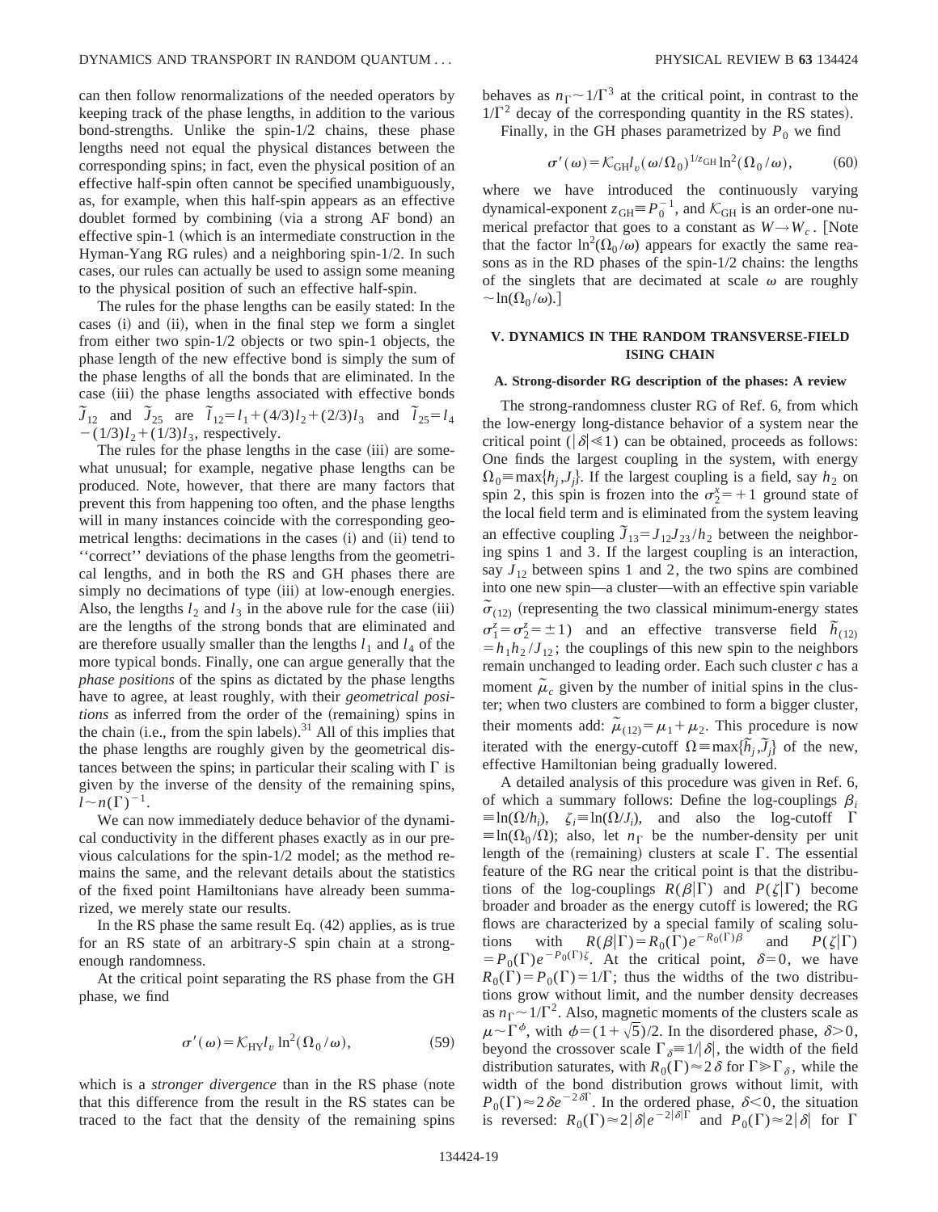can then follow renormalizations of the needed operators by keeping track of the phase lengths, in addition to the various bond-strengths. Unlike the spin-1/2 chains, these phase lengths need not equal the physical distances between the corresponding spins; in fact, even the physical position of an effective half-spin often cannot be specified unambiguously, as, for example, when this half-spin appears as an effective doublet formed by combining (via a strong AF bond) an effective spin-1 (which is an intermediate construction in the Hyman-Yang RG rules) and a neighboring spin-1/2. In such cases, our rules can actually be used to assign some meaning to the physical position of such an effective half-spin.

The rules for the phase lengths can be easily stated: In the cases (i) and (ii), when in the final step we form a singlet from either two spin-1/2 objects or two spin-1 objects, the phase length of the new effective bond is simply the sum of the phase lengths of all the bonds that are eliminated. In the case (iii) the phase lengths associated with effective bonds $\tilde{J}_{12}$ and $\tilde{J}_{25}$ are $\tilde{l}_{12}=l_1+(4/3)l_2+(2/3)l_3$ and $\tilde{l}_{25}=l_4-(1/3)l_2+(1/3)l_3$, respectively.

The rules for the phase lengths in the case (iii) are somewhat unusual; for example, negative phase lengths can be produced. Note, however, that there are many factors that prevent this from happening too often, and the phase lengths will in many instances coincide with the corresponding geometrical lengths: decimations in the cases (i) and (ii) tend to "correct" deviations of the phase lengths from the geometrical lengths, and in both the RS and GH phases there are simply no decimations of type (iii) at low-enough energies. Also, the lengths $l_2$ and $l_3$ in the above rule for the case (iii) are the lengths of the strong bonds that are eliminated and are therefore usually smaller than the lengths $l_1$ and $l_4$ of the more typical bonds. Finally, one can argue generally that the *phase positions* of the spins as dictated by the phase lengths have to agree, at least roughly, with their *geometrical positions* as inferred from the order of the (remaining) spins in the chain (i.e., from the spin labels).[31] All of this implies that the phase lengths are roughly given by the geometrical distances between the spins; in particular their scaling with $\Gamma$ is given by the inverse of the density of the remaining spins, $l\sim n(\Gamma)^{-1}$.

We can now immediately deduce behavior of the dynamical conductivity in the different phases exactly as in our previous calculations for the spin-1/2 model; as the method remains the same, and the relevant details about the statistics of the fixed point Hamiltonians have already been summarized, we merely state our results.

In the RS phase the same result Eq. (42) applies, as is true for an RS state of an arbitrary-$S$ spin chain at a strong-enough randomness.

At the critical point separating the RS phase from the GH phase, we find

$$\sigma'(\omega)=\mathcal{K}_{\rm HY} l_v \ln^2(\Omega_0/\omega), \tag{59}$$

which is a *stronger divergence* than in the RS phase (note that this difference from the result in the RS states can be traced to the fact that the density of the remaining spins behaves as $n_\Gamma\sim 1/\Gamma^3$ at the critical point, in contrast to the $1/\Gamma^2$ decay of the corresponding quantity in the RS states).

Finally, in the GH phases parametrized by $P_0$ we find

$$\sigma'(\omega)=\mathcal{K}_{\rm GH} l_v (\omega/\Omega_0)^{1/z_{\rm GH}} \ln^2(\Omega_0/\omega), \tag{60}$$

where we have introduced the continuously varying dynamical-exponent $z_{\rm GH}\equiv P_0^{-1}$, and $\mathcal{K}_{\rm GH}$ is an order-one numerical prefactor that goes to a constant as $W\to W_c$. [Note that the factor $\ln^2(\Omega_0/\omega)$ appears for exactly the same reasons as in the RD phases of the spin-1/2 chains: the lengths of the singlets that are decimated at scale $\omega$ are roughly $\sim\ln(\Omega_0/\omega)$.]

## V. DYNAMICS IN THE RANDOM TRANSVERSE-FIELD ISING CHAIN

### A. Strong-disorder RG description of the phases: A review

The strong-randomness cluster RG of Ref. 6, from which the low-energy long-distance behavior of a system near the critical point ($|\delta|\ll 1$) can be obtained, proceeds as follows: One finds the largest coupling in the system, with energy $\Omega_0\equiv\max\{h_j,J_j\}$. If the largest coupling is a field, say $h_2$ on spin 2, this spin is frozen into the $\sigma_2^x=+1$ ground state of the local field term and is eliminated from the system leaving an effective coupling $\tilde{J}_{13}=J_{12}J_{23}/h_2$ between the neighboring spins 1 and 3. If the largest coupling is an interaction, say $J_{12}$ between spins 1 and 2, the two spins are combined into one new spin—a cluster—with an effective spin variable $\tilde{\sigma}_{(12)}$ (representing the two classical minimum-energy states $\sigma_1^z=\sigma_2^z=\pm 1$) and an effective transverse field $\tilde{h}_{(12)}=h_1h_2/J_{12}$; the couplings of this new spin to the neighbors remain unchanged to leading order. Each such cluster $c$ has a moment $\tilde{\mu}_c$ given by the number of initial spins in the cluster; when two clusters are combined to form a bigger cluster, their moments add: $\tilde{\mu}_{(12)}=\mu_1+\mu_2$. This procedure is now iterated with the energy-cutoff $\Omega\equiv\max\{\tilde{h}_j,\tilde{J}_j\}$ of the new, effective Hamiltonian being gradually lowered.

A detailed analysis of this procedure was given in Ref. 6, of which a summary follows: Define the log-couplings $\beta_i\equiv\ln(\Omega/h_i)$, $\zeta_i\equiv\ln(\Omega/J_i)$, and also the log-cutoff $\Gamma\equiv\ln(\Omega_0/\Omega)$; also, let $n_\Gamma$ be the number-density per unit length of the (remaining) clusters at scale $\Gamma$. The essential feature of the RG near the critical point is that the distributions of the log-couplings $R(\beta|\Gamma)$ and $P(\zeta|\Gamma)$ become broader and broader as the energy cutoff is lowered; the RG flows are characterized by a special family of scaling solutions with $R(\beta|\Gamma)=R_0(\Gamma)e^{-R_0(\Gamma)\beta}$ and $P(\zeta|\Gamma)=P_0(\Gamma)e^{-P_0(\Gamma)\zeta}$. At the critical point, $\delta=0$, we have $R_0(\Gamma)=P_0(\Gamma)=1/\Gamma$; thus the widths of the two distributions grow without limit, and the number density decreases as $n_\Gamma\sim 1/\Gamma^2$. Also, magnetic moments of the clusters scale as $\mu\sim\Gamma^\phi$, with $\phi=(1+\sqrt{5})/2$. In the disordered phase, $\delta>0$, beyond the crossover scale $\Gamma_\delta\equiv 1/|\delta|$, the width of the field distribution saturates, with $R_0(\Gamma)\approx 2\delta$ for $\Gamma\gg\Gamma_\delta$, while the width of the bond distribution grows without limit, with $P_0(\Gamma)\approx 2\delta e^{-2\delta\Gamma}$. In the ordered phase, $\delta<0$, the situation is reversed: $R_0(\Gamma)\approx 2|\delta|e^{-2|\delta|\Gamma}$ and $P_0(\Gamma)\approx 2|\delta|$ for $\Gamma$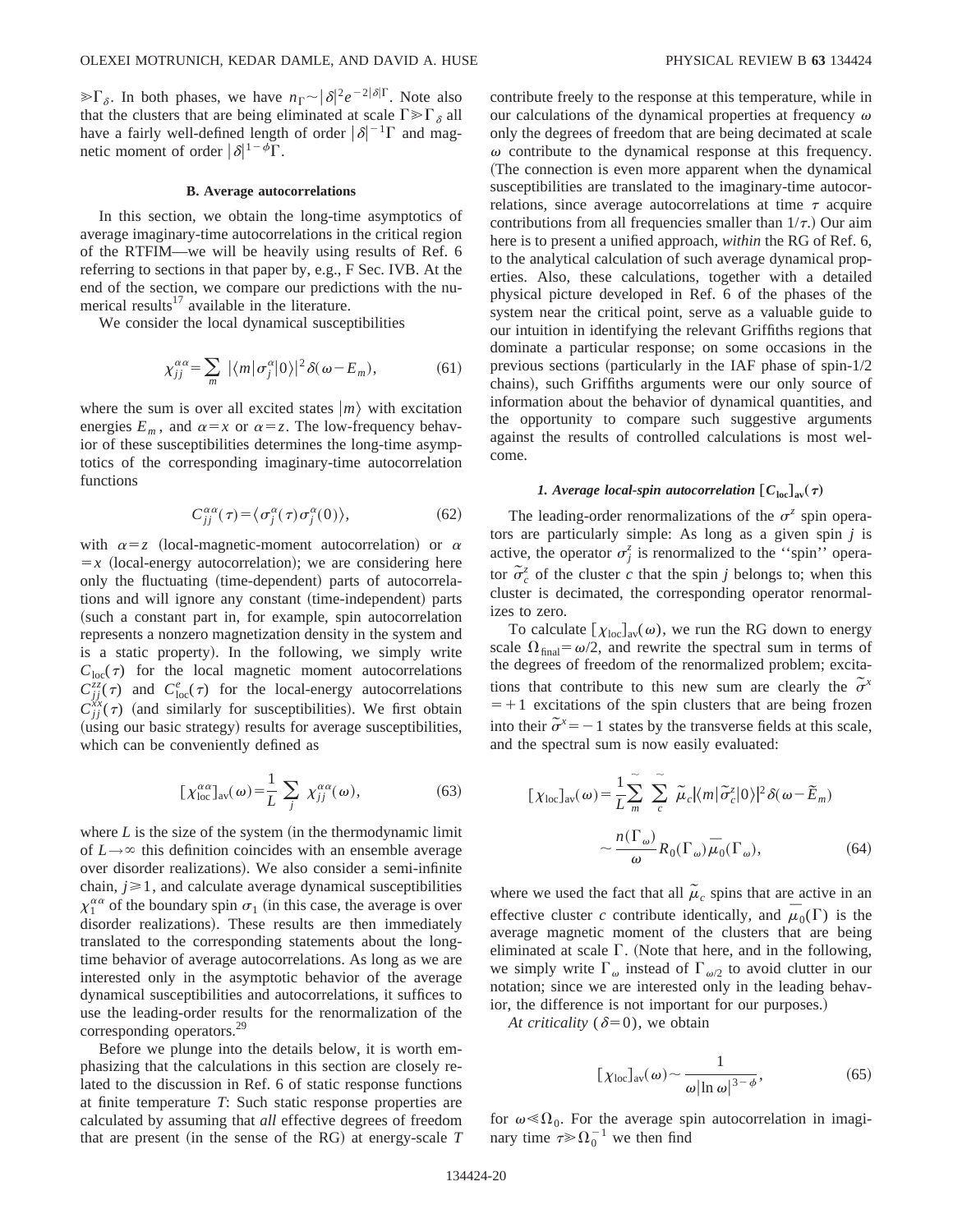$\gg \Gamma_\delta$. In both phases, we have $n_\Gamma \sim |\delta|^2 e^{-2|\delta|\Gamma}$. Note also that the clusters that are being eliminated at scale $\Gamma \gg \Gamma_\delta$ all have a fairly well-defined length of order $|\delta|^{-1}\Gamma$ and magnetic moment of order $|\delta|^{1-\phi}\Gamma$.

### B. Average autocorrelations

In this section, we obtain the long-time asymptotics of average imaginary-time autocorrelations in the critical region of the RTFIM—we will be heavily using results of Ref. 6 referring to sections in that paper by, e.g., F Sec. IVB. At the end of the section, we compare our predictions with the numerical results[17] available in the literature.

We consider the local dynamical susceptibilities

$$\chi_{jj}^{\alpha\alpha} = \sum_m |\langle m|\sigma_j^\alpha|0\rangle|^2 \delta(\omega - E_m), \tag{61}$$

where the sum is over all excited states $|m\rangle$ with excitation energies $E_m$, and $\alpha = x$ or $\alpha = z$. The low-frequency behavior of these susceptibilities determines the long-time asymptotics of the corresponding imaginary-time autocorrelation functions

$$C_{jj}^{\alpha\alpha}(\tau) = \langle \sigma_j^\alpha(\tau)\sigma_j^\alpha(0)\rangle, \tag{62}$$

with $\alpha = z$ (local-magnetic-moment autocorrelation) or $\alpha = x$ (local-energy autocorrelation); we are considering here only the fluctuating (time-dependent) parts of autocorrelations and will ignore any constant (time-independent) parts (such a constant part in, for example, spin autocorrelation represents a nonzero magnetization density in the system and is a static property). In the following, we simply write $C_{\rm loc}(\tau)$ for the local magnetic moment autocorrelations $C_{jj}^{zz}(\tau)$ and $C_{\rm loc}^e(\tau)$ for the local-energy autocorrelations $C_{jj}^{xx}(\tau)$ (and similarly for susceptibilities). We first obtain (using our basic strategy) results for average susceptibilities, which can be conveniently defined as

$$[\chi_{\rm loc}^{\alpha\alpha}]_{\rm av}(\omega) = \frac{1}{L}\sum_j \chi_{jj}^{\alpha\alpha}(\omega), \tag{63}$$

where $L$ is the size of the system (in the thermodynamic limit of $L \to \infty$ this definition coincides with an ensemble average over disorder realizations). We also consider a semi-infinite chain, $j \geq 1$, and calculate average dynamical susceptibilities $\chi_1^{\alpha\alpha}$ of the boundary spin $\sigma_1$ (in this case, the average is over disorder realizations). These results are then immediately translated to the corresponding statements about the long-time behavior of average autocorrelations. As long as we are interested only in the asymptotic behavior of the average dynamical susceptibilities and autocorrelations, it suffices to use the leading-order results for the renormalization of the corresponding operators.[29]

Before we plunge into the details below, it is worth emphasizing that the calculations in this section are closely related to the discussion in Ref. 6 of static response functions at finite temperature $T$: Such static response properties are calculated by assuming that *all* effective degrees of freedom that are present (in the sense of the RG) at energy-scale $T$ contribute freely to the response at this temperature, while in our calculations of the dynamical properties at frequency $\omega$ only the degrees of freedom that are being decimated at scale $\omega$ contribute to the dynamical response at this frequency. (The connection is even more apparent when the dynamical susceptibilities are translated to the imaginary-time autocorrelations, since average autocorrelations at time $\tau$ acquire contributions from all frequencies smaller than $1/\tau$.) Our aim here is to present a unified approach, *within* the RG of Ref. 6, to the analytical calculation of such average dynamical properties. Also, these calculations, together with a detailed physical picture developed in Ref. 6 of the phases of the system near the critical point, serve as a valuable guide to our intuition in identifying the relevant Griffiths regions that dominate a particular response; on some occasions in the previous sections (particularly in the IAF phase of spin-1/2 chains), such Griffiths arguments were our only source of information about the behavior of dynamical quantities, and the opportunity to compare such suggestive arguments against the results of controlled calculations is most welcome.

#### 1. Average local-spin autocorrelation $[C_{\rm loc}]_{\rm av}(\tau)$

The leading-order renormalizations of the $\sigma^z$ spin operators are particularly simple: As long as a given spin $j$ is active, the operator $\sigma_j^z$ is renormalized to the "spin" operator $\tilde{\sigma}_c^z$ of the cluster $c$ that the spin $j$ belongs to; when this cluster is decimated, the corresponding operator renormalizes to zero.

To calculate $[\chi_{\rm loc}]_{\rm av}(\omega)$, we run the RG down to energy scale $\Omega_{\rm final} = \omega/2$, and rewrite the spectral sum in terms of the degrees of freedom of the renormalized problem; excitations that contribute to this new sum are clearly the $\tilde{\sigma}^x = +1$ excitations of the spin clusters that are being frozen into their $\tilde{\sigma}^x = -1$ states by the transverse fields at this scale, and the spectral sum is now easily evaluated:

$$[\chi_{\rm loc}]_{\rm av}(\omega) = \frac{1}{L}\tilde{\sum_m}\tilde{\sum_c} \tilde{\mu}_c |\langle m|\tilde{\sigma}_c^z|0\rangle|^2 \delta(\omega - \tilde{E}_m)$$
$$\sim \frac{n(\Gamma_\omega)}{\omega} R_0(\Gamma_\omega)\overline{\mu_0}(\Gamma_\omega), \tag{64}$$

where we used the fact that all $\tilde{\mu}_c$ spins that are active in an effective cluster $c$ contribute identically, and $\overline{\mu_0}(\Gamma)$ is the average magnetic moment of the clusters that are being eliminated at scale $\Gamma$. (Note that here, and in the following, we simply write $\Gamma_\omega$ instead of $\Gamma_{\omega/2}$ to avoid clutter in our notation; since we are interested only in the leading behavior, the difference is not important for our purposes.)

*At criticality* ($\delta = 0$), we obtain

$$[\chi_{\rm loc}]_{\rm av}(\omega) \sim \frac{1}{\omega|\ln\omega|^{3-\phi}}, \tag{65}$$

for $\omega \ll \Omega_0$. For the average spin autocorrelation in imaginary time $\tau \gg \Omega_0^{-1}$ we then find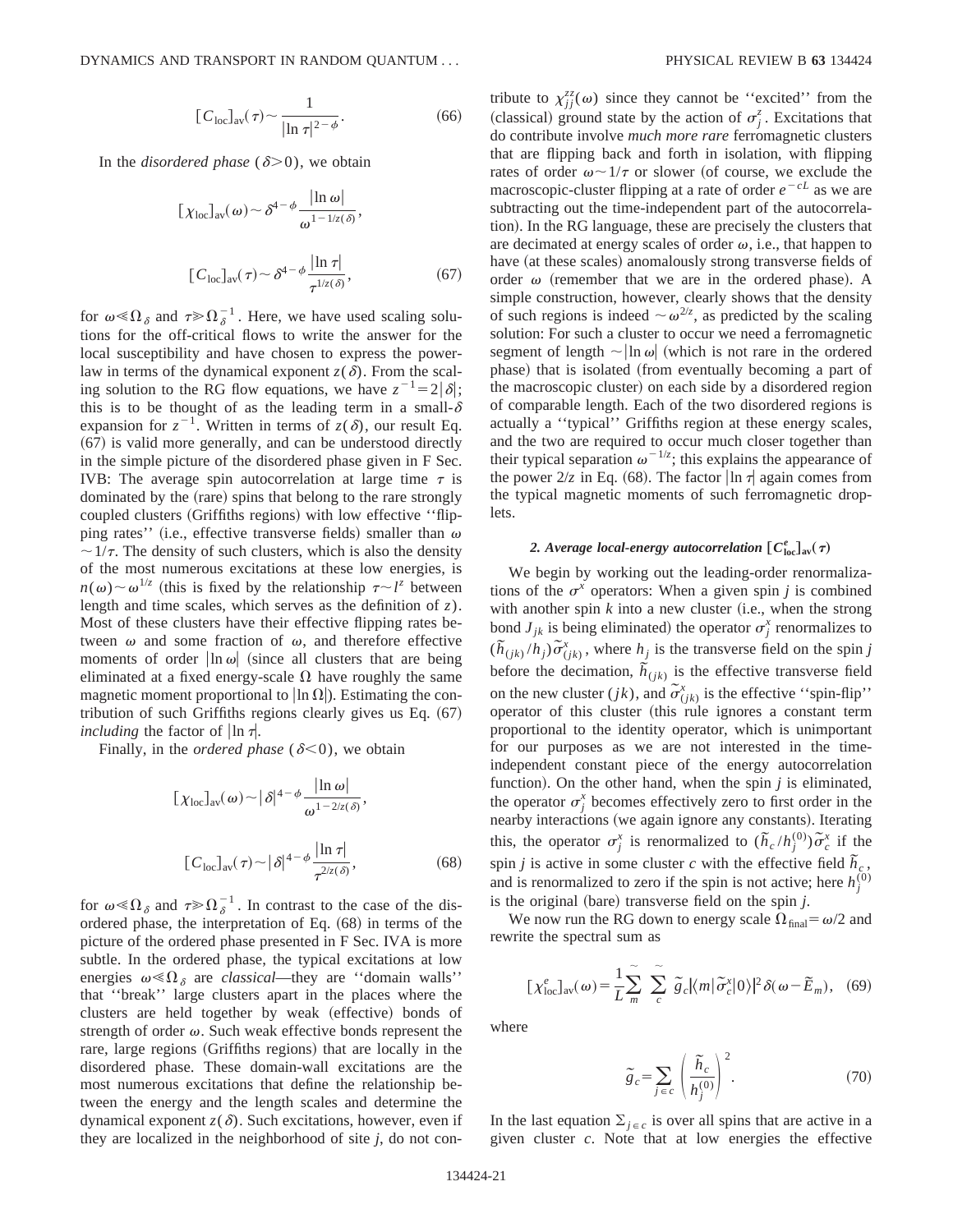$$[C_{\rm loc}]_{\rm av}(\tau) \sim \frac{1}{|\ln \tau|^{2-\phi}}. \tag{66}$$

In the *disordered phase* ($\delta > 0$), we obtain

$$[\chi_{\rm loc}]_{\rm av}(\omega) \sim \delta^{4-\phi} \frac{|\ln \omega|}{\omega^{1-1/z(\delta)}},$$

$$[C_{\rm loc}]_{\rm av}(\tau) \sim \delta^{4-\phi} \frac{|\ln \tau|}{\tau^{1/z(\delta)}}, \tag{67}$$

for $\omega \ll \Omega_\delta$ and $\tau \gg \Omega_\delta^{-1}$. Here, we have used scaling solutions for the off-critical flows to write the answer for the local susceptibility and have chosen to express the power-law in terms of the dynamical exponent $z(\delta)$. From the scaling solution to the RG flow equations, we have $z^{-1} = 2|\delta|$; this is to be thought of as the leading term in a small-$\delta$ expansion for $z^{-1}$. Written in terms of $z(\delta)$, our result Eq. (67) is valid more generally, and can be understood directly in the simple picture of the disordered phase given in F Sec. IVB: The average spin autocorrelation at large time $\tau$ is dominated by the (rare) spins that belong to the rare strongly coupled clusters (Griffiths regions) with low effective "flipping rates" (i.e., effective transverse fields) smaller than $\omega \sim 1/\tau$. The density of such clusters, which is also the density of the most numerous excitations at these low energies, is $n(\omega) \sim \omega^{1/z}$ (this is fixed by the relationship $\tau \sim l^z$ between length and time scales, which serves as the definition of $z$). Most of these clusters have their effective flipping rates between $\omega$ and some fraction of $\omega$, and therefore effective moments of order $|\ln \omega|$ (since all clusters that are being eliminated at a fixed energy-scale $\Omega$ have roughly the same magnetic moment proportional to $|\ln \Omega|$). Estimating the contribution of such Griffiths regions clearly gives us Eq. (67) *including* the factor of $|\ln \tau|$.

Finally, in the *ordered phase* ($\delta < 0$), we obtain

$$[\chi_{\rm loc}]_{\rm av}(\omega) \sim |\delta|^{4-\phi} \frac{|\ln \omega|}{\omega^{1-2/z(\delta)}},$$

$$[C_{\rm loc}]_{\rm av}(\tau) \sim |\delta|^{4-\phi} \frac{|\ln \tau|}{\tau^{2/z(\delta)}}, \tag{68}$$

for $\omega \ll \Omega_\delta$ and $\tau \gg \Omega_\delta^{-1}$. In contrast to the case of the disordered phase, the interpretation of Eq. (68) in terms of the picture of the ordered phase presented in F Sec. IVA is more subtle. In the ordered phase, the typical excitations at low energies $\omega \ll \Omega_\delta$ are *classical*—they are "domain walls" that "break" large clusters apart in the places where the clusters are held together by weak (effective) bonds of strength of order $\omega$. Such weak effective bonds represent the rare, large regions (Griffiths regions) that are locally in the disordered phase. These domain-wall excitations are the most numerous excitations that define the relationship between the energy and the length scales and determine the dynamical exponent $z(\delta)$. Such excitations, however, even if they are localized in the neighborhood of site $j$, do not contribute to $\chi_{jj}^{zz}(\omega)$ since they cannot be "excited" from the (classical) ground state by the action of $\sigma_j^z$. Excitations that do contribute involve *much more rare* ferromagnetic clusters that are flipping back and forth in isolation, with flipping rates of order $\omega \sim 1/\tau$ or slower (of course, we exclude the macroscopic-cluster flipping at a rate of order $e^{-cL}$ as we are subtracting out the time-independent part of the autocorrelation). In the RG language, these are precisely the clusters that are decimated at energy scales of order $\omega$, i.e., that happen to have (at these scales) anomalously strong transverse fields of order $\omega$ (remember that we are in the ordered phase). A simple construction, however, clearly shows that the density of such regions is indeed $\sim \omega^{2/z}$, as predicted by the scaling solution: For such a cluster to occur we need a ferromagnetic segment of length $\sim |\ln \omega|$ (which is not rare in the ordered phase) that is isolated (from eventually becoming a part of the macroscopic cluster) on each side by a disordered region of comparable length. Each of the two disordered regions is actually a "typical" Griffiths region at these energy scales, and the two are required to occur much closer together than their typical separation $\omega^{-1/z}$; this explains the appearance of the power $2/z$ in Eq. (68). The factor $|\ln \tau|$ again comes from the typical magnetic moments of such ferromagnetic droplets.

#### 2. Average local-energy autocorrelation $[C_{\rm loc}^e]_{\rm av}(\tau)$

We begin by working out the leading-order renormalizations of the $\sigma^x$ operators: When a given spin $j$ is combined with another spin $k$ into a new cluster (i.e., when the strong bond $J_{jk}$ is being eliminated) the operator $\sigma_j^x$ renormalizes to $(\tilde{h}_{(jk)}/h_j)\tilde{\sigma}_{(jk)}^x$, where $h_j$ is the transverse field on the spin $j$ before the decimation, $\tilde{h}_{(jk)}$ is the effective transverse field on the new cluster $(jk)$, and $\tilde{\sigma}_{(jk)}^x$ is the effective "spin-flip" operator of this cluster (this rule ignores a constant term proportional to the identity operator, which is unimportant for our purposes as we are not interested in the time-independent constant piece of the energy autocorrelation function). On the other hand, when the spin $j$ is eliminated, the operator $\sigma_j^x$ becomes effectively zero to first order in the nearby interactions (we again ignore any constants). Iterating this, the operator $\sigma_j^x$ is renormalized to $(\tilde{h}_c/h_j^{(0)})\tilde{\sigma}_c^x$ if the spin $j$ is active in some cluster $c$ with the effective field $\tilde{h}_c$, and is renormalized to zero if the spin is not active; here $h_j^{(0)}$ is the original (bare) transverse field on the spin $j$.

We now run the RG down to energy scale $\Omega_{\rm final} = \omega/2$ and rewrite the spectral sum as

$$[\chi_{\rm loc}^e]_{\rm av}(\omega) = \frac{1}{L} \tilde{\sum_m} \tilde{\sum_c} \tilde{g}_c |\langle m|\tilde{\sigma}_c^x|0\rangle|^2 \delta(\omega - \tilde{E}_m), \tag{69}$$

where

$$\tilde{g}_c = \sum_{j \in c} \left( \frac{\tilde{h}_c}{h_j^{(0)}} \right)^2. \tag{70}$$

In the last equation $\Sigma_{j \in c}$ is over all spins that are active in a given cluster $c$. Note that at low energies the effective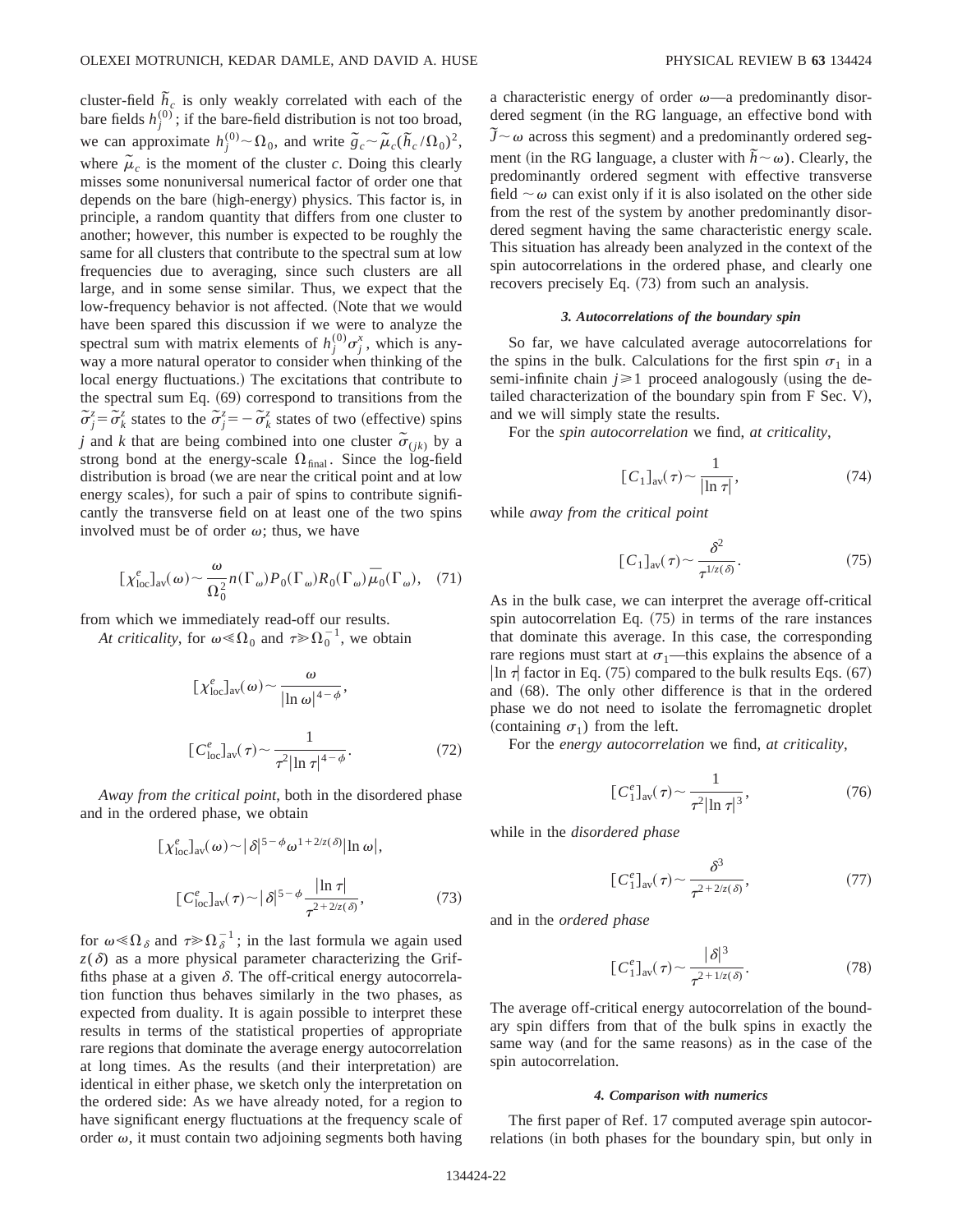cluster-field $\tilde{h}_c$ is only weakly correlated with each of the bare fields $h_j^{(0)}$; if the bare-field distribution is not too broad, we can approximate $h_j^{(0)} \sim \Omega_0$, and write $\tilde{g}_c \sim \tilde{\mu}_c(\tilde{h}_c/\Omega_0)^2$, where $\tilde{\mu}_c$ is the moment of the cluster $c$. Doing this clearly misses some nonuniversal numerical factor of order one that depends on the bare (high-energy) physics. This factor is, in principle, a random quantity that differs from one cluster to another; however, this number is expected to be roughly the same for all clusters that contribute to the spectral sum at low frequencies due to averaging, since such clusters are all large, and in some sense similar. Thus, we expect that the low-frequency behavior is not affected. (Note that we would have been spared this discussion if we were to analyze the spectral sum with matrix elements of $h_j^{(0)}\sigma_j^x$, which is anyway a more natural operator to consider when thinking of the local energy fluctuations.) The excitations that contribute to the spectral sum Eq. (69) correspond to transitions from the $\tilde{\sigma}_j^z = \tilde{\sigma}_k^z$ states to the $\tilde{\sigma}_j^z = -\tilde{\sigma}_k^z$ states of two (effective) spins $j$ and $k$ that are being combined into one cluster $\tilde{\sigma}_{(jk)}$ by a strong bond at the energy-scale $\Omega_{\text{final}}$. Since the log-field distribution is broad (we are near the critical point and at low energy scales), for such a pair of spins to contribute significantly the transverse field on at least one of the two spins involved must be of order $\omega$; thus, we have

$$[\chi_{\text{loc}}^e]_{\text{av}}(\omega) \sim \frac{\omega}{\Omega_0^2} n(\Gamma_\omega) P_0(\Gamma_\omega) R_0(\Gamma_\omega) \overline{\mu}_0(\Gamma_\omega), \quad (71)$$

from which we immediately read-off our results.

*At criticality*, for $\omega \ll \Omega_0$ and $\tau \gg \Omega_0^{-1}$, we obtain

$$[\chi_{\text{loc}}^e]_{\text{av}}(\omega) \sim \frac{\omega}{|\ln \omega|^{4-\phi}},$$

$$[C_{\text{loc}}^e]_{\text{av}}(\tau) \sim \frac{1}{\tau^2 |\ln \tau|^{4-\phi}}. \quad (72)$$

*Away from the critical point*, both in the disordered phase and in the ordered phase, we obtain

$$[\chi_{\text{loc}}^e]_{\text{av}}(\omega) \sim |\delta|^{5-\phi} \omega^{1+2/z(\delta)} |\ln \omega|,$$

$$[C_{\text{loc}}^e]_{\text{av}}(\tau) \sim |\delta|^{5-\phi} \frac{|\ln \tau|}{\tau^{2+2/z(\delta)}}, \quad (73)$$

for $\omega \ll \Omega_\delta$ and $\tau \gg \Omega_\delta^{-1}$; in the last formula we again used $z(\delta)$ as a more physical parameter characterizing the Griffiths phase at a given $\delta$. The off-critical energy autocorrelation function thus behaves similarly in the two phases, as expected from duality. It is again possible to interpret these results in terms of the statistical properties of appropriate rare regions that dominate the average energy autocorrelation at long times. As the results (and their interpretation) are identical in either phase, we sketch only the interpretation on the ordered side: As we have already noted, for a region to have significant energy fluctuations at the frequency scale of order $\omega$, it must contain two adjoining segments both having a characteristic energy of order $\omega$—a predominantly disordered segment (in the RG language, an effective bond with $\tilde{J} \sim \omega$ across this segment) and a predominantly ordered segment (in the RG language, a cluster with $\tilde{h} \sim \omega$). Clearly, the predominantly ordered segment with effective transverse field $\sim \omega$ can exist only if it is also isolated on the other side from the rest of the system by another predominantly disordered segment having the same characteristic energy scale. This situation has already been analyzed in the context of the spin autocorrelations in the ordered phase, and clearly one recovers precisely Eq. (73) from such an analysis.

#### 3. Autocorrelations of the boundary spin

So far, we have calculated average autocorrelations for the spins in the bulk. Calculations for the first spin $\sigma_1$ in a semi-infinite chain $j \geq 1$ proceed analogously (using the detailed characterization of the boundary spin from F Sec. V), and we will simply state the results.

For the *spin autocorrelation* we find, *at criticality*,

$$[C_1]_{\text{av}}(\tau) \sim \frac{1}{|\ln \tau|}, \quad (74)$$

while *away from the critical point*

$$[C_1]_{\text{av}}(\tau) \sim \frac{\delta^2}{\tau^{1/z(\delta)}}. \quad (75)$$

As in the bulk case, we can interpret the average off-critical spin autocorrelation Eq. (75) in terms of the rare instances that dominate this average. In this case, the corresponding rare regions must start at $\sigma_1$—this explains the absence of a $|\ln \tau|$ factor in Eq. (75) compared to the bulk results Eqs. (67) and (68). The only other difference is that in the ordered phase we do not need to isolate the ferromagnetic droplet (containing $\sigma_1$) from the left.

For the *energy autocorrelation* we find, *at criticality*,

$$[C_1^e]_{\text{av}}(\tau) \sim \frac{1}{\tau^2 |\ln \tau|^3}, \quad (76)$$

while in the *disordered phase*

$$[C_1^e]_{\text{av}}(\tau) \sim \frac{\delta^3}{\tau^{2+2/z(\delta)}}, \quad (77)$$

and in the *ordered phase*

$$[C_1^e]_{\text{av}}(\tau) \sim \frac{|\delta|^3}{\tau^{2+1/z(\delta)}}. \quad (78)$$

The average off-critical energy autocorrelation of the boundary spin differs from that of the bulk spins in exactly the same way (and for the same reasons) as in the case of the spin autocorrelation.

#### 4. Comparison with numerics

The first paper of Ref. 17 computed average spin autocorrelations (in both phases for the boundary spin, but only in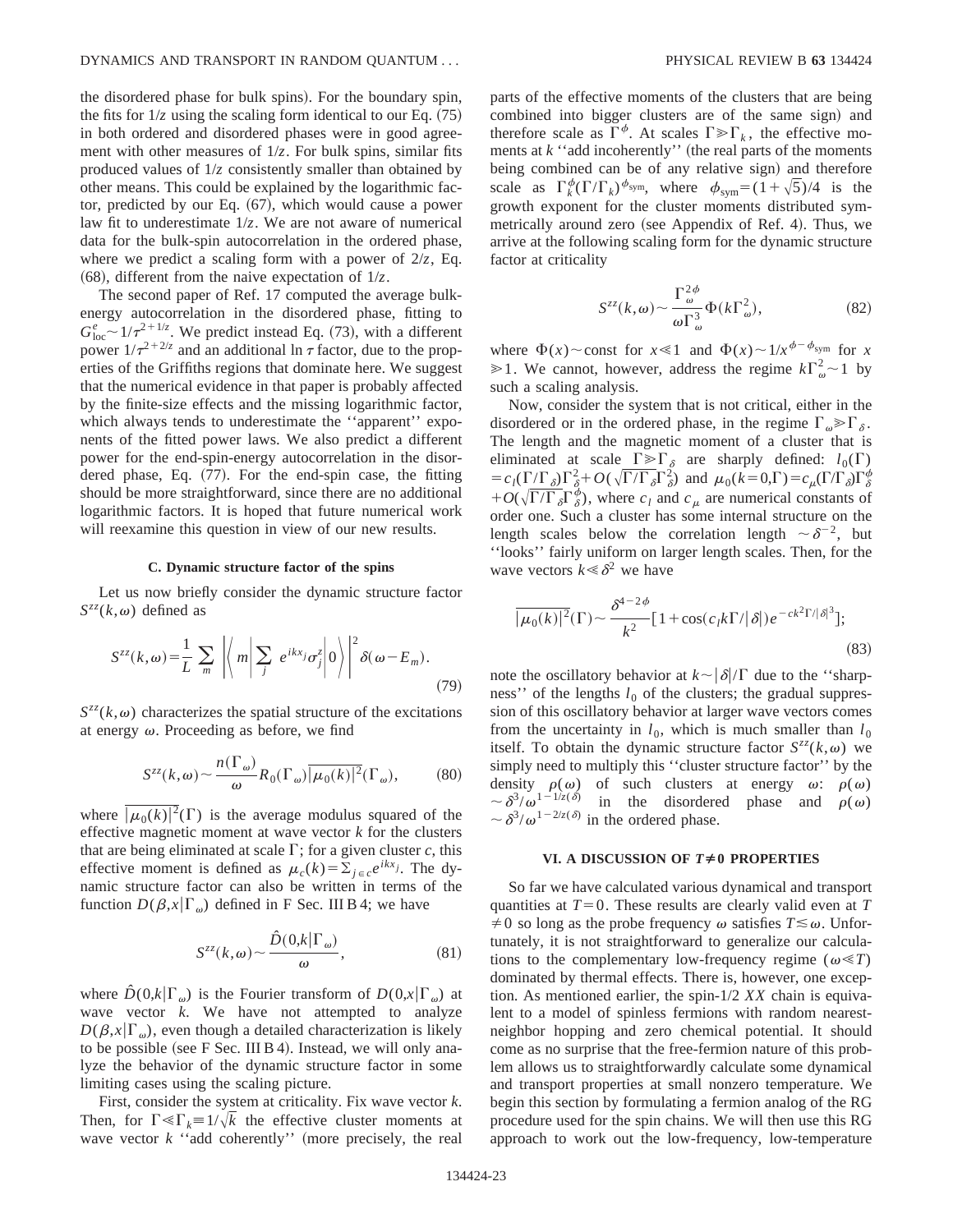the disordered phase for bulk spins). For the boundary spin, the fits for $1/z$ using the scaling form identical to our Eq. (75) in both ordered and disordered phases were in good agreement with other measures of $1/z$. For bulk spins, similar fits produced values of $1/z$ consistently smaller than obtained by other means. This could be explained by the logarithmic factor, predicted by our Eq. (67), which would cause a power law fit to underestimate $1/z$. We are not aware of numerical data for the bulk-spin autocorrelation in the ordered phase, where we predict a scaling form with a power of $2/z$, Eq. (68), different from the naive expectation of $1/z$.

The second paper of Ref. 17 computed the average bulk-energy autocorrelation in the disordered phase, fitting to $G^e_{\rm loc} \sim 1/\tau^{2+1/z}$. We predict instead Eq. (73), with a different power $1/\tau^{2+2/z}$ and an additional $\ln \tau$ factor, due to the properties of the Griffiths regions that dominate here. We suggest that the numerical evidence in that paper is probably affected by the finite-size effects and the missing logarithmic factor, which always tends to underestimate the ''apparent'' exponents of the fitted power laws. We also predict a different power for the end-spin-energy autocorrelation in the disordered phase, Eq. (77). For the end-spin case, the fitting should be more straightforward, since there are no additional logarithmic factors. It is hoped that future numerical work will reexamine this question in view of our new results.

### C. Dynamic structure factor of the spins

Let us now briefly consider the dynamic structure factor $S^{zz}(k,\omega)$ defined as

$$S^{zz}(k,\omega)=\frac{1}{L}\sum_m \left|\left\langle m\left|\sum_j e^{ikx_j}\sigma^z_j\right|0\right\rangle\right|^2\delta(\omega-E_m). \tag{79}$$

$S^{zz}(k,\omega)$ characterizes the spatial structure of the excitations at energy $\omega$. Proceeding as before, we find

$$S^{zz}(k,\omega)\sim\frac{n(\Gamma_\omega)}{\omega}R_0(\Gamma_\omega)\overline{|\mu_0(k)|^2}(\Gamma_\omega), \tag{80}$$

where $\overline{|\mu_0(k)|^2}(\Gamma)$ is the average modulus squared of the effective magnetic moment at wave vector $k$ for the clusters that are being eliminated at scale $\Gamma$; for a given cluster $c$, this effective moment is defined as $\mu_c(k)=\sum_{j\in c}e^{ikx_j}$. The dynamic structure factor can also be written in terms of the function $D(\beta,x|\Gamma_\omega)$ defined in F Sec. III B 4; we have

$$S^{zz}(k,\omega)\sim\frac{\hat{D}(0,k|\Gamma_\omega)}{\omega}, \tag{81}$$

where $\hat{D}(0,k|\Gamma_\omega)$ is the Fourier transform of $D(0,x|\Gamma_\omega)$ at wave vector $k$. We have not attempted to analyze $D(\beta,x|\Gamma_\omega)$, even though a detailed characterization is likely to be possible (see F Sec. III B 4). Instead, we will only analyze the behavior of the dynamic structure factor in some limiting cases using the scaling picture.

First, consider the system at criticality. Fix wave vector $k$. Then, for $\Gamma \ll \Gamma_k \equiv 1/\sqrt{k}$ the effective cluster moments at wave vector $k$ ''add coherently'' (more precisely, the real parts of the effective moments of the clusters that are being combined into bigger clusters are of the same sign) and therefore scale as $\Gamma^\phi$. At scales $\Gamma \gg \Gamma_k$, the effective moments at $k$ ''add incoherently'' (the real parts of the moments being combined can be of any relative sign) and therefore scale as $\Gamma_k^\phi(\Gamma/\Gamma_k)^{\phi_{\rm sym}}$, where $\phi_{\rm sym}=(1+\sqrt{5})/4$ is the growth exponent for the cluster moments distributed symmetrically around zero (see Appendix of Ref. 4). Thus, we arrive at the following scaling form for the dynamic structure factor at criticality

$$S^{zz}(k,\omega)\sim\frac{\Gamma_\omega^{2\phi}}{\omega\Gamma_\omega^3}\Phi(k\Gamma_\omega^2), \tag{82}$$

where $\Phi(x)\sim$ const for $x\ll 1$ and $\Phi(x)\sim 1/x^{\phi-\phi_{\rm sym}}$ for $x \gg 1$. We cannot, however, address the regime $k\Gamma_\omega^2\sim 1$ by such a scaling analysis.

Now, consider the system that is not critical, either in the disordered or in the ordered phase, in the regime $\Gamma_\omega \gg \Gamma_\delta$. The length and the magnetic moment of a cluster that is eliminated at scale $\Gamma \gg \Gamma_\delta$ are sharply defined: $l_0(\Gamma) = c_l(\Gamma/\Gamma_\delta)\Gamma_\delta^2 + O(\sqrt{\Gamma/\Gamma_\delta}\Gamma_\delta^2)$ and $\mu_0(k=0,\Gamma)=c_\mu(\Gamma/\Gamma_\delta)\Gamma_\delta^\phi + O(\sqrt{\Gamma/\Gamma_\delta}\Gamma_\delta^\phi)$, where $c_l$ and $c_\mu$ are numerical constants of order one. Such a cluster has some internal structure on the length scales below the correlation length $\sim\delta^{-2}$, but ''looks'' fairly uniform on larger length scales. Then, for the wave vectors $k \ll \delta^2$ we have

$$\overline{|\mu_0(k)|^2}(\Gamma)\sim\frac{\delta^{4-2\phi}}{k^2}[1+\cos(c_l k\Gamma/|\delta|)e^{-ck^2\Gamma/|\delta|^3}]; \tag{83}$$

note the oscillatory behavior at $k\sim|\delta|/\Gamma$ due to the ''sharpness'' of the lengths $l_0$ of the clusters; the gradual suppression of this oscillatory behavior at larger wave vectors comes from the uncertainty in $l_0$, which is much smaller than $l_0$ itself. To obtain the dynamic structure factor $S^{zz}(k,\omega)$ we simply need to multiply this ''cluster structure factor'' by the density $\rho(\omega)$ of such clusters at energy $\omega$: $\rho(\omega) \sim \delta^3/\omega^{1-1/z(\delta)}$ in the disordered phase and $\rho(\omega) \sim \delta^3/\omega^{1-2/z(\delta)}$ in the ordered phase.

## VI. A DISCUSSION OF $T\neq 0$ PROPERTIES

So far we have calculated various dynamical and transport quantities at $T=0$. These results are clearly valid even at $T\neq 0$ so long as the probe frequency $\omega$ satisfies $T\lesssim\omega$. Unfortunately, it is not straightforward to generalize our calculations to the complementary low-frequency regime ($\omega \ll T$) dominated by thermal effects. There is, however, one exception. As mentioned earlier, the spin-1/2 *XX* chain is equivalent to a model of spinless fermions with random nearest-neighbor hopping and zero chemical potential. It should come as no surprise that the free-fermion nature of this problem allows us to straightforwardly calculate some dynamical and transport properties at small nonzero temperature. We begin this section by formulating a fermion analog of the RG procedure used for the spin chains. We will then use this RG approach to work out the low-frequency, low-temperature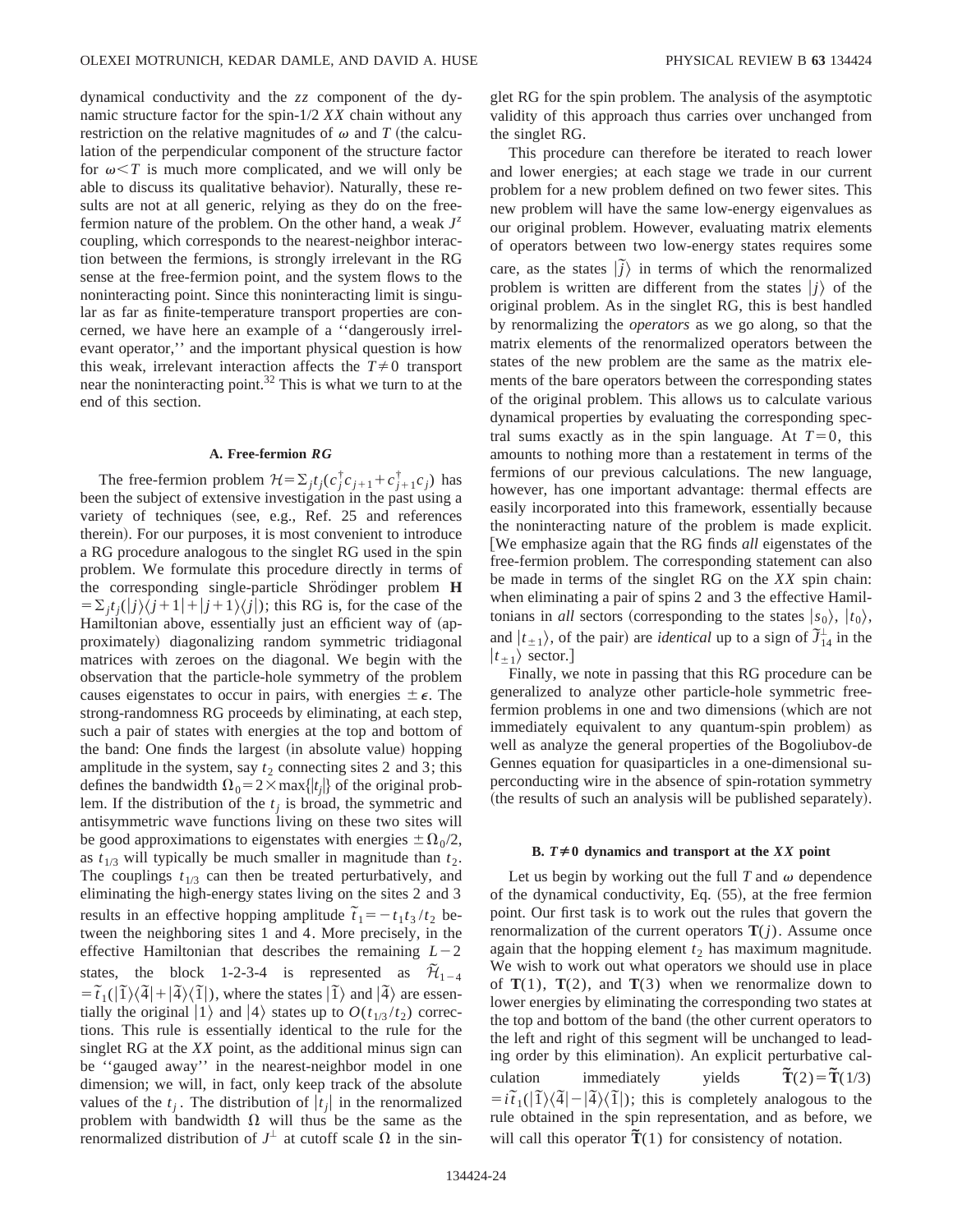dynamical conductivity and the $zz$ component of the dynamic structure factor for the spin-1/2 $XX$ chain without any restriction on the relative magnitudes of $\omega$ and $T$ (the calculation of the perpendicular component of the structure factor for $\omega < T$ is much more complicated, and we will only be able to discuss its qualitative behavior). Naturally, these results are not at all generic, relying as they do on the free-fermion nature of the problem. On the other hand, a weak $J^z$ coupling, which corresponds to the nearest-neighbor interaction between the fermions, is strongly irrelevant in the RG sense at the free-fermion point, and the system flows to the noninteracting point. Since this noninteracting limit is singular as far as finite-temperature transport properties are concerned, we have here an example of a ''dangerously irrelevant operator,'' and the important physical question is how this weak, irrelevant interaction affects the $T \neq 0$ transport near the noninteracting point.[32] This is what we turn to at the end of this section.

### A. Free-fermion *RG*

The free-fermion problem $\mathcal{H} = \sum_j t_j (c_j^\dagger c_{j+1} + c_{j+1}^\dagger c_j)$ has been the subject of extensive investigation in the past using a variety of techniques (see, e.g., Ref. 25 and references therein). For our purposes, it is most convenient to introduce a RG procedure analogous to the singlet RG used in the spin problem. We formulate this procedure directly in terms of the corresponding single-particle Shrödinger problem $\mathbf{H} = \sum_j t_j (|j\rangle\langle j+1| + |j+1\rangle\langle j|)$; this RG is, for the case of the Hamiltonian above, essentially just an efficient way of (approximately) diagonalizing random symmetric tridiagonal matrices with zeroes on the diagonal. We begin with the observation that the particle-hole symmetry of the problem causes eigenstates to occur in pairs, with energies $\pm \epsilon$. The strong-randomness RG proceeds by eliminating, at each step, such a pair of states with energies at the top and bottom of the band: One finds the largest (in absolute value) hopping amplitude in the system, say $t_2$ connecting sites 2 and 3; this defines the bandwidth $\Omega_0 = 2 \times \max\{|t_j|\}$ of the original problem. If the distribution of the $t_j$ is broad, the symmetric and antisymmetric wave functions living on these two sites will be good approximations to eigenstates with energies $\pm \Omega_0/2$, as $t_{1/3}$ will typically be much smaller in magnitude than $t_2$. The couplings $t_{1/3}$ can then be treated perturbatively, and eliminating the high-energy states living on the sites 2 and 3 results in an effective hopping amplitude $\tilde{t}_1 = -t_1 t_3 / t_2$ between the neighboring sites 1 and 4. More precisely, in the effective Hamiltonian that describes the remaining $L-2$ states, the block 1-2-3-4 is represented as $\tilde{\mathcal{H}}_{1-4} = \tilde{t}_1 (|\tilde{1}\rangle\langle\tilde{4}| + |\tilde{4}\rangle\langle\tilde{1}|)$, where the states $|\tilde{1}\rangle$ and $|\tilde{4}\rangle$ are essentially the original $|1\rangle$ and $|4\rangle$ states up to $O(t_{1/3}/t_2)$ corrections. This rule is essentially identical to the rule for the singlet RG at the $XX$ point, as the additional minus sign can be ''gauged away'' in the nearest-neighbor model in one dimension; we will, in fact, only keep track of the absolute values of the $t_j$. The distribution of $|t_j|$ in the renormalized problem with bandwidth $\Omega$ will thus be the same as the renormalized distribution of $J^\perp$ at cutoff scale $\Omega$ in the singlet RG for the spin problem. The analysis of the asymptotic validity of this approach thus carries over unchanged from the singlet RG.

This procedure can therefore be iterated to reach lower and lower energies; at each stage we trade in our current problem for a new problem defined on two fewer sites. This new problem will have the same low-energy eigenvalues as our original problem. However, evaluating matrix elements of operators between two low-energy states requires some care, as the states $|\tilde{j}\rangle$ in terms of which the renormalized problem is written are different from the states $|j\rangle$ of the original problem. As in the singlet RG, this is best handled by renormalizing the *operators* as we go along, so that the matrix elements of the renormalized operators between the states of the new problem are the same as the matrix elements of the bare operators between the corresponding states of the original problem. This allows us to calculate various dynamical properties by evaluating the corresponding spectral sums exactly as in the spin language. At $T=0$, this amounts to nothing more than a restatement in terms of the fermions of our previous calculations. The new language, however, has one important advantage: thermal effects are easily incorporated into this framework, essentially because the noninteracting nature of the problem is made explicit. [We emphasize again that the RG finds *all* eigenstates of the free-fermion problem. The corresponding statement can also be made in terms of the singlet RG on the $XX$ spin chain: when eliminating a pair of spins 2 and 3 the effective Hamiltonians in *all* sectors (corresponding to the states $|s_0\rangle$, $|t_0\rangle$, and $|t_{\pm 1}\rangle$, of the pair) are *identical* up to a sign of $\tilde{J}_{14}^\perp$ in the $|t_{\pm 1}\rangle$ sector.]

Finally, we note in passing that this RG procedure can be generalized to analyze other particle-hole symmetric free-fermion problems in one and two dimensions (which are not immediately equivalent to any quantum-spin problem) as well as analyze the general properties of the Bogoliubov-de Gennes equation for quasiparticles in a one-dimensional superconducting wire in the absence of spin-rotation symmetry (the results of such an analysis will be published separately).

### B. $T \neq 0$ dynamics and transport at the $XX$ point

Let us begin by working out the full $T$ and $\omega$ dependence of the dynamical conductivity, Eq. (55), at the free fermion point. Our first task is to work out the rules that govern the renormalization of the current operators $\mathbf{T}(j)$. Assume once again that the hopping element $t_2$ has maximum magnitude. We wish to work out what operators we should use in place of $\mathbf{T}(1)$, $\mathbf{T}(2)$, and $\mathbf{T}(3)$ when we renormalize down to lower energies by eliminating the corresponding two states at the top and bottom of the band (the other current operators to the left and right of this segment will be unchanged to leading order by this elimination). An explicit perturbative calculation immediately yields $\tilde{\mathbf{T}}(2) = \tilde{\mathbf{T}}(1/3) = i\tilde{t}_1 (|\tilde{1}\rangle\langle\tilde{4}| - |\tilde{4}\rangle\langle\tilde{1}|)$; this is completely analogous to the rule obtained in the spin representation, and as before, we will call this operator $\tilde{\mathbf{T}}(1)$ for consistency of notation.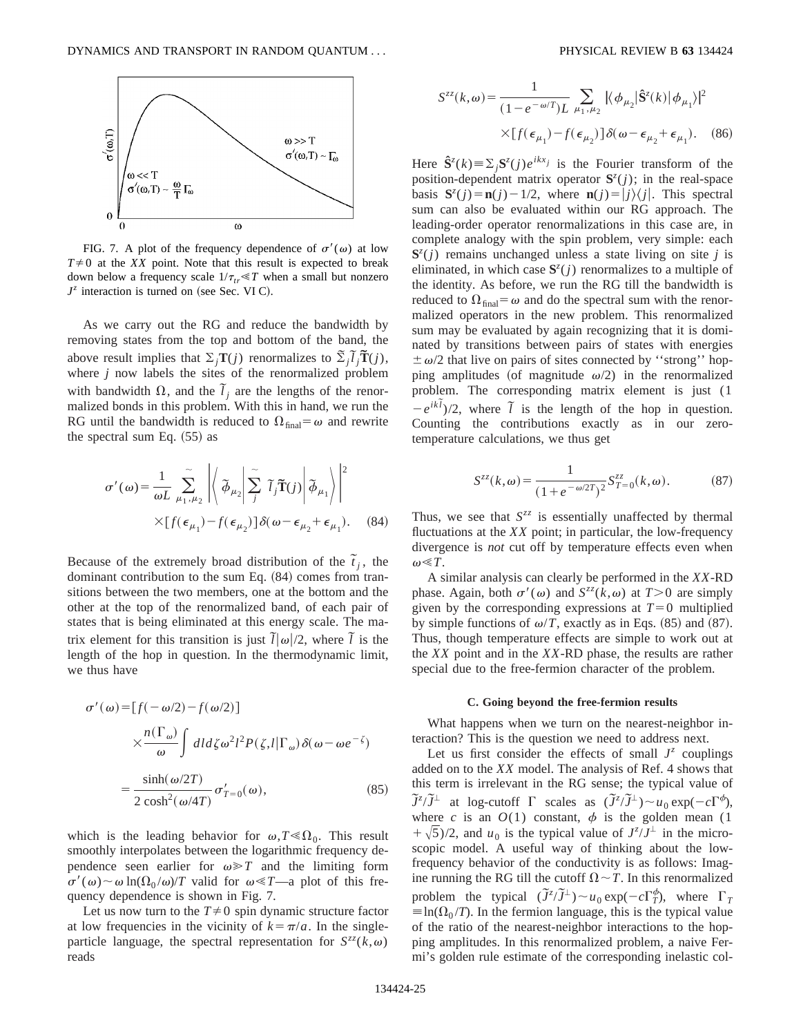FIG. 7. A plot of the frequency dependence of $\sigma'(\omega)$ at low $T\neq 0$ at the $XX$ point. Note that this result is expected to break down below a frequency scale $1/\tau_{tr}\ll T$ when a small but nonzero $J^z$ interaction is turned on (see Sec. VI C).

As we carry out the RG and reduce the bandwidth by removing states from the top and bottom of the band, the above result implies that $\Sigma_j \mathbf{T}(j)$ renormalizes to $\tilde{\Sigma}_j \tilde{l}_j \tilde{\mathbf{T}}(j)$, where $j$ now labels the sites of the renormalized problem with bandwidth $\Omega$, and the $\tilde{l}_j$ are the lengths of the renormalized bonds in this problem. With this in hand, we run the RG until the bandwidth is reduced to $\Omega_{\rm final}=\omega$ and rewrite the spectral sum Eq. (55) as

$$\sigma'(\omega)=\frac{1}{\omega L}\tilde{\sum_{\mu_1,\mu_2}}\left|\left\langle \tilde{\phi}_{\mu_2}\right|\tilde{\sum_j}\ \tilde{l}_j\tilde{\mathbf{T}}(j)\left|\tilde{\phi}_{\mu_1}\right\rangle\right|^2 \times[f(\epsilon_{\mu_1})-f(\epsilon_{\mu_2})]\delta(\omega-\epsilon_{\mu_2}+\epsilon_{\mu_1}). \quad (84)$$

Because of the extremely broad distribution of the $\tilde{t}_j$, the dominant contribution to the sum Eq. (84) comes from transitions between the two members, one at the bottom and the other at the top of the renormalized band, of each pair of states that is being eliminated at this energy scale. The matrix element for this transition is just $\tilde{l}|\omega|/2$, where $\tilde{l}$ is the length of the hop in question. In the thermodynamic limit, we thus have

$$\begin{aligned}\sigma'(\omega)&=[f(-\omega/2)-f(\omega/2)]\\&\quad\times\frac{n(\Gamma_\omega)}{\omega}\int dl\,d\zeta\,\omega^2 l^2 P(\zeta,l|\Gamma_\omega)\delta(\omega-\omega e^{-\zeta})\\&=\frac{\sinh(\omega/2T)}{2\cosh^2(\omega/4T)}\sigma'_{T=0}(\omega),\end{aligned} \quad (85)$$

which is the leading behavior for $\omega,T\ll\Omega_0$. This result smoothly interpolates between the logarithmic frequency dependence seen earlier for $\omega\gg T$ and the limiting form $\sigma'(\omega)\sim\omega\ln(\Omega_0/\omega)/T$ valid for $\omega\ll T$—a plot of this frequency dependence is shown in Fig. 7.

Let us now turn to the $T\neq 0$ spin dynamic structure factor at low frequencies in the vicinity of $k=\pi/a$. In the single-particle language, the spectral representation for $S^{zz}(k,\omega)$ reads

$$S^{zz}(k,\omega)=\frac{1}{(1-e^{-\omega/T})L}\sum_{\mu_1,\mu_2}|\langle\phi_{\mu_2}|\hat{\mathbf{S}}^z(k)|\phi_{\mu_1}\rangle|^2 \times[f(\epsilon_{\mu_1})-f(\epsilon_{\mu_2})]\delta(\omega-\epsilon_{\mu_2}+\epsilon_{\mu_1}). \quad (86)$$

Here $\hat{\mathbf{S}}^z(k)\equiv\Sigma_j\mathbf{S}^z(j)e^{ikx_j}$ is the Fourier transform of the position-dependent matrix operator $\mathbf{S}^z(j)$; in the real-space basis $\mathbf{S}^z(j)=\mathbf{n}(j)-1/2$, where $\mathbf{n}(j)=|j\rangle\langle j|$. This spectral sum can also be evaluated within our RG approach. The leading-order operator renormalizations in this case are, in complete analogy with the spin problem, very simple: each $\mathbf{S}^z(j)$ remains unchanged unless a state living on site $j$ is eliminated, in which case $\mathbf{S}^z(j)$ renormalizes to a multiple of the identity. As before, we run the RG till the bandwidth is reduced to $\Omega_{\rm final}=\omega$ and do the spectral sum with the renormalized operators in the new problem. This renormalized sum may be evaluated by again recognizing that it is dominated by transitions between pairs of states with energies $\pm\omega/2$ that live on pairs of sites connected by "strong" hopping amplitudes (of magnitude $\omega/2$) in the renormalized problem. The corresponding matrix element is just $(1-e^{ik\tilde{l}})/2$, where $\tilde{l}$ is the length of the hop in question. Counting the contributions exactly as in our zero-temperature calculations, we thus get

$$S^{zz}(k,\omega)=\frac{1}{(1+e^{-\omega/2T})^2}S^{zz}_{T=0}(k,\omega). \quad (87)$$

Thus, we see that $S^{zz}$ is essentially unaffected by thermal fluctuations at the $XX$ point; in particular, the low-frequency divergence is *not* cut off by temperature effects even when $\omega\ll T$.

A similar analysis can clearly be performed in the $XX$-RD phase. Again, both $\sigma'(\omega)$ and $S^{zz}(k,\omega)$ at $T>0$ are simply given by the corresponding expressions at $T=0$ multiplied by simple functions of $\omega/T$, exactly as in Eqs. (85) and (87). Thus, though temperature effects are simple to work out at the $XX$ point and in the $XX$-RD phase, the results are rather special due to the free-fermion character of the problem.

### C. Going beyond the free-fermion results

What happens when we turn on the nearest-neighbor interaction? This is the question we need to address next.

Let us first consider the effects of small $J^z$ couplings added on to the $XX$ model. The analysis of Ref. 4 shows that this term is irrelevant in the RG sense; the typical value of $\tilde{J}^z/\tilde{J}^\perp$ at log-cutoff $\Gamma$ scales as $(\tilde{J}^z/\tilde{J}^\perp)\sim u_0\exp(-c\Gamma^\phi)$, where $c$ is an $O(1)$ constant, $\phi$ is the golden mean $(1+\sqrt{5})/2$, and $u_0$ is the typical value of $J^z/J^\perp$ in the microscopic model. A useful way of thinking about the low-frequency behavior of the conductivity is as follows: Imagine running the RG till the cutoff $\Omega\sim T$. In this renormalized problem the typical $(\tilde{J}^z/\tilde{J}^\perp)\sim u_0\exp(-c\Gamma_T^\phi)$, where $\Gamma_T\equiv\ln(\Omega_0/T)$. In the fermion language, this is the typical value of the ratio of the nearest-neighbor interactions to the hopping amplitudes. In this renormalized problem, a naive Fermi's golden rule estimate of the corresponding inelastic col-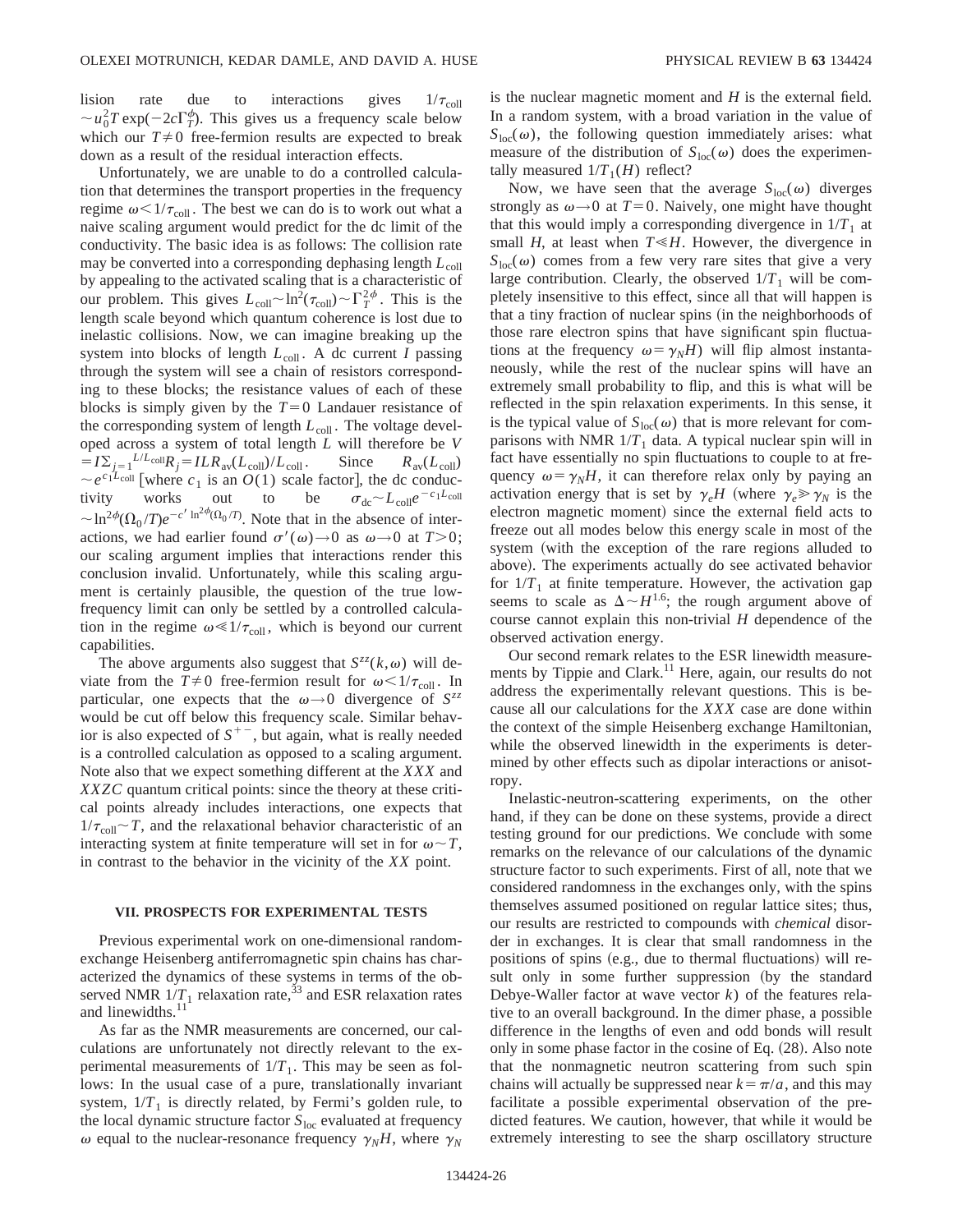lision rate due to interactions gives $1/\tau_{\rm coll} \sim u_0^2 T \exp(-2c\Gamma_T^\phi)$. This gives us a frequency scale below which our $T\neq 0$ free-fermion results are expected to break down as a result of the residual interaction effects.

Unfortunately, we are unable to do a controlled calculation that determines the transport properties in the frequency regime $\omega < 1/\tau_{\rm coll}$. The best we can do is to work out what a naive scaling argument would predict for the dc limit of the conductivity. The basic idea is as follows: The collision rate may be converted into a corresponding dephasing length $L_{\rm coll}$ by appealing to the activated scaling that is a characteristic of our problem. This gives $L_{\rm coll} \sim \ln^2(\tau_{\rm coll}) \sim \Gamma_T^{2\phi}$. This is the length scale beyond which quantum coherence is lost due to inelastic collisions. Now, we can imagine breaking up the system into blocks of length $L_{\rm coll}$. A dc current $I$ passing through the system will see a chain of resistors corresponding to these blocks; the resistance values of each of these blocks is simply given by the $T=0$ Landauer resistance of the corresponding system of length $L_{\rm coll}$. The voltage developed across a system of total length $L$ will therefore be $V = I\Sigma_{j=1}^{L/L_{\rm coll}} R_j = ILR_{\rm av}(L_{\rm coll})/L_{\rm coll}$. Since $R_{\rm av}(L_{\rm coll}) \sim e^{c_1 L_{\rm coll}}$ [where $c_1$ is an $O(1)$ scale factor], the dc conductivity works out to be $\sigma_{\rm dc} \sim L_{\rm coll} e^{-c_1 L_{\rm coll}} \sim \ln^{2\phi}(\Omega_0/T) e^{-c' \ln^{2\phi}(\Omega_0/T)}$. Note that in the absence of interactions, we had earlier found $\sigma'(\omega)\to 0$ as $\omega \to 0$ at $T>0$; our scaling argument implies that interactions render this conclusion invalid. Unfortunately, while this scaling argument is certainly plausible, the question of the true low-frequency limit can only be settled by a controlled calculation in the regime $\omega \ll 1/\tau_{\rm coll}$, which is beyond our current capabilities.

The above arguments also suggest that $S^{zz}(k,\omega)$ will deviate from the $T\neq 0$ free-fermion result for $\omega < 1/\tau_{\rm coll}$. In particular, one expects that the $\omega \to 0$ divergence of $S^{zz}$ would be cut off below this frequency scale. Similar behavior is also expected of $S^{+-}$, but again, what is really needed is a controlled calculation as opposed to a scaling argument. Note also that we expect something different at the *XXX* and *XXZC* quantum critical points: since the theory at these critical points already includes interactions, one expects that $1/\tau_{\rm coll} \sim T$, and the relaxational behavior characteristic of an interacting system at finite temperature will set in for $\omega \sim T$, in contrast to the behavior in the vicinity of the *XX* point.

## VII. PROSPECTS FOR EXPERIMENTAL TESTS

Previous experimental work on one-dimensional random-exchange Heisenberg antiferromagnetic spin chains has characterized the dynamics of these systems in terms of the observed NMR $1/T_1$ relaxation rate,[33] and ESR relaxation rates and linewidths.[11]

As far as the NMR measurements are concerned, our calculations are unfortunately not directly relevant to the experimental measurements of $1/T_1$. This may be seen as follows: In the usual case of a pure, translationally invariant system, $1/T_1$ is directly related, by Fermi's golden rule, to the local dynamic structure factor $S_{\rm loc}$ evaluated at frequency $\omega$ equal to the nuclear-resonance frequency $\gamma_N H$, where $\gamma_N$ is the nuclear magnetic moment and $H$ is the external field. In a random system, with a broad variation in the value of $S_{\rm loc}(\omega)$, the following question immediately arises: what measure of the distribution of $S_{\rm loc}(\omega)$ does the experimentally measured $1/T_1(H)$ reflect?

Now, we have seen that the average $S_{\rm loc}(\omega)$ diverges strongly as $\omega \to 0$ at $T=0$. Naively, one might have thought that this would imply a corresponding divergence in $1/T_1$ at small $H$, at least when $T \ll H$. However, the divergence in $S_{\rm loc}(\omega)$ comes from a few very rare sites that give a very large contribution. Clearly, the observed $1/T_1$ will be completely insensitive to this effect, since all that will happen is that a tiny fraction of nuclear spins (in the neighborhoods of those rare electron spins that have significant spin fluctuations at the frequency $\omega = \gamma_N H$) will flip almost instantaneously, while the rest of the nuclear spins will have an extremely small probability to flip, and this is what will be reflected in the spin relaxation experiments. In this sense, it is the typical value of $S_{\rm loc}(\omega)$ that is more relevant for comparisons with NMR $1/T_1$ data. A typical nuclear spin will in fact have essentially no spin fluctuations to couple to at frequency $\omega = \gamma_N H$, it can therefore relax only by paying an activation energy that is set by $\gamma_e H$ (where $\gamma_e \gg \gamma_N$ is the electron magnetic moment) since the external field acts to freeze out all modes below this energy scale in most of the system (with the exception of the rare regions alluded to above). The experiments actually do see activated behavior for $1/T_1$ at finite temperature. However, the activation gap seems to scale as $\Delta \sim H^{1.6}$; the rough argument above of course cannot explain this non-trivial $H$ dependence of the observed activation energy.

Our second remark relates to the ESR linewidth measurements by Tippie and Clark.[11] Here, again, our results do not address the experimentally relevant questions. This is because all our calculations for the *XXX* case are done within the context of the simple Heisenberg exchange Hamiltonian, while the observed linewidth in the experiments is determined by other effects such as dipolar interactions or anisotropy.

Inelastic-neutron-scattering experiments, on the other hand, if they can be done on these systems, provide a direct testing ground for our predictions. We conclude with some remarks on the relevance of our calculations of the dynamic structure factor to such experiments. First of all, note that we considered randomness in the exchanges only, with the spins themselves assumed positioned on regular lattice sites; thus, our results are restricted to compounds with *chemical* disorder in exchanges. It is clear that small randomness in the positions of spins (e.g., due to thermal fluctuations) will result only in some further suppression (by the standard Debye-Waller factor at wave vector $k$) of the features relative to an overall background. In the dimer phase, a possible difference in the lengths of even and odd bonds will result only in some phase factor in the cosine of Eq. (28). Also note that the nonmagnetic neutron scattering from such spin chains will actually be suppressed near $k=\pi/a$, and this may facilitate a possible experimental observation of the predicted features. We caution, however, that while it would be extremely interesting to see the sharp oscillatory structure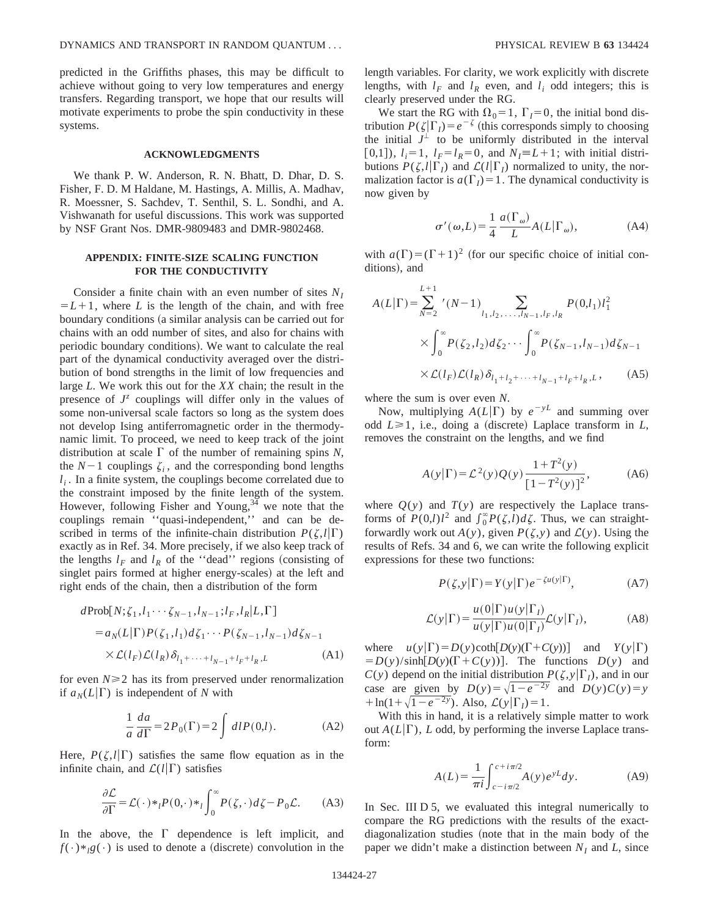predicted in the Griffiths phases, this may be difficult to achieve without going to very low temperatures and energy transfers. Regarding transport, we hope that our results will motivate experiments to probe the spin conductivity in these systems.

## ACKNOWLEDGMENTS

We thank P. W. Anderson, R. N. Bhatt, D. Dhar, D. S. Fisher, F. D. M Haldane, M. Hastings, A. Millis, A. Madhav, R. Moessner, S. Sachdev, T. Senthil, S. L. Sondhi, and A. Vishwanath for useful discussions. This work was supported by NSF Grant Nos. DMR-9809483 and DMR-9802468.

## APPENDIX: FINITE-SIZE SCALING FUNCTION FOR THE CONDUCTIVITY

Consider a finite chain with an even number of sites $N_I = L+1$, where $L$ is the length of the chain, and with free boundary conditions (a similar analysis can be carried out for chains with an odd number of sites, and also for chains with periodic boundary conditions). We want to calculate the real part of the dynamical conductivity averaged over the distribution of bond strengths in the limit of low frequencies and large $L$. We work this out for the $XX$ chain; the result in the presence of $J^z$ couplings will differ only in the values of some non-universal scale factors so long as the system does not develop Ising antiferromagnetic order in the thermodynamic limit. To proceed, we need to keep track of the joint distribution at scale $\Gamma$ of the number of remaining spins $N$, the $N-1$ couplings $\zeta_i$, and the corresponding bond lengths $l_i$. In a finite system, the couplings become correlated due to the constraint imposed by the finite length of the system. However, following Fisher and Young,[34] we note that the couplings remain "quasi-independent," and can be described in terms of the infinite-chain distribution $P(\zeta,l|\Gamma)$ exactly as in Ref. 34. More precisely, if we also keep track of the lengths $l_F$ and $l_R$ of the "dead" regions (consisting of singlet pairs formed at higher energy-scales) at the left and right ends of the chain, then a distribution of the form

$$
\begin{aligned}
&d\text{Prob}[N;\zeta_1,l_1\cdots\zeta_{N-1},l_{N-1};l_F,l_R|L,\Gamma]\\
&=a_N(L|\Gamma)P(\zeta_1,l_1)d\zeta_1\cdots P(\zeta_{N-1},l_{N-1})d\zeta_{N-1}\\
&\quad\times\mathcal{L}(l_F)\mathcal{L}(l_R)\delta_{l_1+\cdots+l_{N-1}+l_F+l_R,L}
\end{aligned}
\tag{A1}
$$

for even $N\geq 2$ has its from preserved under renormalization if $a_N(L|\Gamma)$ is independent of $N$ with

$$
\frac{1}{a}\frac{da}{d\Gamma}=2P_0(\Gamma)=2\int dl P(0,l). \tag{A2}
$$

Here, $P(\zeta,l|\Gamma)$ satisfies the same flow equation as in the infinite chain, and $\mathcal{L}(l|\Gamma)$ satisfies

$$
\frac{\partial\mathcal{L}}{\partial\Gamma}=\mathcal{L}(\cdot)*_l P(0,\cdot)*_l\int_0^\infty P(\zeta,\cdot)d\zeta - P_0\mathcal{L}. \tag{A3}
$$

In the above, the $\Gamma$ dependence is left implicit, and $f(\cdot)*_l g(\cdot)$ is used to denote a (discrete) convolution in the length variables. For clarity, we work explicitly with discrete lengths, with $l_F$ and $l_R$ even, and $l_i$ odd integers; this is clearly preserved under the RG.

We start the RG with $\Omega_0=1$, $\Gamma_I=0$, the initial bond distribution $P(\zeta|\Gamma_I)=e^{-\zeta}$ (this corresponds simply to choosing the initial $J^\perp$ to be uniformly distributed in the interval $[0,1]$), $l_i=1$, $l_F=l_R=0$, and $N_I\equiv L+1$; with initial distributions $P(\zeta,l|\Gamma_I)$ and $\mathcal{L}(l|\Gamma_I)$ normalized to unity, the normalization factor is $a(\Gamma_I)=1$. The dynamical conductivity is now given by

$$
\sigma'(\omega,L)=\frac{1}{4}\frac{a(\Gamma_\omega)}{L}A(L|\Gamma_\omega), \tag{A4}
$$

with $a(\Gamma)=(\Gamma+1)^2$ (for our specific choice of initial conditions), and

$$
\begin{aligned}
A(L|\Gamma)=&\sum_{N=2}^{L+1}{}'(N-1)\sum_{l_1,l_2,\ldots,l_{N-1},l_F,l_R}P(0,l_1)l_1^2\\
&\times\int_0^\infty P(\zeta_2,l_2)d\zeta_2\cdots\int_0^\infty P(\zeta_{N-1},l_{N-1})d\zeta_{N-1}\\
&\times\mathcal{L}(l_F)\mathcal{L}(l_R)\delta_{l_1+l_2+\cdots+l_{N-1}+l_F+l_R,L},
\end{aligned}
\tag{A5}
$$

where the sum is over even $N$.

Now, multiplying $A(L|\Gamma)$ by $e^{-yL}$ and summing over odd $L\geq 1$, i.e., doing a (discrete) Laplace transform in $L$, removes the constraint on the lengths, and we find

$$
A(y|\Gamma)=\mathcal{L}^2(y)Q(y)\frac{1+T^2(y)}{[1-T^2(y)]^2}, \tag{A6}
$$

where $Q(y)$ and $T(y)$ are respectively the Laplace transforms of $P(0,l)l^2$ and $\int_0^\infty P(\zeta,l)d\zeta$. Thus, we can straightforwardly work out $A(y)$, given $P(\zeta,y)$ and $\mathcal{L}(y)$. Using the results of Refs. 34 and 6, we can write the following explicit expressions for these two functions:

$$
P(\zeta,y|\Gamma)=Y(y|\Gamma)e^{-\zeta u(y|\Gamma)}, \tag{A7}
$$

$$
\mathcal{L}(y|\Gamma)=\frac{u(0|\Gamma)u(y|\Gamma_I)}{u(y|\Gamma)u(0|\Gamma_I)}\mathcal{L}(y|\Gamma_I), \tag{A8}
$$

where $u(y|\Gamma)=D(y)\coth[D(y)(\Gamma+C(y))]$ and $Y(y|\Gamma)=D(y)/\sinh[D(y)(\Gamma+C(y))]$. The functions $D(y)$ and $C(y)$ depend on the initial distribution $P(\zeta,y|\Gamma_I)$, and in our case are given by $D(y)=\sqrt{1-e^{-2y}}$ and $D(y)C(y)=y+\ln(1+\sqrt{1-e^{-2y}})$. Also, $\mathcal{L}(y|\Gamma_I)=1$.

With this in hand, it is a relatively simple matter to work out $A(L|\Gamma)$, $L$ odd, by performing the inverse Laplace transform:

$$
A(L)=\frac{1}{\pi i}\int_{c-i\pi/2}^{c+i\pi/2}A(y)e^{yL}dy. \tag{A9}
$$

In Sec. III D 5, we evaluated this integral numerically to compare the RG predictions with the results of the exact-diagonalization studies (note that in the main body of the paper we didn't make a distinction between $N_I$ and $L$, since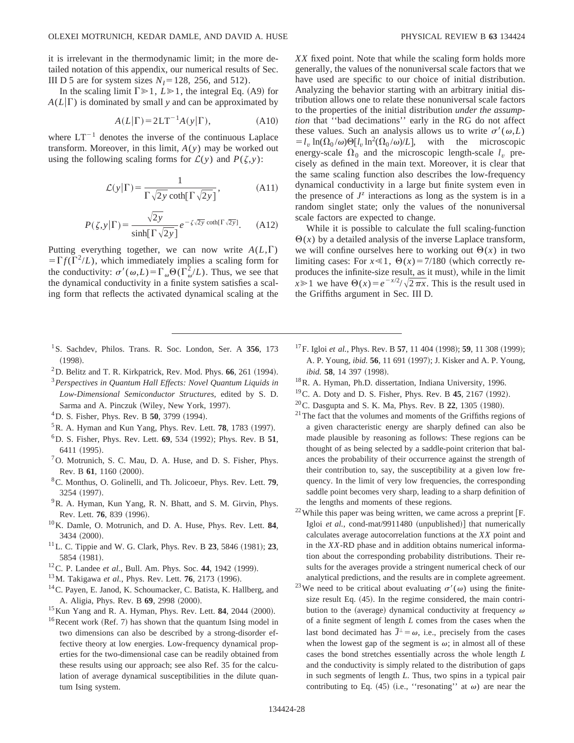it is irrelevant in the thermodynamic limit; in the more detailed notation of this appendix, our numerical results of Sec. III D 5 are for system sizes $N_I = 128$, 256, and 512).

In the scaling limit $\Gamma \gg 1$, $L \gg 1$, the integral Eq. (A9) for $A(L|\Gamma)$ is dominated by small $y$ and can be approximated by

$$A(L|\Gamma) = 2\mathrm{LT}^{-1} A(y|\Gamma), \tag{A10}$$

where $\mathrm{LT}^{-1}$ denotes the inverse of the continuous Laplace transform. Moreover, in this limit, $A(y)$ may be worked out using the following scaling forms for $\mathcal{L}(y)$ and $P(\zeta, y)$:

$$\mathcal{L}(y|\Gamma) = \frac{1}{\Gamma \sqrt{2y} \coth[\Gamma \sqrt{2y}]}, \tag{A11}$$

$$P(\zeta, y|\Gamma) = \frac{\sqrt{2y}}{\sinh[\Gamma \sqrt{2y}]} e^{-\zeta \sqrt{2y} \coth[\Gamma \sqrt{2y}]}. \tag{A12}$$

Putting everything together, we can now write $A(L, \Gamma) = \Gamma f(\Gamma^2 / L)$, which immediately implies a scaling form for the conductivity: $\sigma'(\omega, L) = \Gamma_\omega \Theta(\Gamma_\omega^2 / L)$. Thus, we see that the dynamical conductivity in a finite system satisfies a scaling form that reflects the activated dynamical scaling at the *XX* fixed point. Note that while the scaling form holds more generally, the values of the nonuniversal scale factors that we have used are specific to our choice of initial distribution. Analyzing the behavior starting with an arbitrary initial distribution allows one to relate these nonuniversal scale factors to the properties of the initial distribution *under the assumption* that ''bad decimations'' early in the RG do not affect these values. Such an analysis allows us to write $\sigma'(\omega, L) = l_v \ln(\Omega_0/\omega) \Theta[l_v \ln^2(\Omega_0/\omega)/L]$, with the microscopic energy-scale $\Omega_0$ and the microscopic length-scale $l_v$ precisely as defined in the main text. Moreover, it is clear that the same scaling function also describes the low-frequency dynamical conductivity in a large but finite system even in the presence of $J^z$ interactions as long as the system is in a random singlet state; only the values of the nonuniversal scale factors are expected to change.

While it is possible to calculate the full scaling-function $\Theta(x)$ by a detailed analysis of the inverse Laplace transform, we will confine ourselves here to working out $\Theta(x)$ in two limiting cases: For $x \ll 1$, $\Theta(x) = 7/180$ (which correctly reproduces the infinite-size result, as it must), while in the limit $x \gg 1$ we have $\Theta(x) = e^{-x/2}/\sqrt{2\pi x}$. This is the result used in the Griffiths argument in Sec. III D.

---

[1] S. Sachdev, Philos. Trans. R. Soc. London, Ser. A **356**, 173 (1998).

[2] D. Belitz and T. R. Kirkpatrick, Rev. Mod. Phys. **66**, 261 (1994).

[3] *Perspectives in Quantum Hall Effects: Novel Quantum Liquids in Low-Dimensional Semiconductor Structures*, edited by S. D. Sarma and A. Pinczuk (Wiley, New York, 1997).

[4] D. S. Fisher, Phys. Rev. B **50**, 3799 (1994).

[5] R. A. Hyman and Kun Yang, Phys. Rev. Lett. **78**, 1783 (1997).

[6] D. S. Fisher, Phys. Rev. Lett. **69**, 534 (1992); Phys. Rev. B **51**, 6411 (1995).

[7] O. Motrunich, S. C. Mau, D. A. Huse, and D. S. Fisher, Phys. Rev. B **61**, 1160 (2000).

[8] C. Monthus, O. Golinelli, and Th. Jolicoeur, Phys. Rev. Lett. **79**, 3254 (1997).

[9] R. A. Hyman, Kun Yang, R. N. Bhatt, and S. M. Girvin, Phys. Rev. Lett. **76**, 839 (1996).

[10] K. Damle, O. Motrunich, and D. A. Huse, Phys. Rev. Lett. **84**, 3434 (2000).

[11] L. C. Tippie and W. G. Clark, Phys. Rev. B **23**, 5846 (1981); **23**, 5854 (1981).

[12] C. P. Landee *et al.*, Bull. Am. Phys. Soc. **44**, 1942 (1999).

[13] M. Takigawa *et al.*, Phys. Rev. Lett. **76**, 2173 (1996).

[14] C. Payen, E. Janod, K. Schoumacker, C. Batista, K. Hallberg, and A. Aligia, Phys. Rev. B **69**, 2998 (2000).

[15] Kun Yang and R. A. Hyman, Phys. Rev. Lett. **84**, 2044 (2000).

[16] Recent work (Ref. 7) has shown that the quantum Ising model in two dimensions can also be described by a strong-disorder effective theory at low energies. Low-frequency dynamical properties for the two-dimensional case can be readily obtained from these results using our approach; see also Ref. 35 for the calculation of average dynamical susceptibilities in the dilute quantum Ising system.

[17] F. Igloi *et al.*, Phys. Rev. B **57**, 11 404 (1998); **59**, 11 308 (1999); A. P. Young, *ibid.* **56**, 11 691 (1997); J. Kisker and A. P. Young, *ibid.* **58**, 14 397 (1998).

[18] R. A. Hyman, Ph.D. dissertation, Indiana University, 1996.

[19] C. A. Doty and D. S. Fisher, Phys. Rev. B **45**, 2167 (1992).

[20] C. Dasgupta and S. K. Ma, Phys. Rev. B **22**, 1305 (1980).

[21] The fact that the volumes and moments of the Griffiths regions of a given characteristic energy are sharply defined can also be made plausible by reasoning as follows: These regions can be thought of as being selected by a saddle-point criterion that balances the probability of their occurrence against the strength of their contribution to, say, the susceptibility at a given low frequency. In the limit of very low frequencies, the corresponding saddle point becomes very sharp, leading to a sharp definition of the lengths and moments of these regions.

[22] While this paper was being written, we came across a preprint [F. Igloi *et al.*, cond-mat/9911480 (unpublished)] that numerically calculates average autocorrelation functions at the *XX* point and in the *XX*-RD phase and in addition obtains numerical information about the corresponding probability distributions. Their results for the averages provide a stringent numerical check of our analytical predictions, and the results are in complete agreement.

[23] We need to be critical about evaluating $\sigma'(\omega)$ using the finite-size result Eq. (45). In the regime considered, the main contribution to the (average) dynamical conductivity at frequency $\omega$ of a finite segment of length $L$ comes from the cases when the last bond decimated has $\tilde{J}^\perp = \omega$, i.e., precisely from the cases when the lowest gap of the segment is $\omega$; in almost all of these cases the bond stretches essentially across the whole length $L$ and the conductivity is simply related to the distribution of gaps in such segments of length $L$. Thus, two spins in a typical pair contributing to Eq. (45) (i.e., ''resonating'' at $\omega$) are near the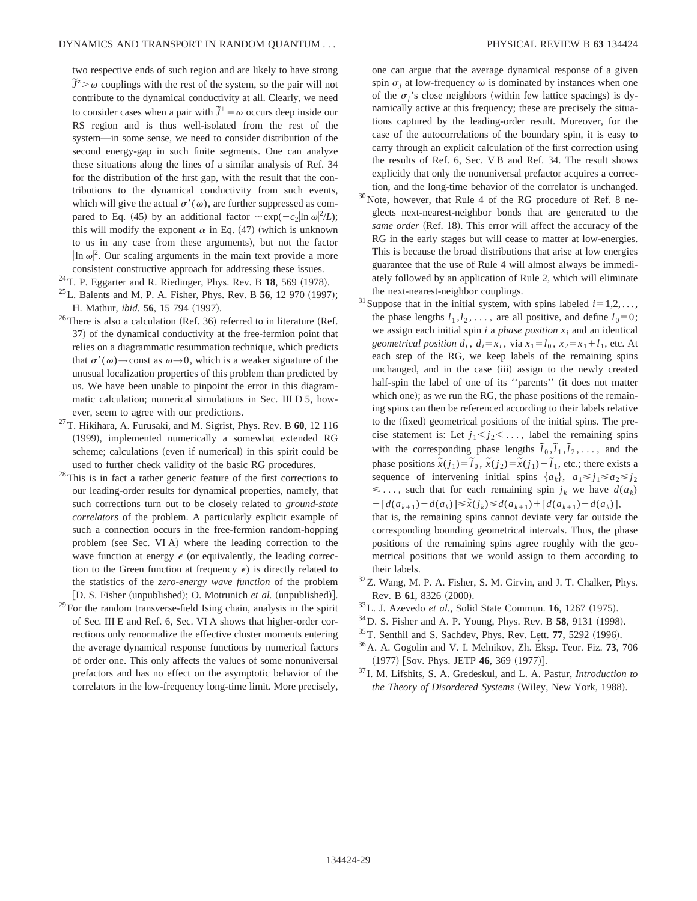two respective ends of such region and are likely to have strong $\tilde{J}^z > \omega$ couplings with the rest of the system, so the pair will not contribute to the dynamical conductivity at all. Clearly, we need to consider cases when a pair with $\tilde{J}^\perp = \omega$ occurs deep inside our RS region and is thus well-isolated from the rest of the system—in some sense, we need to consider distribution of the second energy-gap in such finite segments. One can analyze these situations along the lines of a similar analysis of Ref. 34 for the distribution of the first gap, with the result that the contributions to the dynamical conductivity from such events, which will give the actual $\sigma'(\omega)$, are further suppressed as compared to Eq. (45) by an additional factor $\sim \exp(-c_2 |\ln \omega|^2 / L)$; this will modify the exponent $\alpha$ in Eq. (47) (which is unknown to us in any case from these arguments), but not the factor $|\ln \omega|^2$. Our scaling arguments in the main text provide a more consistent constructive approach for addressing these issues.

[24] T. P. Eggarter and R. Riedinger, Phys. Rev. B **18**, 569 (1978).

[25] L. Balents and M. P. A. Fisher, Phys. Rev. B **56**, 12 970 (1997); H. Mathur, *ibid.* **56**, 15 794 (1997).

[26] There is also a calculation (Ref. 36) referred to in literature (Ref. 37) of the dynamical conductivity at the free-fermion point that relies on a diagrammatic resummation technique, which predicts that $\sigma'(\omega) \to \text{const}$ as $\omega \to 0$, which is a weaker signature of the unusual localization properties of this problem than predicted by us. We have been unable to pinpoint the error in this diagrammatic calculation; numerical simulations in Sec. III D 5, however, seem to agree with our predictions.

[27] T. Hikihara, A. Furusaki, and M. Sigrist, Phys. Rev. B **60**, 12 116 (1999), implemented numerically a somewhat extended RG scheme; calculations (even if numerical) in this spirit could be used to further check validity of the basic RG procedures.

[28] This is in fact a rather generic feature of the first corrections to our leading-order results for dynamical properties, namely, that such corrections turn out to be closely related to *ground-state correlators* of the problem. A particularly explicit example of such a connection occurs in the free-fermion random-hopping problem (see Sec. VI A) where the leading correction to the wave function at energy $\epsilon$ (or equivalently, the leading correction to the Green function at frequency $\epsilon$) is directly related to the statistics of the *zero-energy wave function* of the problem [D. S. Fisher (unpublished); O. Motrunich *et al.* (unpublished)].

[29] For the random transverse-field Ising chain, analysis in the spirit of Sec. III E and Ref. 6, Sec. VI A shows that higher-order corrections only renormalize the effective cluster moments entering the average dynamical response functions by numerical factors of order one. This only affects the values of some nonuniversal prefactors and has no effect on the asymptotic behavior of the correlators in the low-frequency long-time limit. More precisely, one can argue that the average dynamical response of a given spin $\sigma_j$ at low-frequency $\omega$ is dominated by instances when one of the $\sigma_j$'s close neighbors (within few lattice spacings) is dynamically active at this frequency; these are precisely the situations captured by the leading-order result. Moreover, for the case of the autocorrelations of the boundary spin, it is easy to carry through an explicit calculation of the first correction using the results of Ref. 6, Sec. V B and Ref. 34. The result shows explicitly that only the nonuniversal prefactor acquires a correction, and the long-time behavior of the correlator is unchanged.

[30] Note, however, that Rule 4 of the RG procedure of Ref. 8 neglects next-nearest-neighbor bonds that are generated to the *same order* (Ref. 18). This error will affect the accuracy of the RG in the early stages but will cease to matter at low-energies. This is because the broad distributions that arise at low energies guarantee that the use of Rule 4 will almost always be immediately followed by an application of Rule 2, which will eliminate the next-nearest-neighbor couplings.

[31] Suppose that in the initial system, with spins labeled $i = 1,2,\ldots$, the phase lengths $l_1, l_2, \ldots$, are all positive, and define $l_0 = 0$; we assign each initial spin $i$ a *phase position* $x_i$ and an identical *geometrical position* $d_i$, $d_i = x_i$, via $x_1 = l_0$, $x_2 = x_1 + l_1$, etc. At each step of the RG, we keep labels of the remaining spins unchanged, and in the case (iii) assign to the newly created half-spin the label of one of its "parents" (it does not matter which one); as we run the RG, the phase positions of the remaining spins can then be referenced according to their labels relative to the (fixed) geometrical positions of the initial spins. The precise statement is: Let $j_1 < j_2 < \ldots$, label the remaining spins with the corresponding phase lengths $\tilde{l}_0, \tilde{l}_1, \tilde{l}_2, \ldots$, and the phase positions $\tilde{x}(j_1) = \tilde{l}_0$, $\tilde{x}(j_2) = \tilde{x}(j_1) + \tilde{l}_1$, etc.; there exists a sequence of intervening initial spins $\{a_k\}$, $a_1 \leq j_1 \leq a_2 \leq j_2 \leq \ldots$, such that for each remaining spin $j_k$ we have $d(a_k) - [d(a_{k+1}) - d(a_k)] \leq \tilde{x}(j_k) \leq d(a_{k+1}) + [d(a_{k+1}) - d(a_k)]$, that is, the remaining spins cannot deviate very far outside the corresponding bounding geometrical intervals. Thus, the phase positions of the remaining spins agree roughly with the geometrical positions that we would assign to them according to their labels.

[32] Z. Wang, M. P. A. Fisher, S. M. Girvin, and J. T. Chalker, Phys. Rev. B **61**, 8326 (2000).

[33] L. J. Azevedo *et al.*, Solid State Commun. **16**, 1267 (1975).

[34] D. S. Fisher and A. P. Young, Phys. Rev. B **58**, 9131 (1998).

[35] T. Senthil and S. Sachdev, Phys. Rev. Lett. **77**, 5292 (1996).

[36] A. A. Gogolin and V. I. Melnikov, Zh. Éksp. Teor. Fiz. **73**, 706 (1977) [Sov. Phys. JETP **46**, 369 (1977)].

[37] I. M. Lifshits, S. A. Gredeskul, and L. A. Pastur, *Introduction to the Theory of Disordered Systems* (Wiley, New York, 1988).